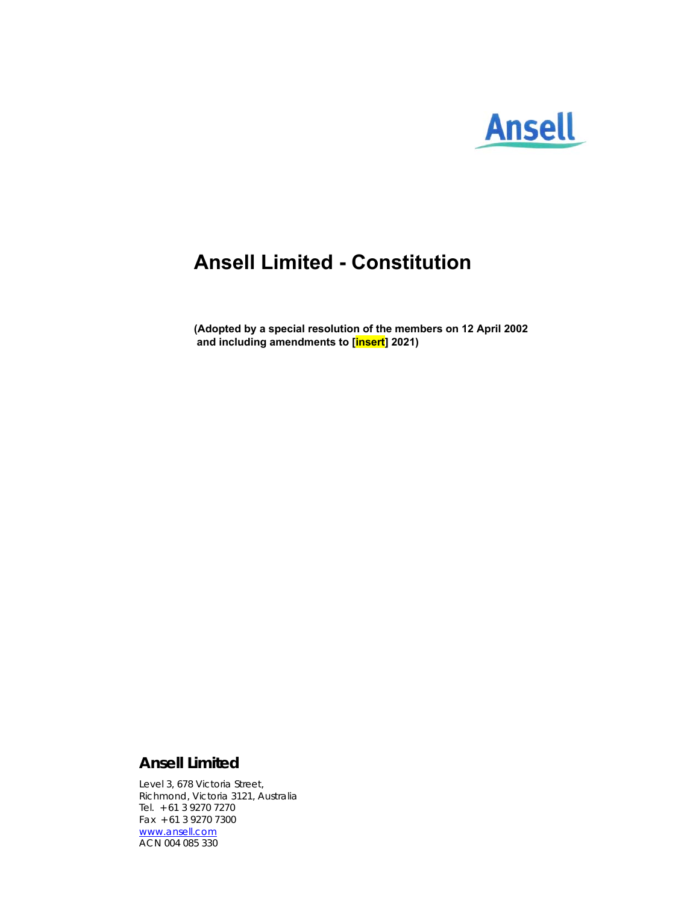Ansell

# Ansell Limited - Constitution

**(Adopted by a special resolution of the members on 12 April 2002 and including amendments to [insert] 2021)**

**Ansell Limited**

Level 3, 678 Victoria Street,
Richmond, Victoria 3121, Australia
Tel. +61 3 9270 7270
Fax +61 3 9270 7300
www.ansell.com
ACN 004 085 330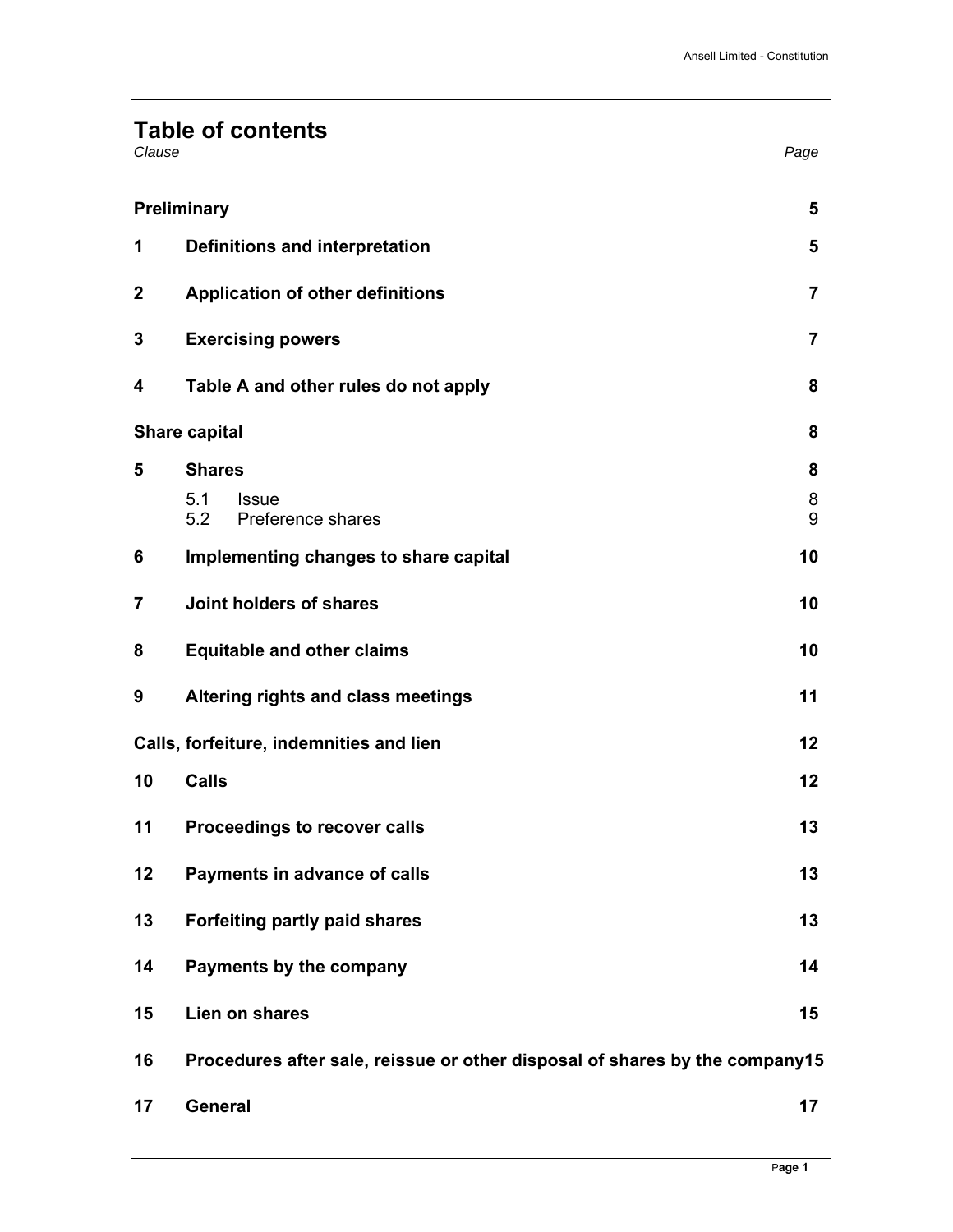# Table of contents

| Clause | | Page |
|---|---|---|
| **Preliminary** | | **5** |
| **1** | **Definitions and interpretation** | **5** |
| **2** | **Application of other definitions** | **7** |
| **3** | **Exercising powers** | **7** |
| **4** | **Table A and other rules do not apply** | **8** |
| **Share capital** | | **8** |
| **5** | **Shares** | **8** |
| | 5.1 Issue | 8 |
| | 5.2 Preference shares | 9 |
| **6** | **Implementing changes to share capital** | **10** |
| **7** | **Joint holders of shares** | **10** |
| **8** | **Equitable and other claims** | **10** |
| **9** | **Altering rights and class meetings** | **11** |
| **Calls, forfeiture, indemnities and lien** | | **12** |
| **10** | **Calls** | **12** |
| **11** | **Proceedings to recover calls** | **13** |
| **12** | **Payments in advance of calls** | **13** |
| **13** | **Forfeiting partly paid shares** | **13** |
| **14** | **Payments by the company** | **14** |
| **15** | **Lien on shares** | **15** |
| **16** | **Procedures after sale, reissue or other disposal of shares by the company** | **15** |
| **17** | **General** | **17** |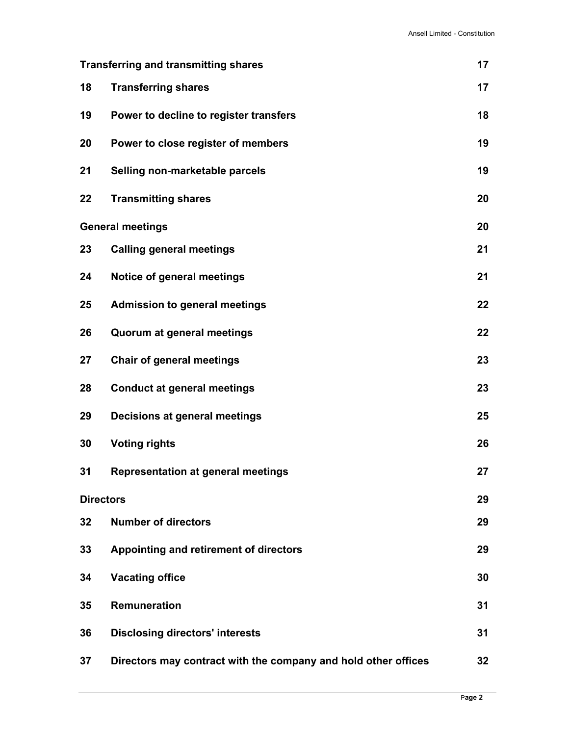| | | |
|---|---|---|
| **Transferring and transmitting shares** | | **17** |
| **18** | **Transferring shares** | **17** |
| **19** | **Power to decline to register transfers** | **18** |
| **20** | **Power to close register of members** | **19** |
| **21** | **Selling non-marketable parcels** | **19** |
| **22** | **Transmitting shares** | **20** |
| **General meetings** | | **20** |
| **23** | **Calling general meetings** | **21** |
| **24** | **Notice of general meetings** | **21** |
| **25** | **Admission to general meetings** | **22** |
| **26** | **Quorum at general meetings** | **22** |
| **27** | **Chair of general meetings** | **23** |
| **28** | **Conduct at general meetings** | **23** |
| **29** | **Decisions at general meetings** | **25** |
| **30** | **Voting rights** | **26** |
| **31** | **Representation at general meetings** | **27** |
| **Directors** | | **29** |
| **32** | **Number of directors** | **29** |
| **33** | **Appointing and retirement of directors** | **29** |
| **34** | **Vacating office** | **30** |
| **35** | **Remuneration** | **31** |
| **36** | **Disclosing directors' interests** | **31** |
| **37** | **Directors may contract with the company and hold other offices** | **32** |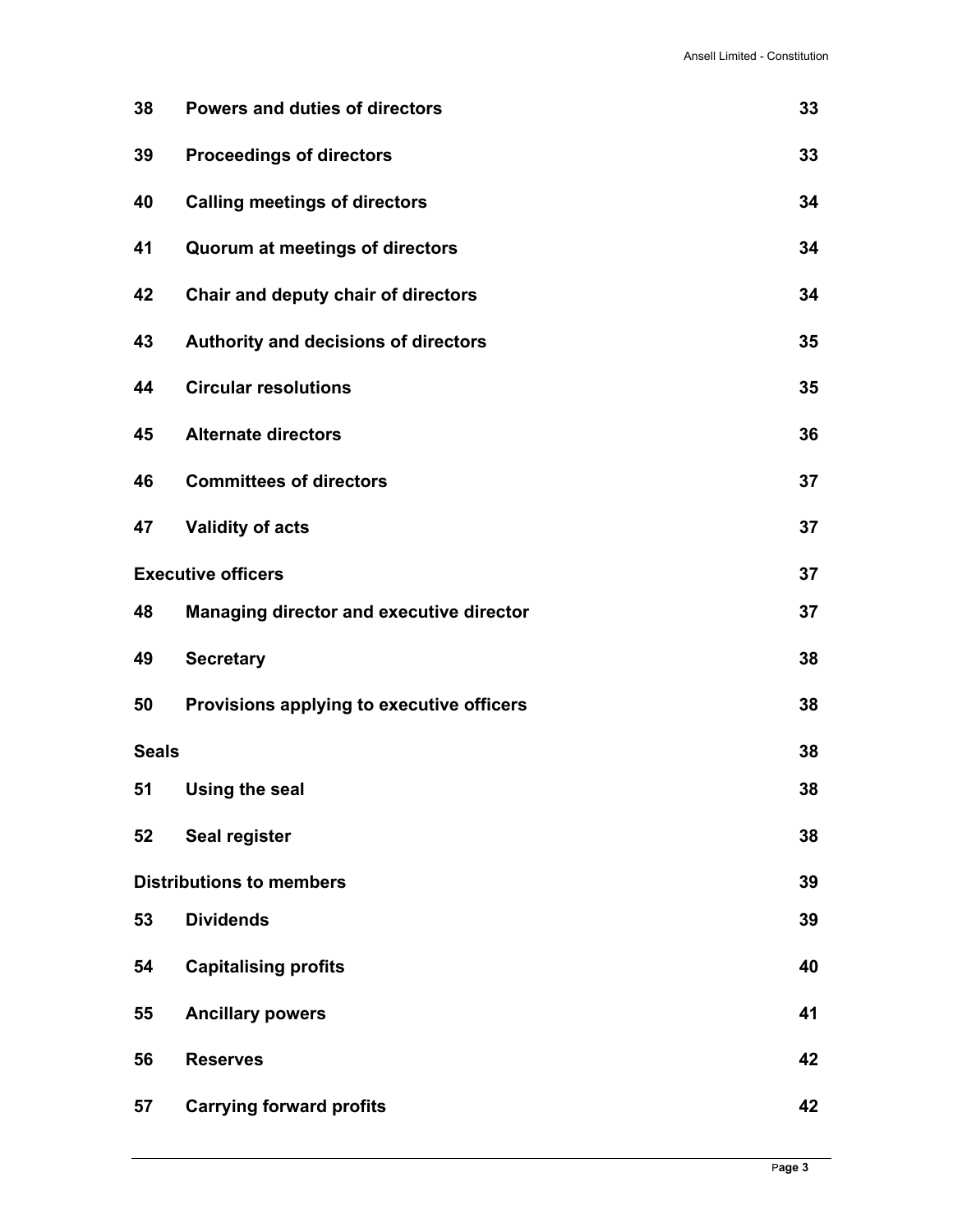| | | |
|---|---|---|
| **38** | **Powers and duties of directors** | **33** |
| **39** | **Proceedings of directors** | **33** |
| **40** | **Calling meetings of directors** | **34** |
| **41** | **Quorum at meetings of directors** | **34** |
| **42** | **Chair and deputy chair of directors** | **34** |
| **43** | **Authority and decisions of directors** | **35** |
| **44** | **Circular resolutions** | **35** |
| **45** | **Alternate directors** | **36** |
| **46** | **Committees of directors** | **37** |
| **47** | **Validity of acts** | **37** |
| **Executive officers** | | **37** |
| **48** | **Managing director and executive director** | **37** |
| **49** | **Secretary** | **38** |
| **50** | **Provisions applying to executive officers** | **38** |
| **Seals** | | **38** |
| **51** | **Using the seal** | **38** |
| **52** | **Seal register** | **38** |
| **Distributions to members** | | **39** |
| **53** | **Dividends** | **39** |
| **54** | **Capitalising profits** | **40** |
| **55** | **Ancillary powers** | **41** |
| **56** | **Reserves** | **42** |
| **57** | **Carrying forward profits** | **42** |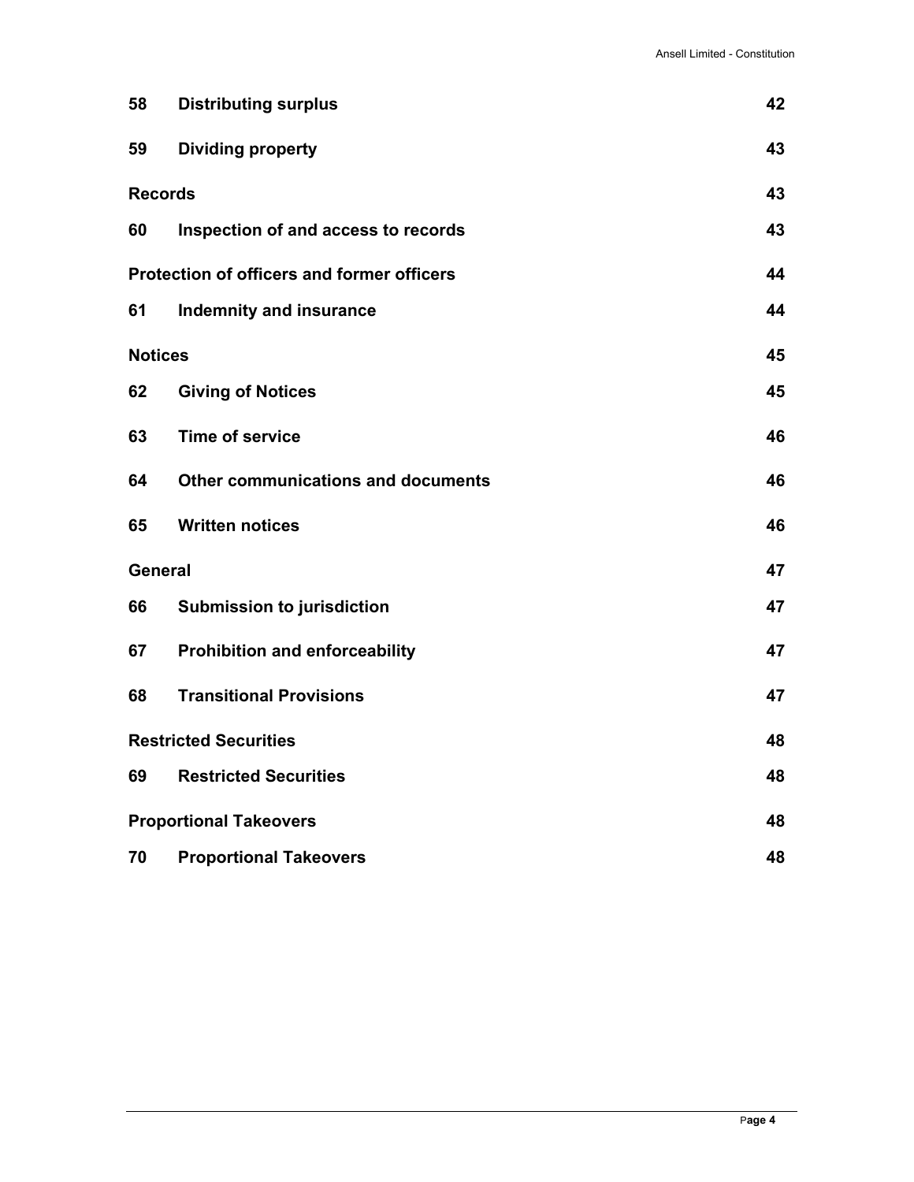| | | |
|---|---|---|
| **58** | **Distributing surplus** | **42** |
| **59** | **Dividing property** | **43** |
| **Records** | | **43** |
| **60** | **Inspection of and access to records** | **43** |
| **Protection of officers and former officers** | | **44** |
| **61** | **Indemnity and insurance** | **44** |
| **Notices** | | **45** |
| **62** | **Giving of Notices** | **45** |
| **63** | **Time of service** | **46** |
| **64** | **Other communications and documents** | **46** |
| **65** | **Written notices** | **46** |
| **General** | | **47** |
| **66** | **Submission to jurisdiction** | **47** |
| **67** | **Prohibition and enforceability** | **47** |
| **68** | **Transitional Provisions** | **47** |
| **Restricted Securities** | | **48** |
| **69** | **Restricted Securities** | **48** |
| **Proportional Takeovers** | | **48** |
| **70** | **Proportional Takeovers** | **48** |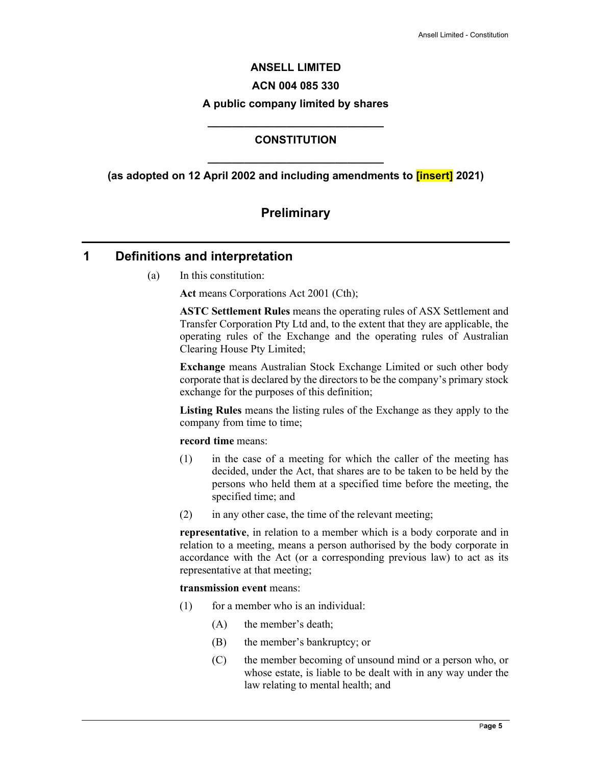# ANSELL LIMITED

**ACN 004 085 330**

**A public company limited by shares**

## CONSTITUTION

**(as adopted on 12 April 2002 and including amendments to [insert] 2021)**

## Preliminary

## 1 Definitions and interpretation

(a) In this constitution:

**Act** means Corporations Act 2001 (Cth);

**ASTC Settlement Rules** means the operating rules of ASX Settlement and Transfer Corporation Pty Ltd and, to the extent that they are applicable, the operating rules of the Exchange and the operating rules of Australian Clearing House Pty Limited;

**Exchange** means Australian Stock Exchange Limited or such other body corporate that is declared by the directors to be the company's primary stock exchange for the purposes of this definition;

**Listing Rules** means the listing rules of the Exchange as they apply to the company from time to time;

**record time** means:

(1) in the case of a meeting for which the caller of the meeting has decided, under the Act, that shares are to be taken to be held by the persons who held them at a specified time before the meeting, the specified time; and

(2) in any other case, the time of the relevant meeting;

**representative**, in relation to a member which is a body corporate and in relation to a meeting, means a person authorised by the body corporate in accordance with the Act (or a corresponding previous law) to act as its representative at that meeting;

**transmission event** means:

(1) for a member who is an individual:

(A) the member's death;

(B) the member's bankruptcy; or

(C) the member becoming of unsound mind or a person who, or whose estate, is liable to be dealt with in any way under the law relating to mental health; and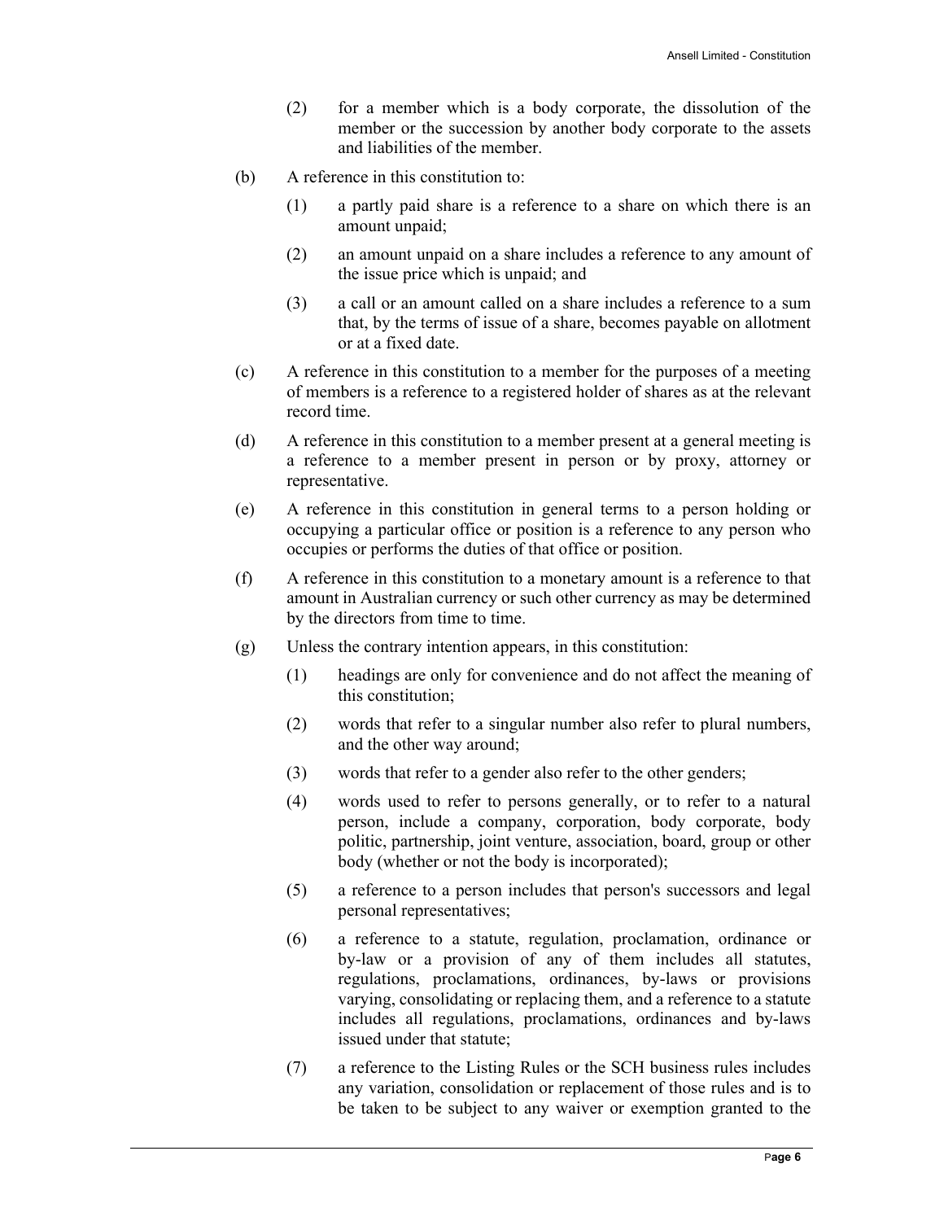(2) for a member which is a body corporate, the dissolution of the member or the succession by another body corporate to the assets and liabilities of the member.

(b) A reference in this constitution to:

(1) a partly paid share is a reference to a share on which there is an amount unpaid;

(2) an amount unpaid on a share includes a reference to any amount of the issue price which is unpaid; and

(3) a call or an amount called on a share includes a reference to a sum that, by the terms of issue of a share, becomes payable on allotment or at a fixed date.

(c) A reference in this constitution to a member for the purposes of a meeting of members is a reference to a registered holder of shares as at the relevant record time.

(d) A reference in this constitution to a member present at a general meeting is a reference to a member present in person or by proxy, attorney or representative.

(e) A reference in this constitution in general terms to a person holding or occupying a particular office or position is a reference to any person who occupies or performs the duties of that office or position.

(f) A reference in this constitution to a monetary amount is a reference to that amount in Australian currency or such other currency as may be determined by the directors from time to time.

(g) Unless the contrary intention appears, in this constitution:

(1) headings are only for convenience and do not affect the meaning of this constitution;

(2) words that refer to a singular number also refer to plural numbers, and the other way around;

(3) words that refer to a gender also refer to the other genders;

(4) words used to refer to persons generally, or to refer to a natural person, include a company, corporation, body corporate, body politic, partnership, joint venture, association, board, group or other body (whether or not the body is incorporated);

(5) a reference to a person includes that person's successors and legal personal representatives;

(6) a reference to a statute, regulation, proclamation, ordinance or by-law or a provision of any of them includes all statutes, regulations, proclamations, ordinances, by-laws or provisions varying, consolidating or replacing them, and a reference to a statute includes all regulations, proclamations, ordinances and by-laws issued under that statute;

(7) a reference to the Listing Rules or the SCH business rules includes any variation, consolidation or replacement of those rules and is to be taken to be subject to any waiver or exemption granted to the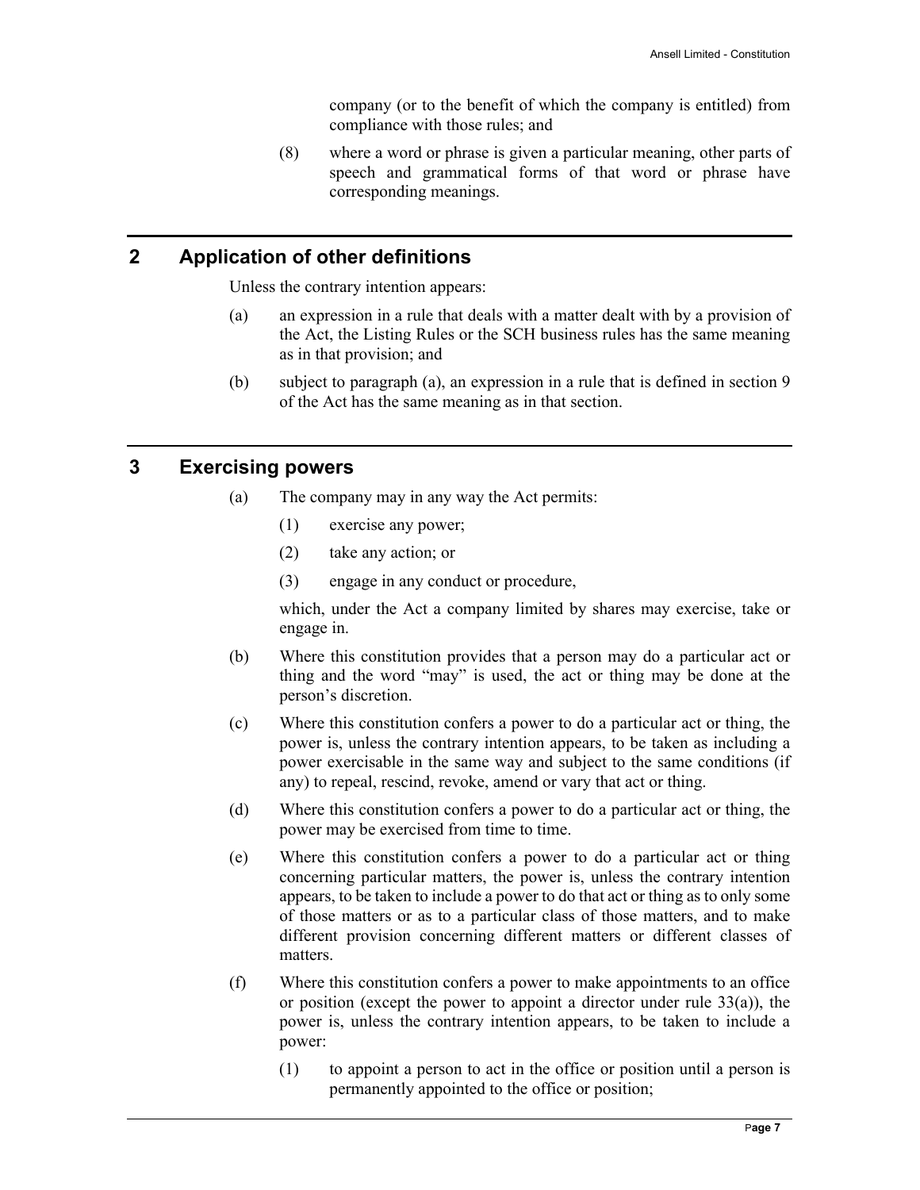company (or to the benefit of which the company is entitled) from compliance with those rules; and

(8) where a word or phrase is given a particular meaning, other parts of speech and grammatical forms of that word or phrase have corresponding meanings.

## 2 Application of other definitions

Unless the contrary intention appears:

(a) an expression in a rule that deals with a matter dealt with by a provision of the Act, the Listing Rules or the SCH business rules has the same meaning as in that provision; and

(b) subject to paragraph (a), an expression in a rule that is defined in section 9 of the Act has the same meaning as in that section.

## 3 Exercising powers

(a) The company may in any way the Act permits:

(1) exercise any power;

(2) take any action; or

(3) engage in any conduct or procedure,

which, under the Act a company limited by shares may exercise, take or engage in.

(b) Where this constitution provides that a person may do a particular act or thing and the word "may" is used, the act or thing may be done at the person's discretion.

(c) Where this constitution confers a power to do a particular act or thing, the power is, unless the contrary intention appears, to be taken as including a power exercisable in the same way and subject to the same conditions (if any) to repeal, rescind, revoke, amend or vary that act or thing.

(d) Where this constitution confers a power to do a particular act or thing, the power may be exercised from time to time.

(e) Where this constitution confers a power to do a particular act or thing concerning particular matters, the power is, unless the contrary intention appears, to be taken to include a power to do that act or thing as to only some of those matters or as to a particular class of those matters, and to make different provision concerning different matters or different classes of matters.

(f) Where this constitution confers a power to make appointments to an office or position (except the power to appoint a director under rule 33(a)), the power is, unless the contrary intention appears, to be taken to include a power:

(1) to appoint a person to act in the office or position until a person is permanently appointed to the office or position;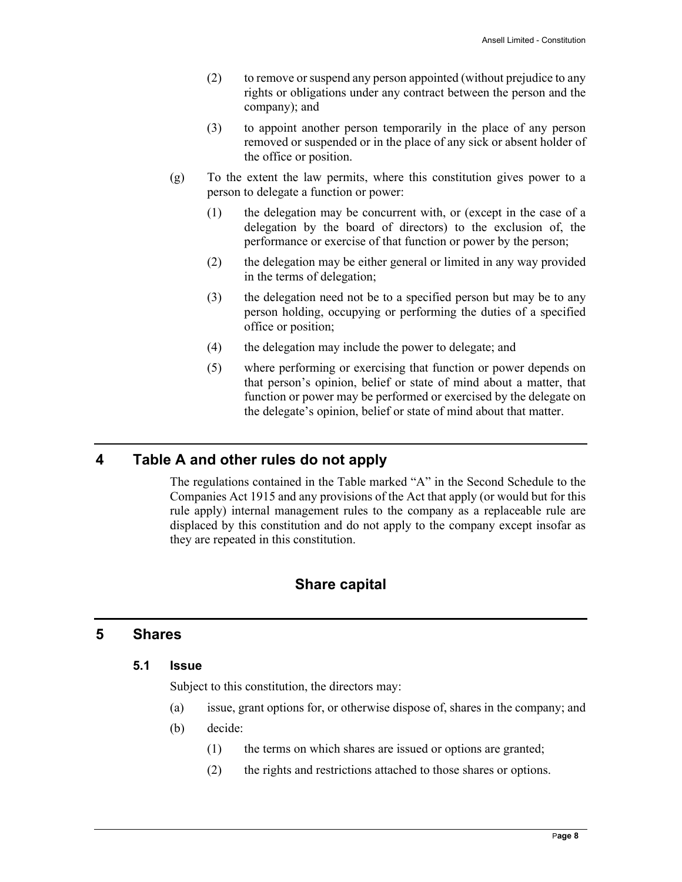(2) to remove or suspend any person appointed (without prejudice to any rights or obligations under any contract between the person and the company); and

(3) to appoint another person temporarily in the place of any person removed or suspended or in the place of any sick or absent holder of the office or position.

(g) To the extent the law permits, where this constitution gives power to a person to delegate a function or power:

(1) the delegation may be concurrent with, or (except in the case of a delegation by the board of directors) to the exclusion of, the performance or exercise of that function or power by the person;

(2) the delegation may be either general or limited in any way provided in the terms of delegation;

(3) the delegation need not be to a specified person but may be to any person holding, occupying or performing the duties of a specified office or position;

(4) the delegation may include the power to delegate; and

(5) where performing or exercising that function or power depends on that person's opinion, belief or state of mind about a matter, that function or power may be performed or exercised by the delegate on the delegate's opinion, belief or state of mind about that matter.

## 4 Table A and other rules do not apply

The regulations contained in the Table marked "A" in the Second Schedule to the Companies Act 1915 and any provisions of the Act that apply (or would but for this rule apply) internal management rules to the company as a replaceable rule are displaced by this constitution and do not apply to the company except insofar as they are repeated in this constitution.

# Share capital

## 5 Shares

### 5.1 Issue

Subject to this constitution, the directors may:

(a) issue, grant options for, or otherwise dispose of, shares in the company; and

(b) decide:

(1) the terms on which shares are issued or options are granted;

(2) the rights and restrictions attached to those shares or options.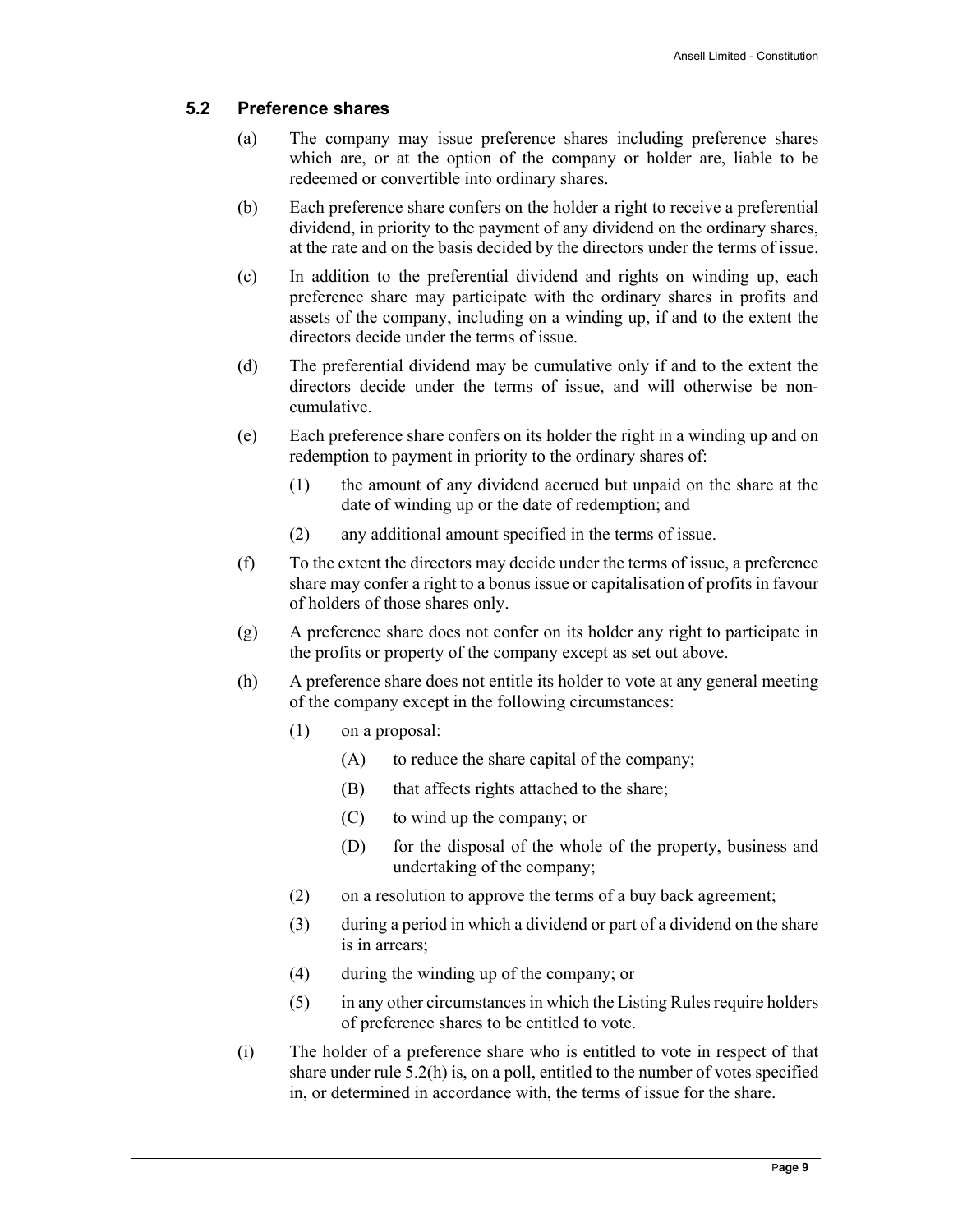### 5.2 Preference shares

(a) The company may issue preference shares including preference shares which are, or at the option of the company or holder are, liable to be redeemed or convertible into ordinary shares.

(b) Each preference share confers on the holder a right to receive a preferential dividend, in priority to the payment of any dividend on the ordinary shares, at the rate and on the basis decided by the directors under the terms of issue.

(c) In addition to the preferential dividend and rights on winding up, each preference share may participate with the ordinary shares in profits and assets of the company, including on a winding up, if and to the extent the directors decide under the terms of issue.

(d) The preferential dividend may be cumulative only if and to the extent the directors decide under the terms of issue, and will otherwise be non-cumulative.

(e) Each preference share confers on its holder the right in a winding up and on redemption to payment in priority to the ordinary shares of:

 (1) the amount of any dividend accrued but unpaid on the share at the date of winding up or the date of redemption; and

 (2) any additional amount specified in the terms of issue.

(f) To the extent the directors may decide under the terms of issue, a preference share may confer a right to a bonus issue or capitalisation of profits in favour of holders of those shares only.

(g) A preference share does not confer on its holder any right to participate in the profits or property of the company except as set out above.

(h) A preference share does not entitle its holder to vote at any general meeting of the company except in the following circumstances:

 (1) on a proposal:

  (A) to reduce the share capital of the company;

  (B) that affects rights attached to the share;

  (C) to wind up the company; or

  (D) for the disposal of the whole of the property, business and undertaking of the company;

 (2) on a resolution to approve the terms of a buy back agreement;

 (3) during a period in which a dividend or part of a dividend on the share is in arrears;

 (4) during the winding up of the company; or

 (5) in any other circumstances in which the Listing Rules require holders of preference shares to be entitled to vote.

(i) The holder of a preference share who is entitled to vote in respect of that share under rule 5.2(h) is, on a poll, entitled to the number of votes specified in, or determined in accordance with, the terms of issue for the share.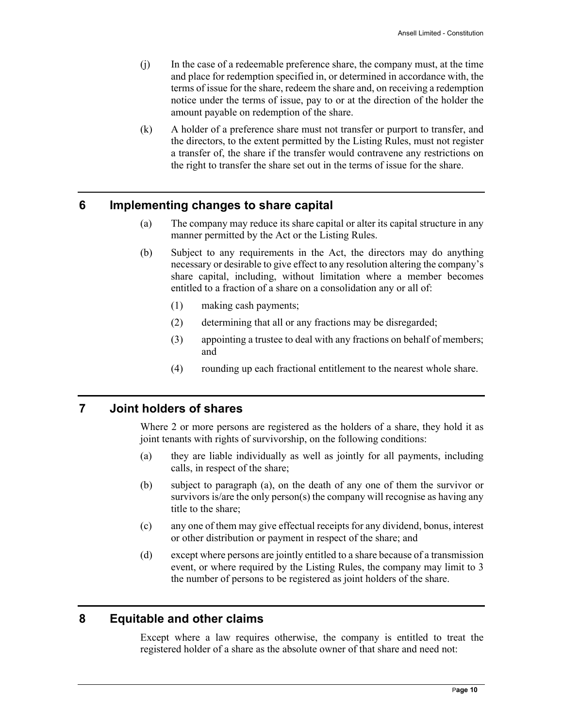(j) In the case of a redeemable preference share, the company must, at the time and place for redemption specified in, or determined in accordance with, the terms of issue for the share, redeem the share and, on receiving a redemption notice under the terms of issue, pay to or at the direction of the holder the amount payable on redemption of the share.

(k) A holder of a preference share must not transfer or purport to transfer, and the directors, to the extent permitted by the Listing Rules, must not register a transfer of, the share if the transfer would contravene any restrictions on the right to transfer the share set out in the terms of issue for the share.

## 6 Implementing changes to share capital

(a) The company may reduce its share capital or alter its capital structure in any manner permitted by the Act or the Listing Rules.

(b) Subject to any requirements in the Act, the directors may do anything necessary or desirable to give effect to any resolution altering the company's share capital, including, without limitation where a member becomes entitled to a fraction of a share on a consolidation any or all of:

(1) making cash payments;

(2) determining that all or any fractions may be disregarded;

(3) appointing a trustee to deal with any fractions on behalf of members; and

(4) rounding up each fractional entitlement to the nearest whole share.

## 7 Joint holders of shares

Where 2 or more persons are registered as the holders of a share, they hold it as joint tenants with rights of survivorship, on the following conditions:

(a) they are liable individually as well as jointly for all payments, including calls, in respect of the share;

(b) subject to paragraph (a), on the death of any one of them the survivor or survivors is/are the only person(s) the company will recognise as having any title to the share;

(c) any one of them may give effectual receipts for any dividend, bonus, interest or other distribution or payment in respect of the share; and

(d) except where persons are jointly entitled to a share because of a transmission event, or where required by the Listing Rules, the company may limit to 3 the number of persons to be registered as joint holders of the share.

## 8 Equitable and other claims

Except where a law requires otherwise, the company is entitled to treat the registered holder of a share as the absolute owner of that share and need not: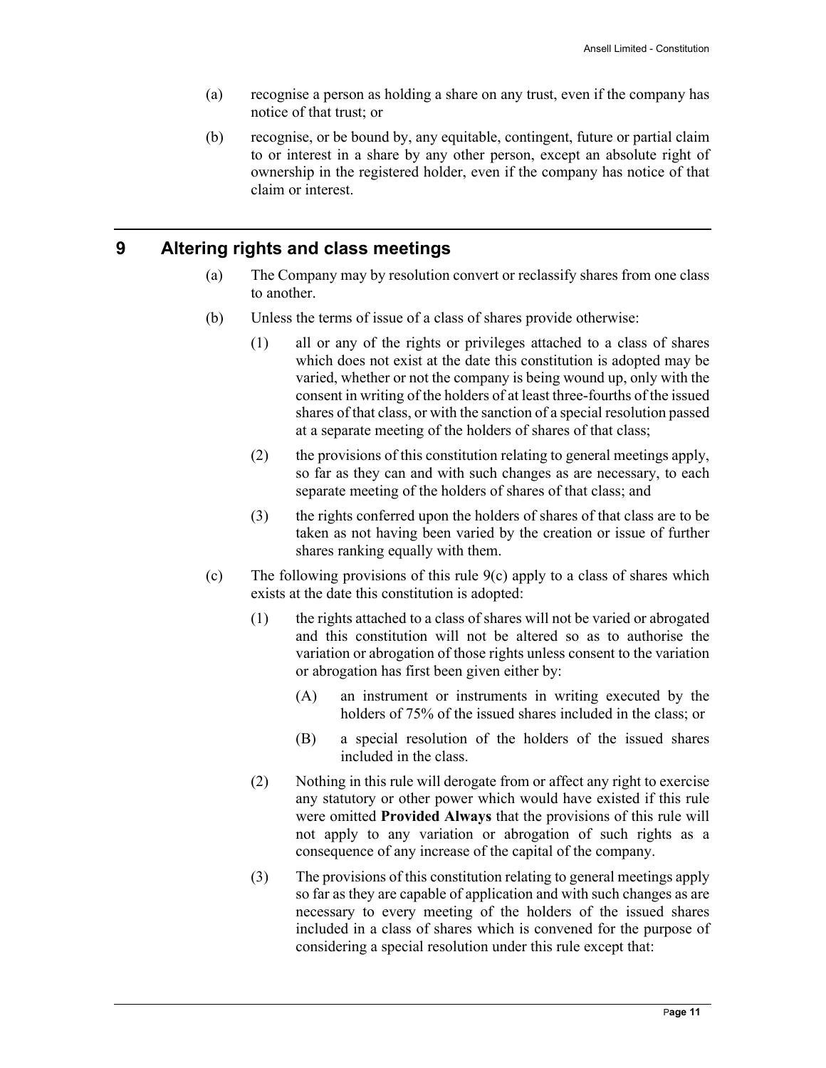(a) recognise a person as holding a share on any trust, even if the company has notice of that trust; or

(b) recognise, or be bound by, any equitable, contingent, future or partial claim to or interest in a share by any other person, except an absolute right of ownership in the registered holder, even if the company has notice of that claim or interest.

## 9 Altering rights and class meetings

(a) The Company may by resolution convert or reclassify shares from one class to another.

(b) Unless the terms of issue of a class of shares provide otherwise:

(1) all or any of the rights or privileges attached to a class of shares which does not exist at the date this constitution is adopted may be varied, whether or not the company is being wound up, only with the consent in writing of the holders of at least three-fourths of the issued shares of that class, or with the sanction of a special resolution passed at a separate meeting of the holders of shares of that class;

(2) the provisions of this constitution relating to general meetings apply, so far as they can and with such changes as are necessary, to each separate meeting of the holders of shares of that class; and

(3) the rights conferred upon the holders of shares of that class are to be taken as not having been varied by the creation or issue of further shares ranking equally with them.

(c) The following provisions of this rule 9(c) apply to a class of shares which exists at the date this constitution is adopted:

(1) the rights attached to a class of shares will not be varied or abrogated and this constitution will not be altered so as to authorise the variation or abrogation of those rights unless consent to the variation or abrogation has first been given either by:

(A) an instrument or instruments in writing executed by the holders of 75% of the issued shares included in the class; or

(B) a special resolution of the holders of the issued shares included in the class.

(2) Nothing in this rule will derogate from or affect any right to exercise any statutory or other power which would have existed if this rule were omitted **Provided Always** that the provisions of this rule will not apply to any variation or abrogation of such rights as a consequence of any increase of the capital of the company.

(3) The provisions of this constitution relating to general meetings apply so far as they are capable of application and with such changes as are necessary to every meeting of the holders of the issued shares included in a class of shares which is convened for the purpose of considering a special resolution under this rule except that: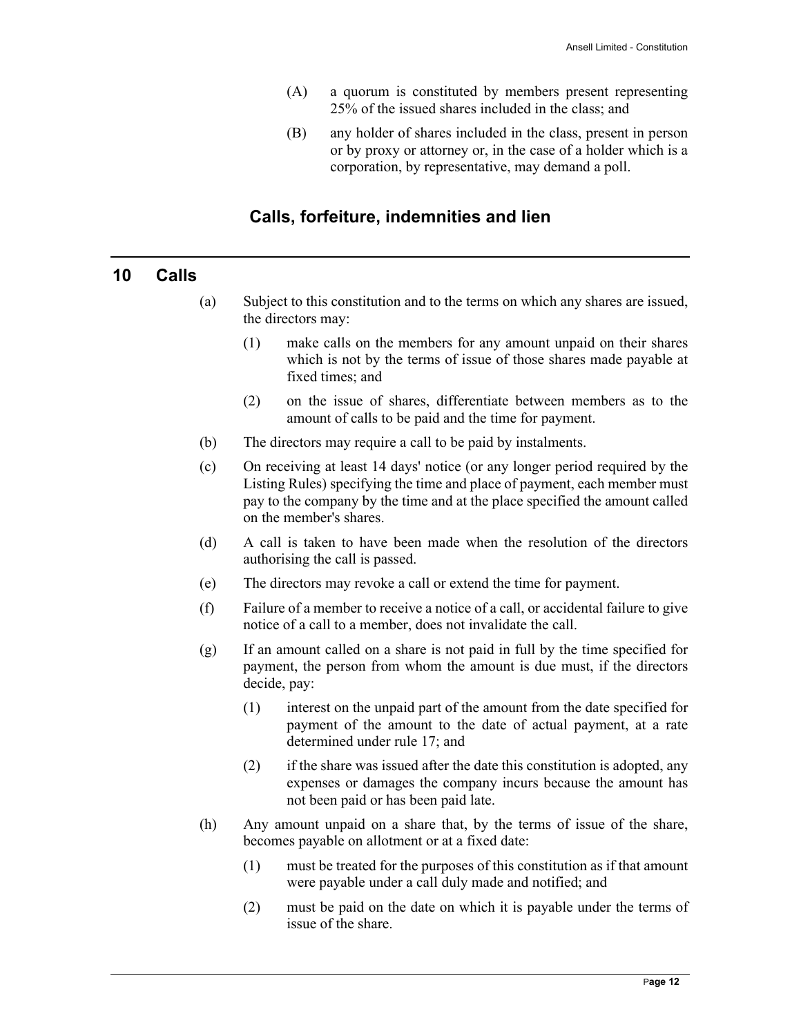(A) a quorum is constituted by members present representing 25% of the issued shares included in the class; and

(B) any holder of shares included in the class, present in person or by proxy or attorney or, in the case of a holder which is a corporation, by representative, may demand a poll.

## Calls, forfeiture, indemnities and lien

## 10 Calls

(a) Subject to this constitution and to the terms on which any shares are issued, the directors may:

(1) make calls on the members for any amount unpaid on their shares which is not by the terms of issue of those shares made payable at fixed times; and

(2) on the issue of shares, differentiate between members as to the amount of calls to be paid and the time for payment.

(b) The directors may require a call to be paid by instalments.

(c) On receiving at least 14 days' notice (or any longer period required by the Listing Rules) specifying the time and place of payment, each member must pay to the company by the time and at the place specified the amount called on the member's shares.

(d) A call is taken to have been made when the resolution of the directors authorising the call is passed.

(e) The directors may revoke a call or extend the time for payment.

(f) Failure of a member to receive a notice of a call, or accidental failure to give notice of a call to a member, does not invalidate the call.

(g) If an amount called on a share is not paid in full by the time specified for payment, the person from whom the amount is due must, if the directors decide, pay:

(1) interest on the unpaid part of the amount from the date specified for payment of the amount to the date of actual payment, at a rate determined under rule 17; and

(2) if the share was issued after the date this constitution is adopted, any expenses or damages the company incurs because the amount has not been paid or has been paid late.

(h) Any amount unpaid on a share that, by the terms of issue of the share, becomes payable on allotment or at a fixed date:

(1) must be treated for the purposes of this constitution as if that amount were payable under a call duly made and notified; and

(2) must be paid on the date on which it is payable under the terms of issue of the share.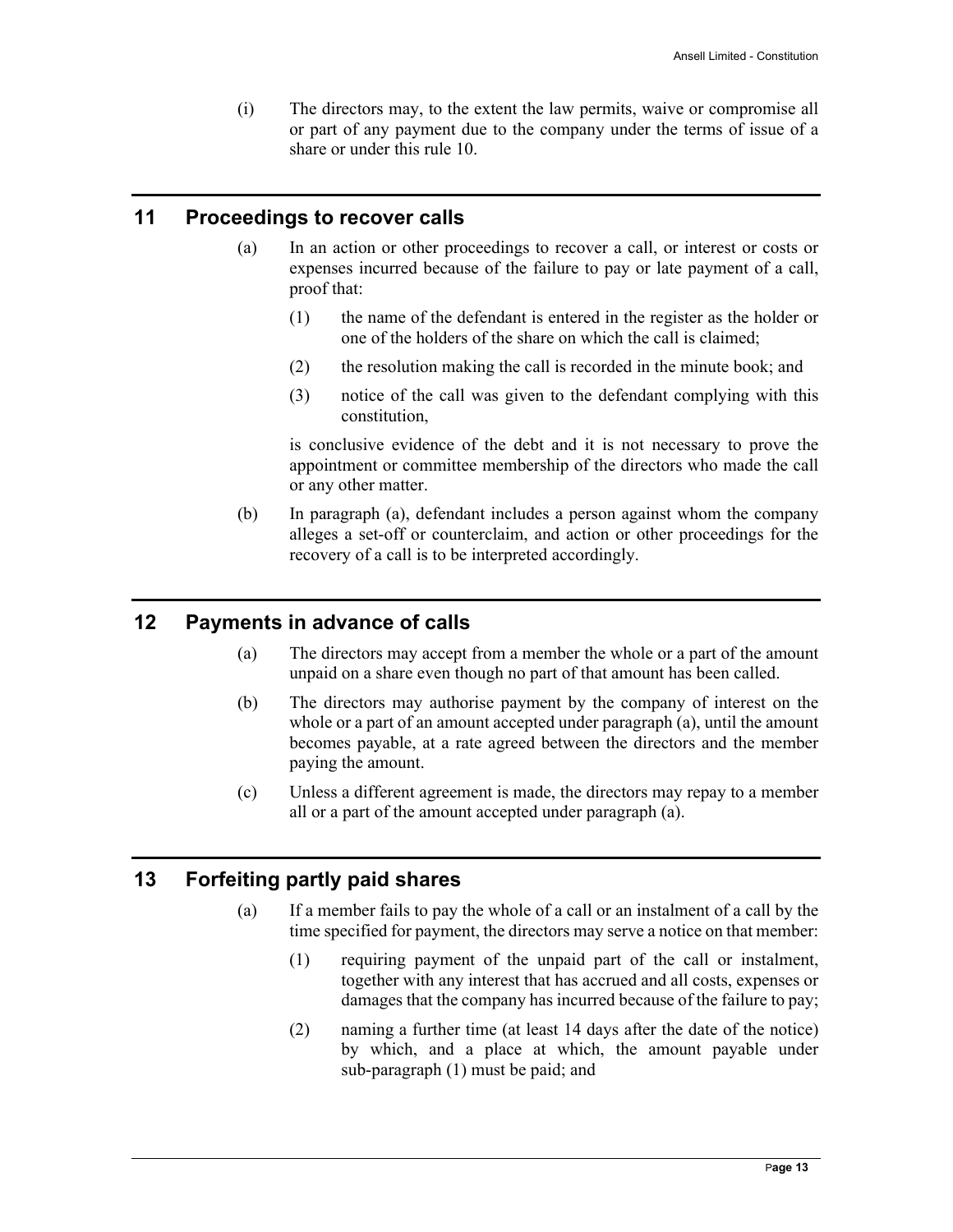(i) The directors may, to the extent the law permits, waive or compromise all or part of any payment due to the company under the terms of issue of a share or under this rule 10.

## 11 Proceedings to recover calls

(a) In an action or other proceedings to recover a call, or interest or costs or expenses incurred because of the failure to pay or late payment of a call, proof that:

(1) the name of the defendant is entered in the register as the holder or one of the holders of the share on which the call is claimed;

(2) the resolution making the call is recorded in the minute book; and

(3) notice of the call was given to the defendant complying with this constitution,

is conclusive evidence of the debt and it is not necessary to prove the appointment or committee membership of the directors who made the call or any other matter.

(b) In paragraph (a), defendant includes a person against whom the company alleges a set-off or counterclaim, and action or other proceedings for the recovery of a call is to be interpreted accordingly.

## 12 Payments in advance of calls

(a) The directors may accept from a member the whole or a part of the amount unpaid on a share even though no part of that amount has been called.

(b) The directors may authorise payment by the company of interest on the whole or a part of an amount accepted under paragraph (a), until the amount becomes payable, at a rate agreed between the directors and the member paying the amount.

(c) Unless a different agreement is made, the directors may repay to a member all or a part of the amount accepted under paragraph (a).

## 13 Forfeiting partly paid shares

(a) If a member fails to pay the whole of a call or an instalment of a call by the time specified for payment, the directors may serve a notice on that member:

(1) requiring payment of the unpaid part of the call or instalment, together with any interest that has accrued and all costs, expenses or damages that the company has incurred because of the failure to pay;

(2) naming a further time (at least 14 days after the date of the notice) by which, and a place at which, the amount payable under sub-paragraph (1) must be paid; and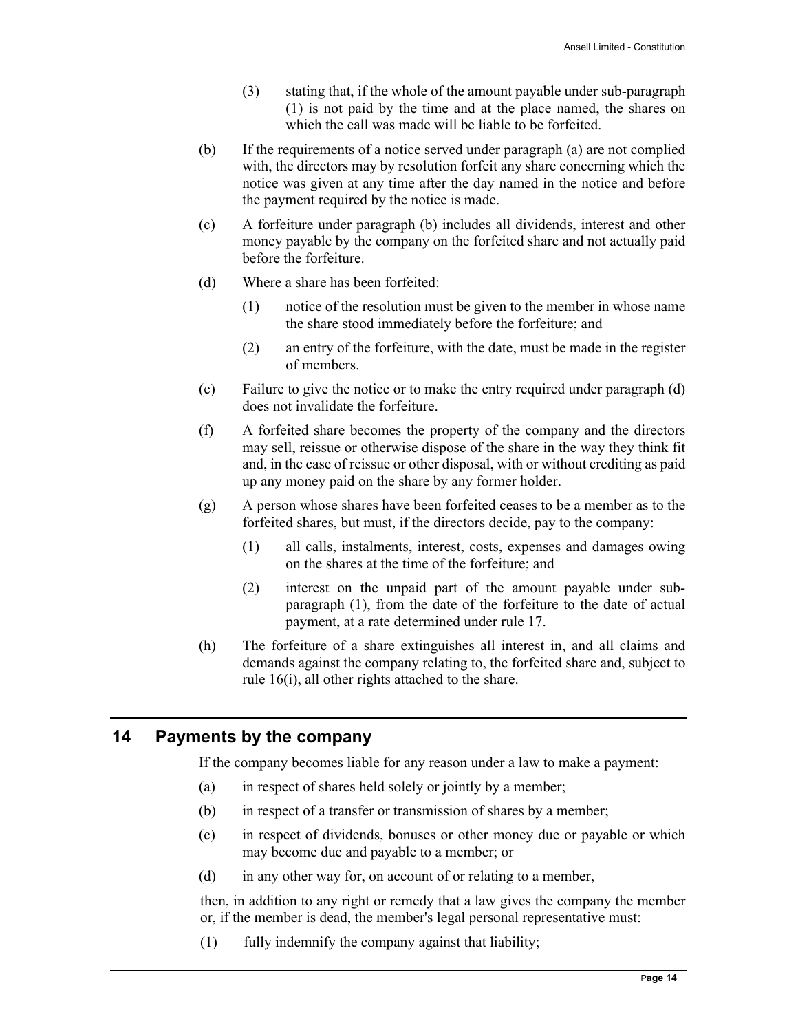(3) stating that, if the whole of the amount payable under sub-paragraph (1) is not paid by the time and at the place named, the shares on which the call was made will be liable to be forfeited.

(b) If the requirements of a notice served under paragraph (a) are not complied with, the directors may by resolution forfeit any share concerning which the notice was given at any time after the day named in the notice and before the payment required by the notice is made.

(c) A forfeiture under paragraph (b) includes all dividends, interest and other money payable by the company on the forfeited share and not actually paid before the forfeiture.

(d) Where a share has been forfeited:

(1) notice of the resolution must be given to the member in whose name the share stood immediately before the forfeiture; and

(2) an entry of the forfeiture, with the date, must be made in the register of members.

(e) Failure to give the notice or to make the entry required under paragraph (d) does not invalidate the forfeiture.

(f) A forfeited share becomes the property of the company and the directors may sell, reissue or otherwise dispose of the share in the way they think fit and, in the case of reissue or other disposal, with or without crediting as paid up any money paid on the share by any former holder.

(g) A person whose shares have been forfeited ceases to be a member as to the forfeited shares, but must, if the directors decide, pay to the company:

(1) all calls, instalments, interest, costs, expenses and damages owing on the shares at the time of the forfeiture; and

(2) interest on the unpaid part of the amount payable under sub-paragraph (1), from the date of the forfeiture to the date of actual payment, at a rate determined under rule 17.

(h) The forfeiture of a share extinguishes all interest in, and all claims and demands against the company relating to, the forfeited share and, subject to rule 16(i), all other rights attached to the share.

## 14 Payments by the company

If the company becomes liable for any reason under a law to make a payment:

(a) in respect of shares held solely or jointly by a member;

(b) in respect of a transfer or transmission of shares by a member;

(c) in respect of dividends, bonuses or other money due or payable or which may become due and payable to a member; or

(d) in any other way for, on account of or relating to a member,

then, in addition to any right or remedy that a law gives the company the member or, if the member is dead, the member's legal personal representative must:

(1) fully indemnify the company against that liability;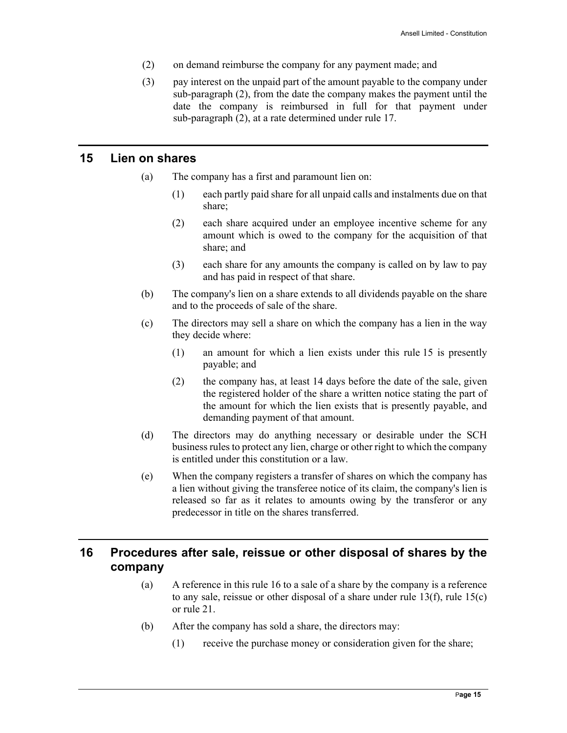(2) on demand reimburse the company for any payment made; and

(3) pay interest on the unpaid part of the amount payable to the company under sub-paragraph (2), from the date the company makes the payment until the date the company is reimbursed in full for that payment under sub-paragraph (2), at a rate determined under rule 17.

## 15 Lien on shares

(a) The company has a first and paramount lien on:

(1) each partly paid share for all unpaid calls and instalments due on that share;

(2) each share acquired under an employee incentive scheme for any amount which is owed to the company for the acquisition of that share; and

(3) each share for any amounts the company is called on by law to pay and has paid in respect of that share.

(b) The company's lien on a share extends to all dividends payable on the share and to the proceeds of sale of the share.

(c) The directors may sell a share on which the company has a lien in the way they decide where:

(1) an amount for which a lien exists under this rule 15 is presently payable; and

(2) the company has, at least 14 days before the date of the sale, given the registered holder of the share a written notice stating the part of the amount for which the lien exists that is presently payable, and demanding payment of that amount.

(d) The directors may do anything necessary or desirable under the SCH business rules to protect any lien, charge or other right to which the company is entitled under this constitution or a law.

(e) When the company registers a transfer of shares on which the company has a lien without giving the transferee notice of its claim, the company's lien is released so far as it relates to amounts owing by the transferor or any predecessor in title on the shares transferred.

## 16 Procedures after sale, reissue or other disposal of shares by the company

(a) A reference in this rule 16 to a sale of a share by the company is a reference to any sale, reissue or other disposal of a share under rule 13(f), rule 15(c) or rule 21.

(b) After the company has sold a share, the directors may:

(1) receive the purchase money or consideration given for the share;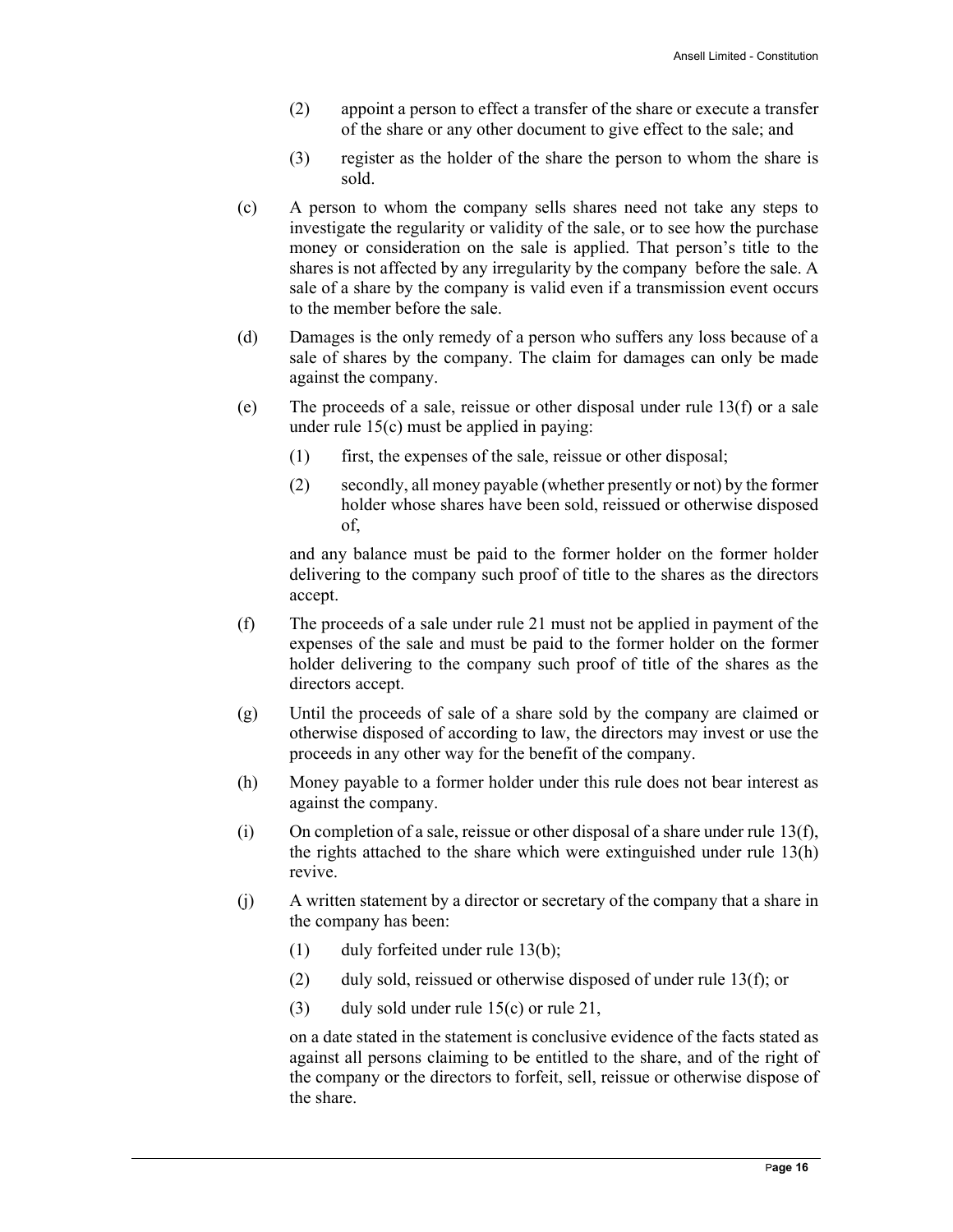(2) appoint a person to effect a transfer of the share or execute a transfer of the share or any other document to give effect to the sale; and

(3) register as the holder of the share the person to whom the share is sold.

(c) A person to whom the company sells shares need not take any steps to investigate the regularity or validity of the sale, or to see how the purchase money or consideration on the sale is applied. That person's title to the shares is not affected by any irregularity by the company before the sale. A sale of a share by the company is valid even if a transmission event occurs to the member before the sale.

(d) Damages is the only remedy of a person who suffers any loss because of a sale of shares by the company. The claim for damages can only be made against the company.

(e) The proceeds of a sale, reissue or other disposal under rule 13(f) or a sale under rule 15(c) must be applied in paying:

(1) first, the expenses of the sale, reissue or other disposal;

(2) secondly, all money payable (whether presently or not) by the former holder whose shares have been sold, reissued or otherwise disposed of,

and any balance must be paid to the former holder on the former holder delivering to the company such proof of title to the shares as the directors accept.

(f) The proceeds of a sale under rule 21 must not be applied in payment of the expenses of the sale and must be paid to the former holder on the former holder delivering to the company such proof of title of the shares as the directors accept.

(g) Until the proceeds of sale of a share sold by the company are claimed or otherwise disposed of according to law, the directors may invest or use the proceeds in any other way for the benefit of the company.

(h) Money payable to a former holder under this rule does not bear interest as against the company.

(i) On completion of a sale, reissue or other disposal of a share under rule 13(f), the rights attached to the share which were extinguished under rule 13(h) revive.

(j) A written statement by a director or secretary of the company that a share in the company has been:

(1) duly forfeited under rule 13(b);

(2) duly sold, reissued or otherwise disposed of under rule 13(f); or

(3) duly sold under rule 15(c) or rule 21,

on a date stated in the statement is conclusive evidence of the facts stated as against all persons claiming to be entitled to the share, and of the right of the company or the directors to forfeit, sell, reissue or otherwise dispose of the share.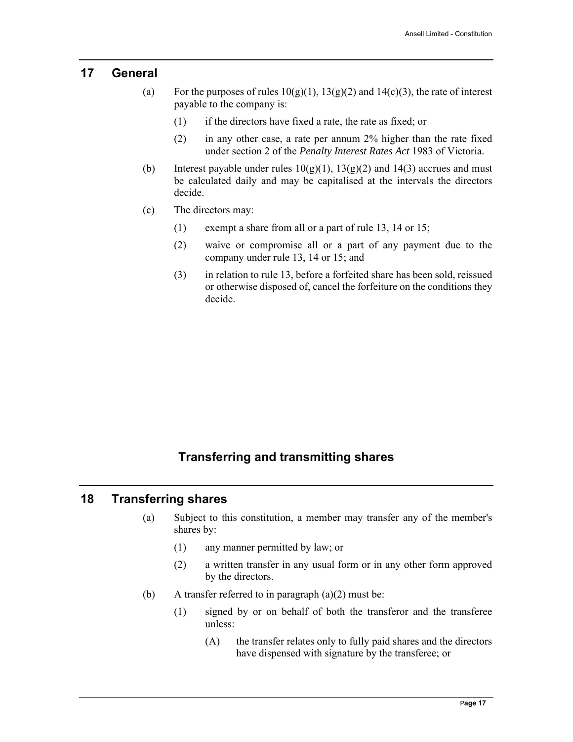## 17 General

(a) For the purposes of rules 10(g)(1), 13(g)(2) and 14(c)(3), the rate of interest payable to the company is:

(1) if the directors have fixed a rate, the rate as fixed; or

(2) in any other case, a rate per annum 2% higher than the rate fixed under section 2 of the *Penalty Interest Rates Act* 1983 of Victoria.

(b) Interest payable under rules 10(g)(1), 13(g)(2) and 14(3) accrues and must be calculated daily and may be capitalised at the intervals the directors decide.

(c) The directors may:

(1) exempt a share from all or a part of rule 13, 14 or 15;

(2) waive or compromise all or a part of any payment due to the company under rule 13, 14 or 15; and

(3) in relation to rule 13, before a forfeited share has been sold, reissued or otherwise disposed of, cancel the forfeiture on the conditions they decide.

# Transferring and transmitting shares

## 18 Transferring shares

(a) Subject to this constitution, a member may transfer any of the member's shares by:

(1) any manner permitted by law; or

(2) a written transfer in any usual form or in any other form approved by the directors.

(b) A transfer referred to in paragraph (a)(2) must be:

(1) signed by or on behalf of both the transferor and the transferee unless:

(A) the transfer relates only to fully paid shares and the directors have dispensed with signature by the transferee; or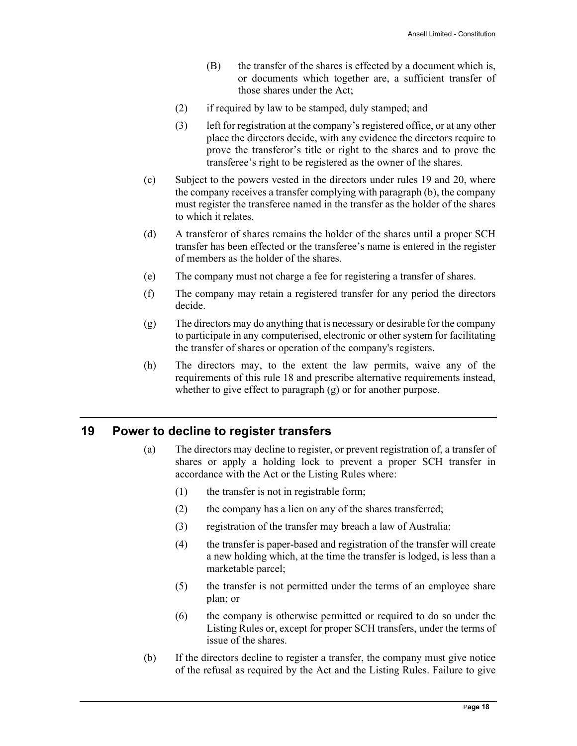(B) the transfer of the shares is effected by a document which is, or documents which together are, a sufficient transfer of those shares under the Act;

(2) if required by law to be stamped, duly stamped; and

(3) left for registration at the company's registered office, or at any other place the directors decide, with any evidence the directors require to prove the transferor's title or right to the shares and to prove the transferee's right to be registered as the owner of the shares.

(c) Subject to the powers vested in the directors under rules 19 and 20, where the company receives a transfer complying with paragraph (b), the company must register the transferee named in the transfer as the holder of the shares to which it relates.

(d) A transferor of shares remains the holder of the shares until a proper SCH transfer has been effected or the transferee's name is entered in the register of members as the holder of the shares.

(e) The company must not charge a fee for registering a transfer of shares.

(f) The company may retain a registered transfer for any period the directors decide.

(g) The directors may do anything that is necessary or desirable for the company to participate in any computerised, electronic or other system for facilitating the transfer of shares or operation of the company's registers.

(h) The directors may, to the extent the law permits, waive any of the requirements of this rule 18 and prescribe alternative requirements instead, whether to give effect to paragraph (g) or for another purpose.

## 19 Power to decline to register transfers

(a) The directors may decline to register, or prevent registration of, a transfer of shares or apply a holding lock to prevent a proper SCH transfer in accordance with the Act or the Listing Rules where:

(1) the transfer is not in registrable form;

(2) the company has a lien on any of the shares transferred;

(3) registration of the transfer may breach a law of Australia;

(4) the transfer is paper-based and registration of the transfer will create a new holding which, at the time the transfer is lodged, is less than a marketable parcel;

(5) the transfer is not permitted under the terms of an employee share plan; or

(6) the company is otherwise permitted or required to do so under the Listing Rules or, except for proper SCH transfers, under the terms of issue of the shares.

(b) If the directors decline to register a transfer, the company must give notice of the refusal as required by the Act and the Listing Rules. Failure to give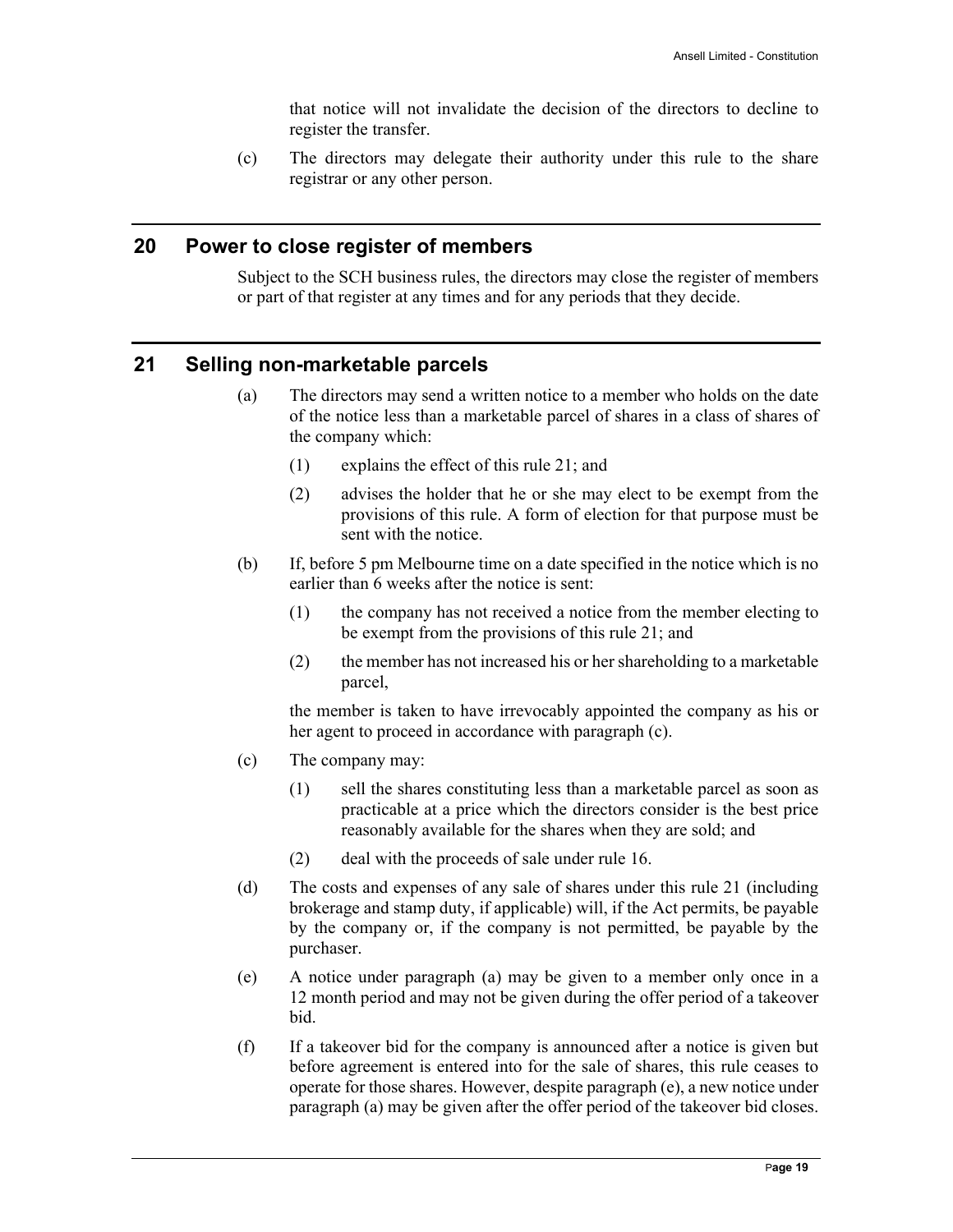that notice will not invalidate the decision of the directors to decline to register the transfer.

(c) The directors may delegate their authority under this rule to the share registrar or any other person.

## 20 Power to close register of members

Subject to the SCH business rules, the directors may close the register of members or part of that register at any times and for any periods that they decide.

## 21 Selling non-marketable parcels

(a) The directors may send a written notice to a member who holds on the date of the notice less than a marketable parcel of shares in a class of shares of the company which:

(1) explains the effect of this rule 21; and

(2) advises the holder that he or she may elect to be exempt from the provisions of this rule. A form of election for that purpose must be sent with the notice.

(b) If, before 5 pm Melbourne time on a date specified in the notice which is no earlier than 6 weeks after the notice is sent:

(1) the company has not received a notice from the member electing to be exempt from the provisions of this rule 21; and

(2) the member has not increased his or her shareholding to a marketable parcel,

the member is taken to have irrevocably appointed the company as his or her agent to proceed in accordance with paragraph (c).

(c) The company may:

(1) sell the shares constituting less than a marketable parcel as soon as practicable at a price which the directors consider is the best price reasonably available for the shares when they are sold; and

(2) deal with the proceeds of sale under rule 16.

(d) The costs and expenses of any sale of shares under this rule 21 (including brokerage and stamp duty, if applicable) will, if the Act permits, be payable by the company or, if the company is not permitted, be payable by the purchaser.

(e) A notice under paragraph (a) may be given to a member only once in a 12 month period and may not be given during the offer period of a takeover bid.

(f) If a takeover bid for the company is announced after a notice is given but before agreement is entered into for the sale of shares, this rule ceases to operate for those shares. However, despite paragraph (e), a new notice under paragraph (a) may be given after the offer period of the takeover bid closes.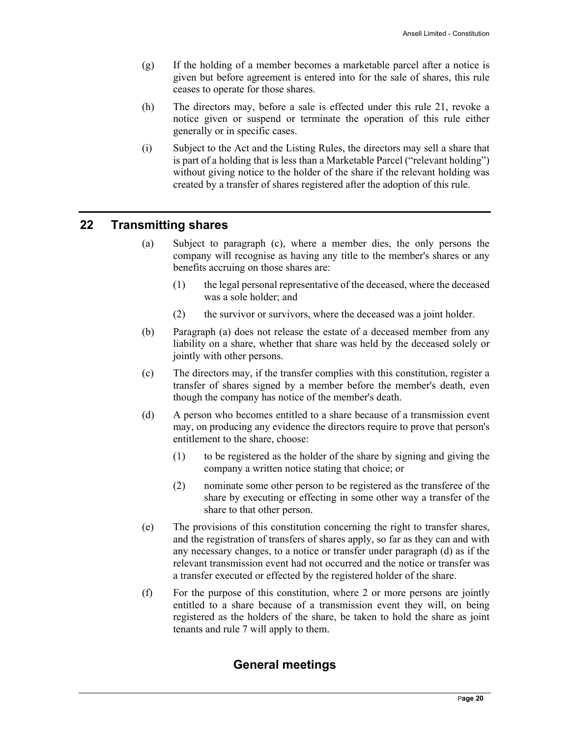(g) If the holding of a member becomes a marketable parcel after a notice is given but before agreement is entered into for the sale of shares, this rule ceases to operate for those shares.

(h) The directors may, before a sale is effected under this rule 21, revoke a notice given or suspend or terminate the operation of this rule either generally or in specific cases.

(i) Subject to the Act and the Listing Rules, the directors may sell a share that is part of a holding that is less than a Marketable Parcel ("relevant holding") without giving notice to the holder of the share if the relevant holding was created by a transfer of shares registered after the adoption of this rule.

## 22 Transmitting shares

(a) Subject to paragraph (c), where a member dies, the only persons the company will recognise as having any title to the member's shares or any benefits accruing on those shares are:

(1) the legal personal representative of the deceased, where the deceased was a sole holder; and

(2) the survivor or survivors, where the deceased was a joint holder.

(b) Paragraph (a) does not release the estate of a deceased member from any liability on a share, whether that share was held by the deceased solely or jointly with other persons.

(c) The directors may, if the transfer complies with this constitution, register a transfer of shares signed by a member before the member's death, even though the company has notice of the member's death.

(d) A person who becomes entitled to a share because of a transmission event may, on producing any evidence the directors require to prove that person's entitlement to the share, choose:

(1) to be registered as the holder of the share by signing and giving the company a written notice stating that choice; or

(2) nominate some other person to be registered as the transferee of the share by executing or effecting in some other way a transfer of the share to that other person.

(e) The provisions of this constitution concerning the right to transfer shares, and the registration of transfers of shares apply, so far as they can and with any necessary changes, to a notice or transfer under paragraph (d) as if the relevant transmission event had not occurred and the notice or transfer was a transfer executed or effected by the registered holder of the share.

(f) For the purpose of this constitution, where 2 or more persons are jointly entitled to a share because of a transmission event they will, on being registered as the holders of the share, be taken to hold the share as joint tenants and rule 7 will apply to them.

# General meetings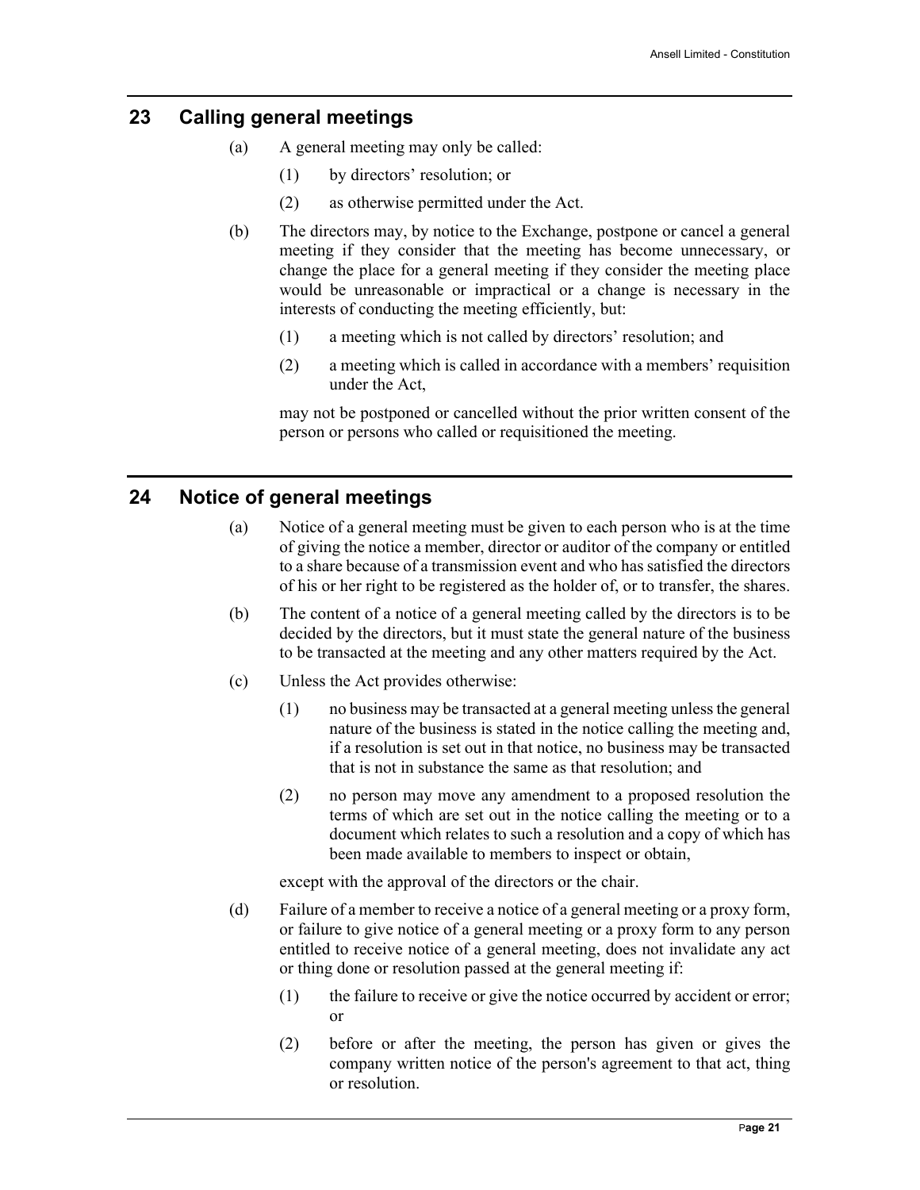## 23 Calling general meetings

(a) A general meeting may only be called:

(1) by directors' resolution; or

(2) as otherwise permitted under the Act.

(b) The directors may, by notice to the Exchange, postpone or cancel a general meeting if they consider that the meeting has become unnecessary, or change the place for a general meeting if they consider the meeting place would be unreasonable or impractical or a change is necessary in the interests of conducting the meeting efficiently, but:

(1) a meeting which is not called by directors' resolution; and

(2) a meeting which is called in accordance with a members' requisition under the Act,

may not be postponed or cancelled without the prior written consent of the person or persons who called or requisitioned the meeting.

## 24 Notice of general meetings

(a) Notice of a general meeting must be given to each person who is at the time of giving the notice a member, director or auditor of the company or entitled to a share because of a transmission event and who has satisfied the directors of his or her right to be registered as the holder of, or to transfer, the shares.

(b) The content of a notice of a general meeting called by the directors is to be decided by the directors, but it must state the general nature of the business to be transacted at the meeting and any other matters required by the Act.

(c) Unless the Act provides otherwise:

(1) no business may be transacted at a general meeting unless the general nature of the business is stated in the notice calling the meeting and, if a resolution is set out in that notice, no business may be transacted that is not in substance the same as that resolution; and

(2) no person may move any amendment to a proposed resolution the terms of which are set out in the notice calling the meeting or to a document which relates to such a resolution and a copy of which has been made available to members to inspect or obtain,

except with the approval of the directors or the chair.

(d) Failure of a member to receive a notice of a general meeting or a proxy form, or failure to give notice of a general meeting or a proxy form to any person entitled to receive notice of a general meeting, does not invalidate any act or thing done or resolution passed at the general meeting if:

(1) the failure to receive or give the notice occurred by accident or error; or

(2) before or after the meeting, the person has given or gives the company written notice of the person's agreement to that act, thing or resolution.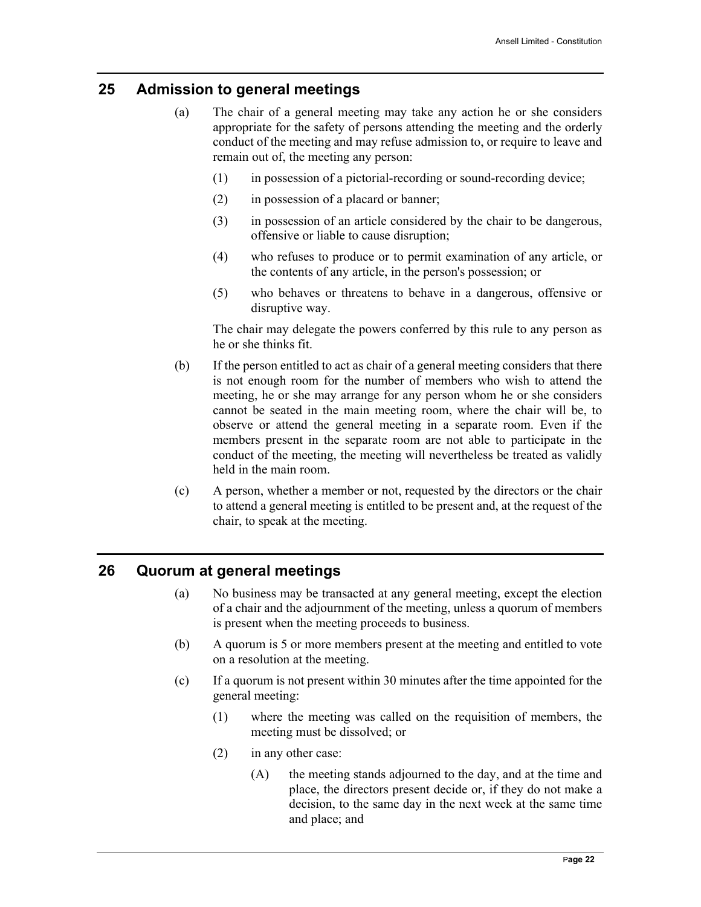## 25 Admission to general meetings

(a) The chair of a general meeting may take any action he or she considers appropriate for the safety of persons attending the meeting and the orderly conduct of the meeting and may refuse admission to, or require to leave and remain out of, the meeting any person:

(1) in possession of a pictorial-recording or sound-recording device;

(2) in possession of a placard or banner;

(3) in possession of an article considered by the chair to be dangerous, offensive or liable to cause disruption;

(4) who refuses to produce or to permit examination of any article, or the contents of any article, in the person's possession; or

(5) who behaves or threatens to behave in a dangerous, offensive or disruptive way.

The chair may delegate the powers conferred by this rule to any person as he or she thinks fit.

(b) If the person entitled to act as chair of a general meeting considers that there is not enough room for the number of members who wish to attend the meeting, he or she may arrange for any person whom he or she considers cannot be seated in the main meeting room, where the chair will be, to observe or attend the general meeting in a separate room. Even if the members present in the separate room are not able to participate in the conduct of the meeting, the meeting will nevertheless be treated as validly held in the main room.

(c) A person, whether a member or not, requested by the directors or the chair to attend a general meeting is entitled to be present and, at the request of the chair, to speak at the meeting.

## 26 Quorum at general meetings

(a) No business may be transacted at any general meeting, except the election of a chair and the adjournment of the meeting, unless a quorum of members is present when the meeting proceeds to business.

(b) A quorum is 5 or more members present at the meeting and entitled to vote on a resolution at the meeting.

(c) If a quorum is not present within 30 minutes after the time appointed for the general meeting:

(1) where the meeting was called on the requisition of members, the meeting must be dissolved; or

(2) in any other case:

(A) the meeting stands adjourned to the day, and at the time and place, the directors present decide or, if they do not make a decision, to the same day in the next week at the same time and place; and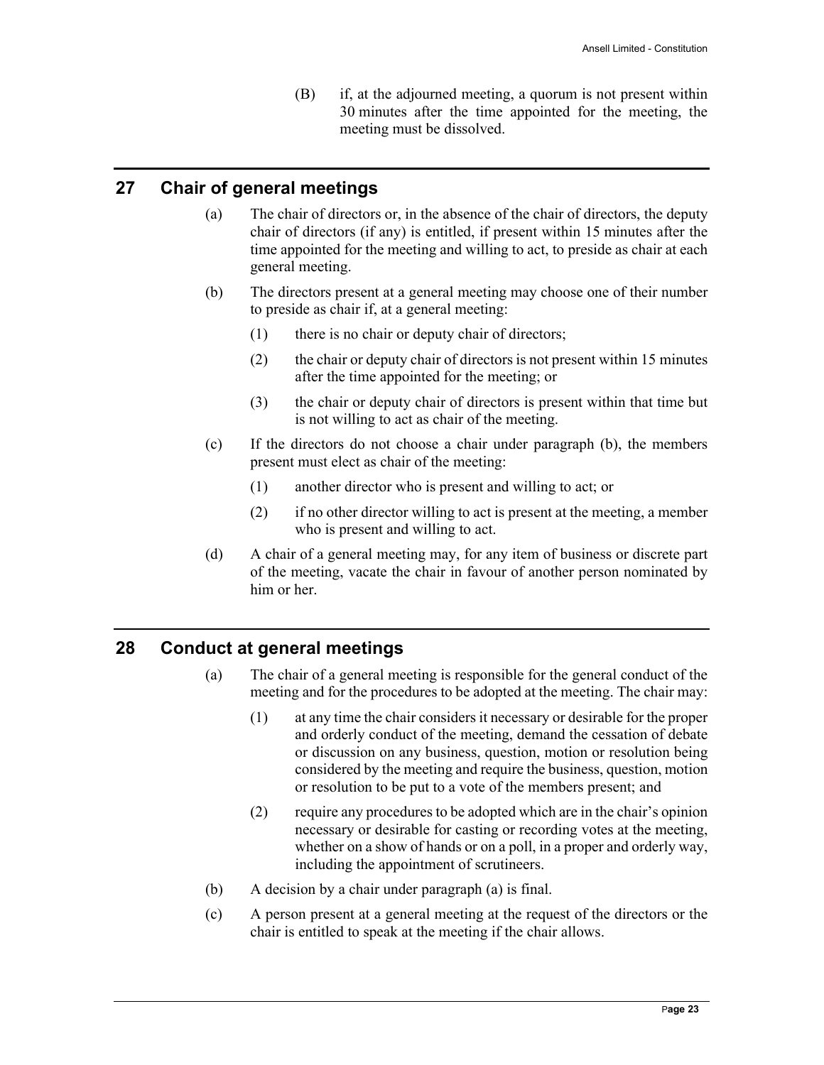(B) if, at the adjourned meeting, a quorum is not present within 30 minutes after the time appointed for the meeting, the meeting must be dissolved.

## 27 Chair of general meetings

(a) The chair of directors or, in the absence of the chair of directors, the deputy chair of directors (if any) is entitled, if present within 15 minutes after the time appointed for the meeting and willing to act, to preside as chair at each general meeting.

(b) The directors present at a general meeting may choose one of their number to preside as chair if, at a general meeting:

(1) there is no chair or deputy chair of directors;

(2) the chair or deputy chair of directors is not present within 15 minutes after the time appointed for the meeting; or

(3) the chair or deputy chair of directors is present within that time but is not willing to act as chair of the meeting.

(c) If the directors do not choose a chair under paragraph (b), the members present must elect as chair of the meeting:

(1) another director who is present and willing to act; or

(2) if no other director willing to act is present at the meeting, a member who is present and willing to act.

(d) A chair of a general meeting may, for any item of business or discrete part of the meeting, vacate the chair in favour of another person nominated by him or her.

## 28 Conduct at general meetings

(a) The chair of a general meeting is responsible for the general conduct of the meeting and for the procedures to be adopted at the meeting. The chair may:

(1) at any time the chair considers it necessary or desirable for the proper and orderly conduct of the meeting, demand the cessation of debate or discussion on any business, question, motion or resolution being considered by the meeting and require the business, question, motion or resolution to be put to a vote of the members present; and

(2) require any procedures to be adopted which are in the chair's opinion necessary or desirable for casting or recording votes at the meeting, whether on a show of hands or on a poll, in a proper and orderly way, including the appointment of scrutineers.

(b) A decision by a chair under paragraph (a) is final.

(c) A person present at a general meeting at the request of the directors or the chair is entitled to speak at the meeting if the chair allows.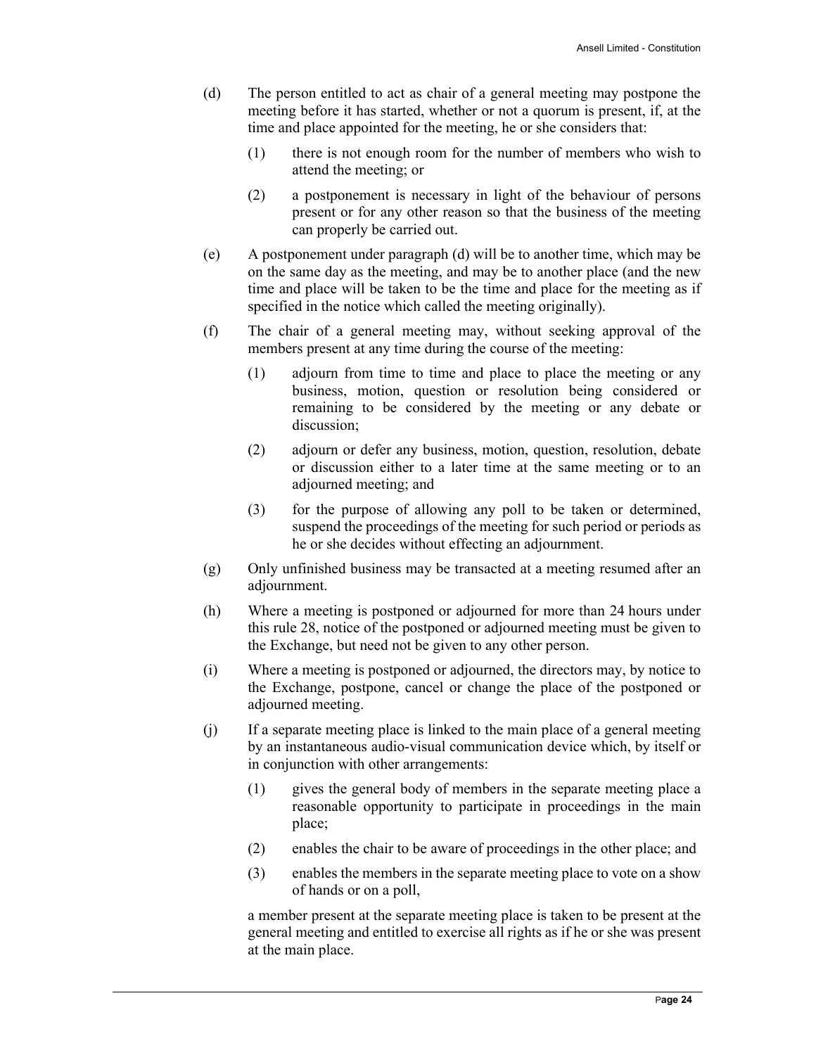(d) The person entitled to act as chair of a general meeting may postpone the meeting before it has started, whether or not a quorum is present, if, at the time and place appointed for the meeting, he or she considers that:

  (1) there is not enough room for the number of members who wish to attend the meeting; or

  (2) a postponement is necessary in light of the behaviour of persons present or for any other reason so that the business of the meeting can properly be carried out.

(e) A postponement under paragraph (d) will be to another time, which may be on the same day as the meeting, and may be to another place (and the new time and place will be taken to be the time and place for the meeting as if specified in the notice which called the meeting originally).

(f) The chair of a general meeting may, without seeking approval of the members present at any time during the course of the meeting:

  (1) adjourn from time to time and place to place the meeting or any business, motion, question or resolution being considered or remaining to be considered by the meeting or any debate or discussion;

  (2) adjourn or defer any business, motion, question, resolution, debate or discussion either to a later time at the same meeting or to an adjourned meeting; and

  (3) for the purpose of allowing any poll to be taken or determined, suspend the proceedings of the meeting for such period or periods as he or she decides without effecting an adjournment.

(g) Only unfinished business may be transacted at a meeting resumed after an adjournment.

(h) Where a meeting is postponed or adjourned for more than 24 hours under this rule 28, notice of the postponed or adjourned meeting must be given to the Exchange, but need not be given to any other person.

(i) Where a meeting is postponed or adjourned, the directors may, by notice to the Exchange, postpone, cancel or change the place of the postponed or adjourned meeting.

(j) If a separate meeting place is linked to the main place of a general meeting by an instantaneous audio-visual communication device which, by itself or in conjunction with other arrangements:

  (1) gives the general body of members in the separate meeting place a reasonable opportunity to participate in proceedings in the main place;

  (2) enables the chair to be aware of proceedings in the other place; and

  (3) enables the members in the separate meeting place to vote on a show of hands or on a poll,

  a member present at the separate meeting place is taken to be present at the general meeting and entitled to exercise all rights as if he or she was present at the main place.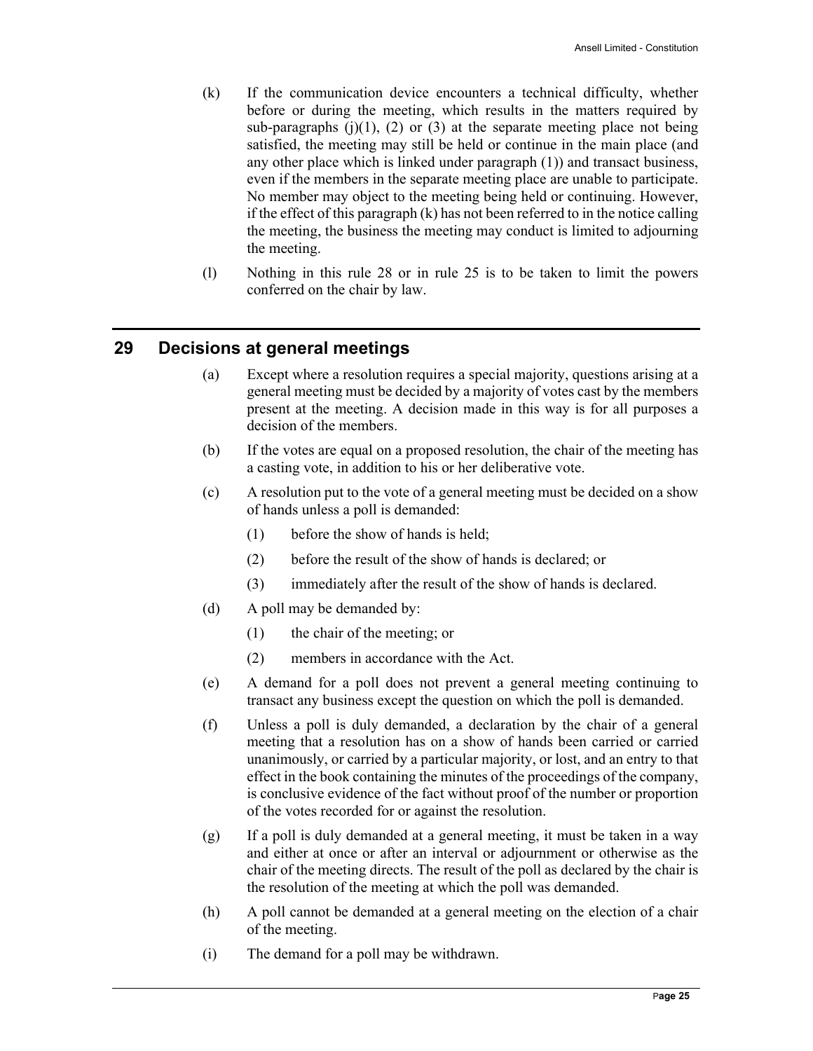(k) If the communication device encounters a technical difficulty, whether before or during the meeting, which results in the matters required by sub-paragraphs (j)(1), (2) or (3) at the separate meeting place not being satisfied, the meeting may still be held or continue in the main place (and any other place which is linked under paragraph (1)) and transact business, even if the members in the separate meeting place are unable to participate. No member may object to the meeting being held or continuing. However, if the effect of this paragraph (k) has not been referred to in the notice calling the meeting, the business the meeting may conduct is limited to adjourning the meeting.

(l) Nothing in this rule 28 or in rule 25 is to be taken to limit the powers conferred on the chair by law.

## 29 Decisions at general meetings

(a) Except where a resolution requires a special majority, questions arising at a general meeting must be decided by a majority of votes cast by the members present at the meeting. A decision made in this way is for all purposes a decision of the members.

(b) If the votes are equal on a proposed resolution, the chair of the meeting has a casting vote, in addition to his or her deliberative vote.

(c) A resolution put to the vote of a general meeting must be decided on a show of hands unless a poll is demanded:

  (1) before the show of hands is held;

  (2) before the result of the show of hands is declared; or

  (3) immediately after the result of the show of hands is declared.

(d) A poll may be demanded by:

  (1) the chair of the meeting; or

  (2) members in accordance with the Act.

(e) A demand for a poll does not prevent a general meeting continuing to transact any business except the question on which the poll is demanded.

(f) Unless a poll is duly demanded, a declaration by the chair of a general meeting that a resolution has on a show of hands been carried or carried unanimously, or carried by a particular majority, or lost, and an entry to that effect in the book containing the minutes of the proceedings of the company, is conclusive evidence of the fact without proof of the number or proportion of the votes recorded for or against the resolution.

(g) If a poll is duly demanded at a general meeting, it must be taken in a way and either at once or after an interval or adjournment or otherwise as the chair of the meeting directs. The result of the poll as declared by the chair is the resolution of the meeting at which the poll was demanded.

(h) A poll cannot be demanded at a general meeting on the election of a chair of the meeting.

(i) The demand for a poll may be withdrawn.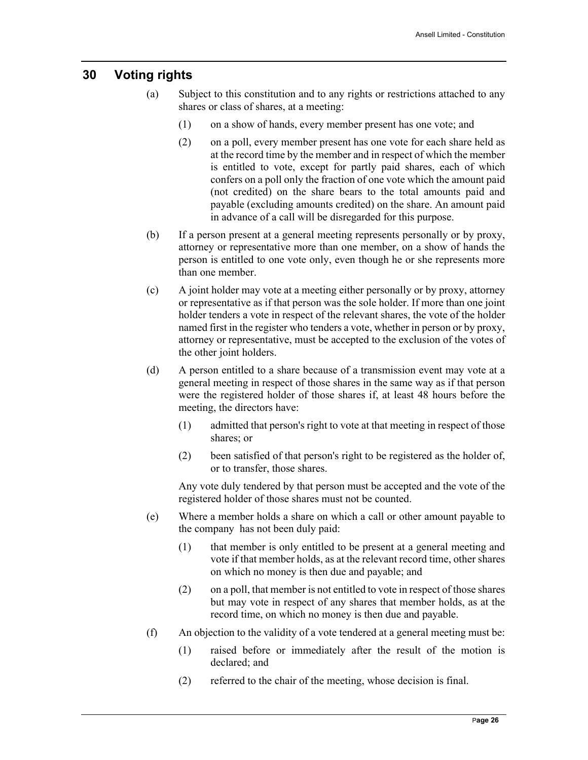## 30 Voting rights

(a) Subject to this constitution and to any rights or restrictions attached to any shares or class of shares, at a meeting:

(1) on a show of hands, every member present has one vote; and

(2) on a poll, every member present has one vote for each share held as at the record time by the member and in respect of which the member is entitled to vote, except for partly paid shares, each of which confers on a poll only the fraction of one vote which the amount paid (not credited) on the share bears to the total amounts paid and payable (excluding amounts credited) on the share. An amount paid in advance of a call will be disregarded for this purpose.

(b) If a person present at a general meeting represents personally or by proxy, attorney or representative more than one member, on a show of hands the person is entitled to one vote only, even though he or she represents more than one member.

(c) A joint holder may vote at a meeting either personally or by proxy, attorney or representative as if that person was the sole holder. If more than one joint holder tenders a vote in respect of the relevant shares, the vote of the holder named first in the register who tenders a vote, whether in person or by proxy, attorney or representative, must be accepted to the exclusion of the votes of the other joint holders.

(d) A person entitled to a share because of a transmission event may vote at a general meeting in respect of those shares in the same way as if that person were the registered holder of those shares if, at least 48 hours before the meeting, the directors have:

(1) admitted that person's right to vote at that meeting in respect of those shares; or

(2) been satisfied of that person's right to be registered as the holder of, or to transfer, those shares.

Any vote duly tendered by that person must be accepted and the vote of the registered holder of those shares must not be counted.

(e) Where a member holds a share on which a call or other amount payable to the company has not been duly paid:

(1) that member is only entitled to be present at a general meeting and vote if that member holds, as at the relevant record time, other shares on which no money is then due and payable; and

(2) on a poll, that member is not entitled to vote in respect of those shares but may vote in respect of any shares that member holds, as at the record time, on which no money is then due and payable.

(f) An objection to the validity of a vote tendered at a general meeting must be:

(1) raised before or immediately after the result of the motion is declared; and

(2) referred to the chair of the meeting, whose decision is final.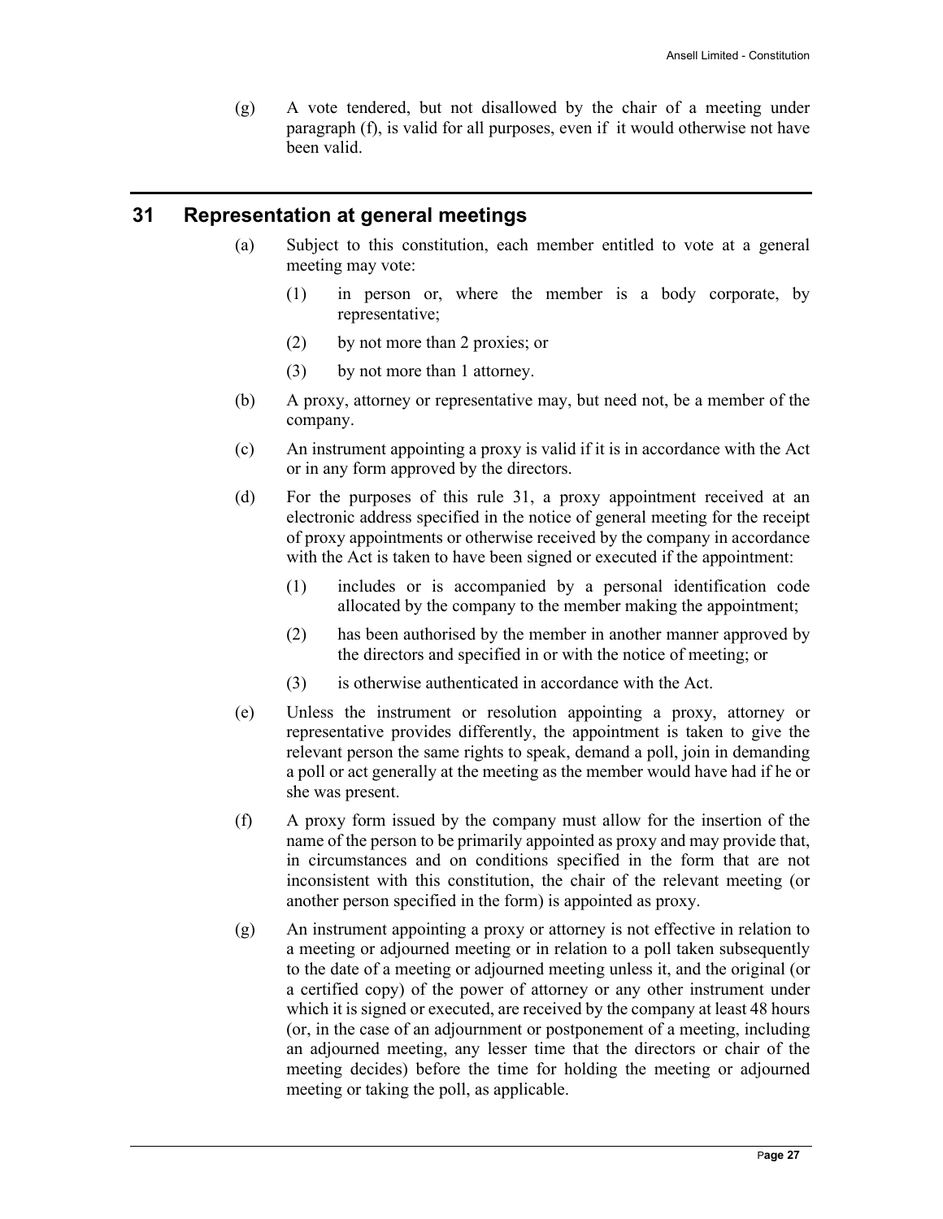(g) A vote tendered, but not disallowed by the chair of a meeting under paragraph (f), is valid for all purposes, even if it would otherwise not have been valid.

## 31 Representation at general meetings

(a) Subject to this constitution, each member entitled to vote at a general meeting may vote:

(1) in person or, where the member is a body corporate, by representative;

(2) by not more than 2 proxies; or

(3) by not more than 1 attorney.

(b) A proxy, attorney or representative may, but need not, be a member of the company.

(c) An instrument appointing a proxy is valid if it is in accordance with the Act or in any form approved by the directors.

(d) For the purposes of this rule 31, a proxy appointment received at an electronic address specified in the notice of general meeting for the receipt of proxy appointments or otherwise received by the company in accordance with the Act is taken to have been signed or executed if the appointment:

(1) includes or is accompanied by a personal identification code allocated by the company to the member making the appointment;

(2) has been authorised by the member in another manner approved by the directors and specified in or with the notice of meeting; or

(3) is otherwise authenticated in accordance with the Act.

(e) Unless the instrument or resolution appointing a proxy, attorney or representative provides differently, the appointment is taken to give the relevant person the same rights to speak, demand a poll, join in demanding a poll or act generally at the meeting as the member would have had if he or she was present.

(f) A proxy form issued by the company must allow for the insertion of the name of the person to be primarily appointed as proxy and may provide that, in circumstances and on conditions specified in the form that are not inconsistent with this constitution, the chair of the relevant meeting (or another person specified in the form) is appointed as proxy.

(g) An instrument appointing a proxy or attorney is not effective in relation to a meeting or adjourned meeting or in relation to a poll taken subsequently to the date of a meeting or adjourned meeting unless it, and the original (or a certified copy) of the power of attorney or any other instrument under which it is signed or executed, are received by the company at least 48 hours (or, in the case of an adjournment or postponement of a meeting, including an adjourned meeting, any lesser time that the directors or chair of the meeting decides) before the time for holding the meeting or adjourned meeting or taking the poll, as applicable.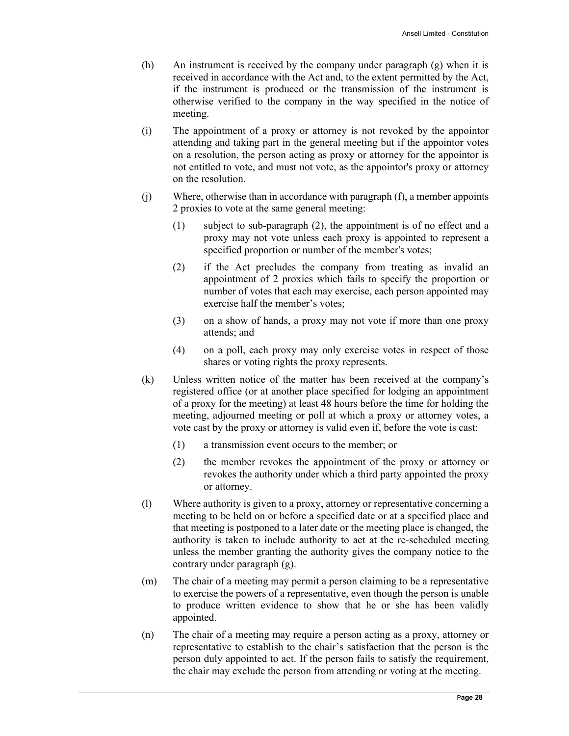(h) An instrument is received by the company under paragraph (g) when it is received in accordance with the Act and, to the extent permitted by the Act, if the instrument is produced or the transmission of the instrument is otherwise verified to the company in the way specified in the notice of meeting.

(i) The appointment of a proxy or attorney is not revoked by the appointor attending and taking part in the general meeting but if the appointor votes on a resolution, the person acting as proxy or attorney for the appointor is not entitled to vote, and must not vote, as the appointor's proxy or attorney on the resolution.

(j) Where, otherwise than in accordance with paragraph (f), a member appoints 2 proxies to vote at the same general meeting:

   (1) subject to sub-paragraph (2), the appointment is of no effect and a proxy may not vote unless each proxy is appointed to represent a specified proportion or number of the member's votes;

   (2) if the Act precludes the company from treating as invalid an appointment of 2 proxies which fails to specify the proportion or number of votes that each may exercise, each person appointed may exercise half the member's votes;

   (3) on a show of hands, a proxy may not vote if more than one proxy attends; and

   (4) on a poll, each proxy may only exercise votes in respect of those shares or voting rights the proxy represents.

(k) Unless written notice of the matter has been received at the company's registered office (or at another place specified for lodging an appointment of a proxy for the meeting) at least 48 hours before the time for holding the meeting, adjourned meeting or poll at which a proxy or attorney votes, a vote cast by the proxy or attorney is valid even if, before the vote is cast:

   (1) a transmission event occurs to the member; or

   (2) the member revokes the appointment of the proxy or attorney or revokes the authority under which a third party appointed the proxy or attorney.

(l) Where authority is given to a proxy, attorney or representative concerning a meeting to be held on or before a specified date or at a specified place and that meeting is postponed to a later date or the meeting place is changed, the authority is taken to include authority to act at the re-scheduled meeting unless the member granting the authority gives the company notice to the contrary under paragraph (g).

(m) The chair of a meeting may permit a person claiming to be a representative to exercise the powers of a representative, even though the person is unable to produce written evidence to show that he or she has been validly appointed.

(n) The chair of a meeting may require a person acting as a proxy, attorney or representative to establish to the chair's satisfaction that the person is the person duly appointed to act. If the person fails to satisfy the requirement, the chair may exclude the person from attending or voting at the meeting.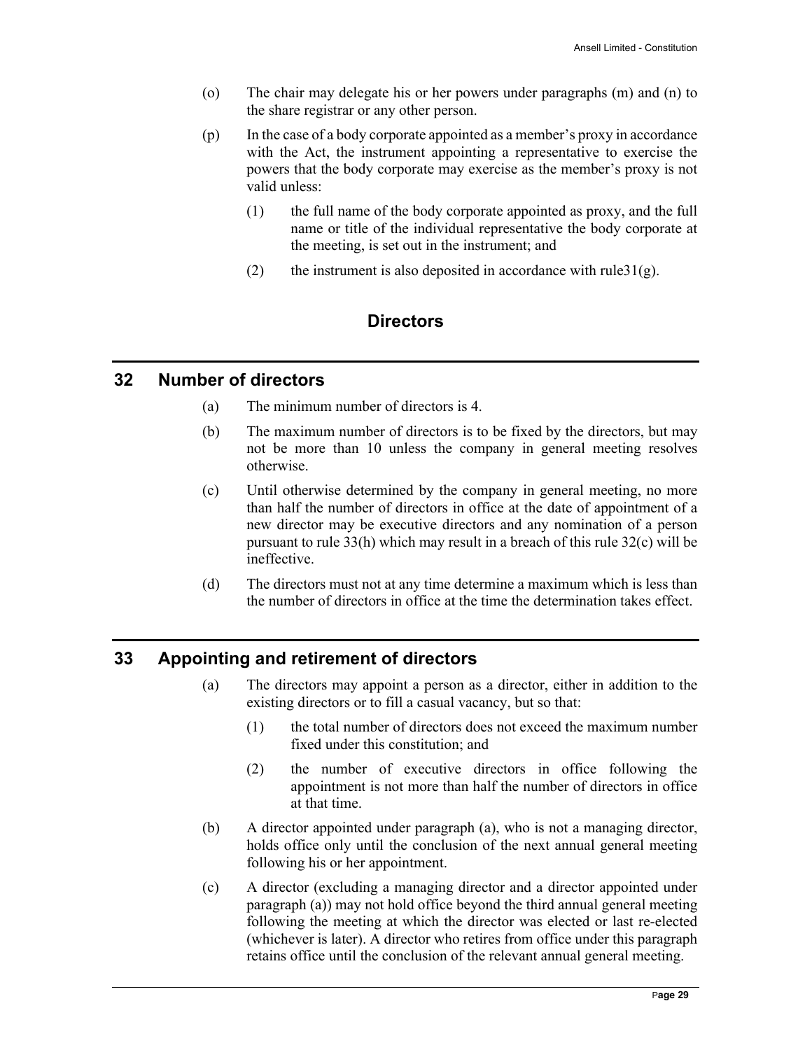(o) The chair may delegate his or her powers under paragraphs (m) and (n) to the share registrar or any other person.

(p) In the case of a body corporate appointed as a member's proxy in accordance with the Act, the instrument appointing a representative to exercise the powers that the body corporate may exercise as the member's proxy is not valid unless:

(1) the full name of the body corporate appointed as proxy, and the full name or title of the individual representative the body corporate at the meeting, is set out in the instrument; and

(2) the instrument is also deposited in accordance with rule31(g).

# Directors

## 32 Number of directors

(a) The minimum number of directors is 4.

(b) The maximum number of directors is to be fixed by the directors, but may not be more than 10 unless the company in general meeting resolves otherwise.

(c) Until otherwise determined by the company in general meeting, no more than half the number of directors in office at the date of appointment of a new director may be executive directors and any nomination of a person pursuant to rule 33(h) which may result in a breach of this rule 32(c) will be ineffective.

(d) The directors must not at any time determine a maximum which is less than the number of directors in office at the time the determination takes effect.

## 33 Appointing and retirement of directors

(a) The directors may appoint a person as a director, either in addition to the existing directors or to fill a casual vacancy, but so that:

(1) the total number of directors does not exceed the maximum number fixed under this constitution; and

(2) the number of executive directors in office following the appointment is not more than half the number of directors in office at that time.

(b) A director appointed under paragraph (a), who is not a managing director, holds office only until the conclusion of the next annual general meeting following his or her appointment.

(c) A director (excluding a managing director and a director appointed under paragraph (a)) may not hold office beyond the third annual general meeting following the meeting at which the director was elected or last re-elected (whichever is later). A director who retires from office under this paragraph retains office until the conclusion of the relevant annual general meeting.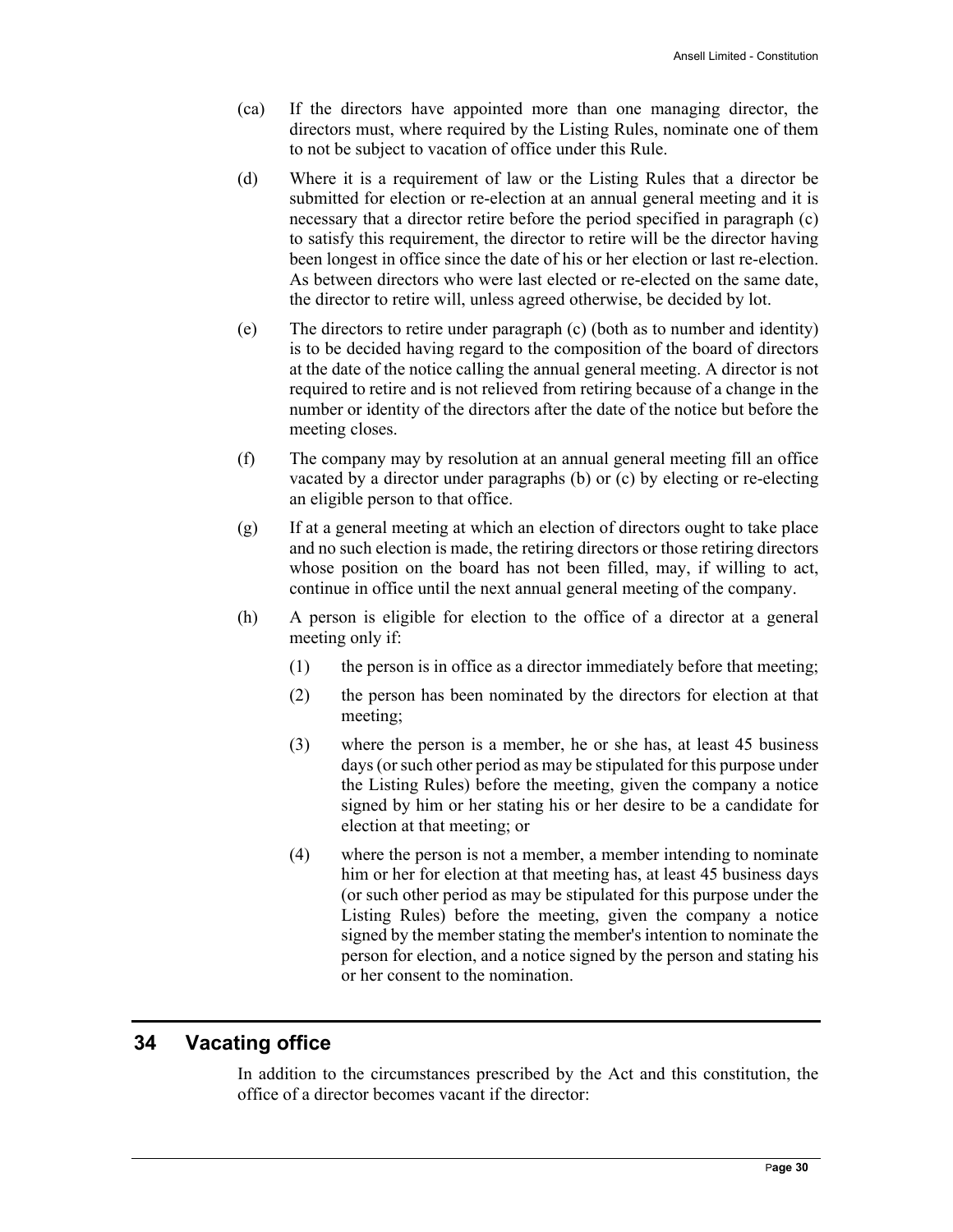(ca) If the directors have appointed more than one managing director, the directors must, where required by the Listing Rules, nominate one of them to not be subject to vacation of office under this Rule.

(d) Where it is a requirement of law or the Listing Rules that a director be submitted for election or re-election at an annual general meeting and it is necessary that a director retire before the period specified in paragraph (c) to satisfy this requirement, the director to retire will be the director having been longest in office since the date of his or her election or last re-election. As between directors who were last elected or re-elected on the same date, the director to retire will, unless agreed otherwise, be decided by lot.

(e) The directors to retire under paragraph (c) (both as to number and identity) is to be decided having regard to the composition of the board of directors at the date of the notice calling the annual general meeting. A director is not required to retire and is not relieved from retiring because of a change in the number or identity of the directors after the date of the notice but before the meeting closes.

(f) The company may by resolution at an annual general meeting fill an office vacated by a director under paragraphs (b) or (c) by electing or re-electing an eligible person to that office.

(g) If at a general meeting at which an election of directors ought to take place and no such election is made, the retiring directors or those retiring directors whose position on the board has not been filled, may, if willing to act, continue in office until the next annual general meeting of the company.

(h) A person is eligible for election to the office of a director at a general meeting only if:

  (1) the person is in office as a director immediately before that meeting;

  (2) the person has been nominated by the directors for election at that meeting;

  (3) where the person is a member, he or she has, at least 45 business days (or such other period as may be stipulated for this purpose under the Listing Rules) before the meeting, given the company a notice signed by him or her stating his or her desire to be a candidate for election at that meeting; or

  (4) where the person is not a member, a member intending to nominate him or her for election at that meeting has, at least 45 business days (or such other period as may be stipulated for this purpose under the Listing Rules) before the meeting, given the company a notice signed by the member stating the member's intention to nominate the person for election, and a notice signed by the person and stating his or her consent to the nomination.

## 34 Vacating office

In addition to the circumstances prescribed by the Act and this constitution, the office of a director becomes vacant if the director: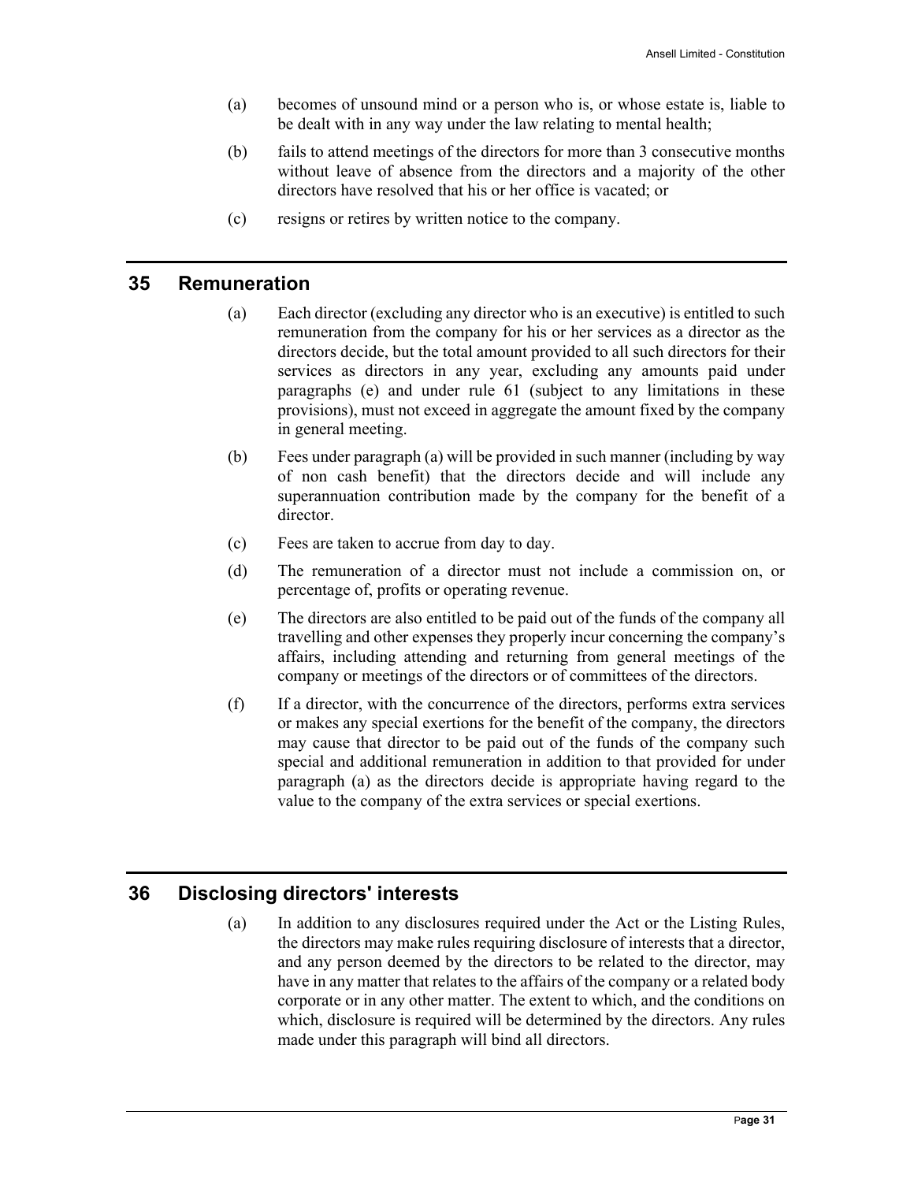(a) becomes of unsound mind or a person who is, or whose estate is, liable to be dealt with in any way under the law relating to mental health;

(b) fails to attend meetings of the directors for more than 3 consecutive months without leave of absence from the directors and a majority of the other directors have resolved that his or her office is vacated; or

(c) resigns or retires by written notice to the company.

## 35 Remuneration

(a) Each director (excluding any director who is an executive) is entitled to such remuneration from the company for his or her services as a director as the directors decide, but the total amount provided to all such directors for their services as directors in any year, excluding any amounts paid under paragraphs (e) and under rule 61 (subject to any limitations in these provisions), must not exceed in aggregate the amount fixed by the company in general meeting.

(b) Fees under paragraph (a) will be provided in such manner (including by way of non cash benefit) that the directors decide and will include any superannuation contribution made by the company for the benefit of a director.

(c) Fees are taken to accrue from day to day.

(d) The remuneration of a director must not include a commission on, or percentage of, profits or operating revenue.

(e) The directors are also entitled to be paid out of the funds of the company all travelling and other expenses they properly incur concerning the company's affairs, including attending and returning from general meetings of the company or meetings of the directors or of committees of the directors.

(f) If a director, with the concurrence of the directors, performs extra services or makes any special exertions for the benefit of the company, the directors may cause that director to be paid out of the funds of the company such special and additional remuneration in addition to that provided for under paragraph (a) as the directors decide is appropriate having regard to the value to the company of the extra services or special exertions.

## 36 Disclosing directors' interests

(a) In addition to any disclosures required under the Act or the Listing Rules, the directors may make rules requiring disclosure of interests that a director, and any person deemed by the directors to be related to the director, may have in any matter that relates to the affairs of the company or a related body corporate or in any other matter. The extent to which, and the conditions on which, disclosure is required will be determined by the directors. Any rules made under this paragraph will bind all directors.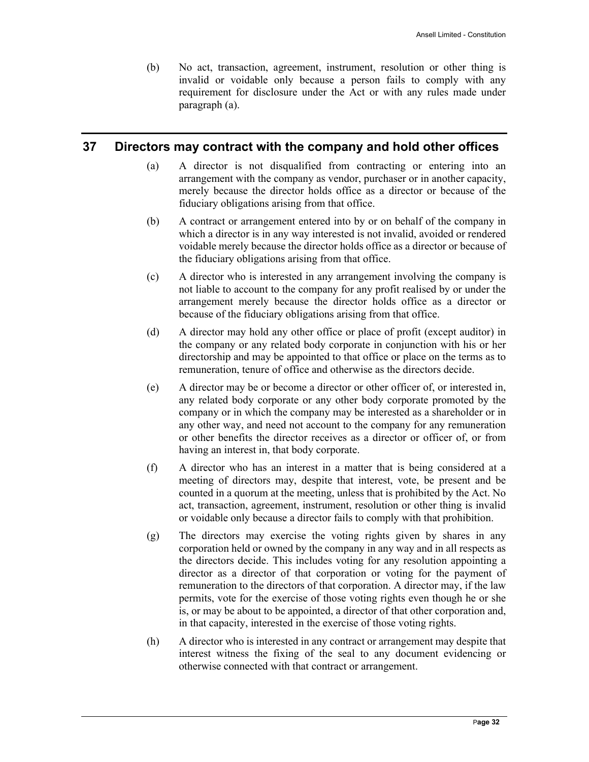(b) No act, transaction, agreement, instrument, resolution or other thing is invalid or voidable only because a person fails to comply with any requirement for disclosure under the Act or with any rules made under paragraph (a).

## 37 Directors may contract with the company and hold other offices

(a) A director is not disqualified from contracting or entering into an arrangement with the company as vendor, purchaser or in another capacity, merely because the director holds office as a director or because of the fiduciary obligations arising from that office.

(b) A contract or arrangement entered into by or on behalf of the company in which a director is in any way interested is not invalid, avoided or rendered voidable merely because the director holds office as a director or because of the fiduciary obligations arising from that office.

(c) A director who is interested in any arrangement involving the company is not liable to account to the company for any profit realised by or under the arrangement merely because the director holds office as a director or because of the fiduciary obligations arising from that office.

(d) A director may hold any other office or place of profit (except auditor) in the company or any related body corporate in conjunction with his or her directorship and may be appointed to that office or place on the terms as to remuneration, tenure of office and otherwise as the directors decide.

(e) A director may be or become a director or other officer of, or interested in, any related body corporate or any other body corporate promoted by the company or in which the company may be interested as a shareholder or in any other way, and need not account to the company for any remuneration or other benefits the director receives as a director or officer of, or from having an interest in, that body corporate.

(f) A director who has an interest in a matter that is being considered at a meeting of directors may, despite that interest, vote, be present and be counted in a quorum at the meeting, unless that is prohibited by the Act. No act, transaction, agreement, instrument, resolution or other thing is invalid or voidable only because a director fails to comply with that prohibition.

(g) The directors may exercise the voting rights given by shares in any corporation held or owned by the company in any way and in all respects as the directors decide. This includes voting for any resolution appointing a director as a director of that corporation or voting for the payment of remuneration to the directors of that corporation. A director may, if the law permits, vote for the exercise of those voting rights even though he or she is, or may be about to be appointed, a director of that other corporation and, in that capacity, interested in the exercise of those voting rights.

(h) A director who is interested in any contract or arrangement may despite that interest witness the fixing of the seal to any document evidencing or otherwise connected with that contract or arrangement.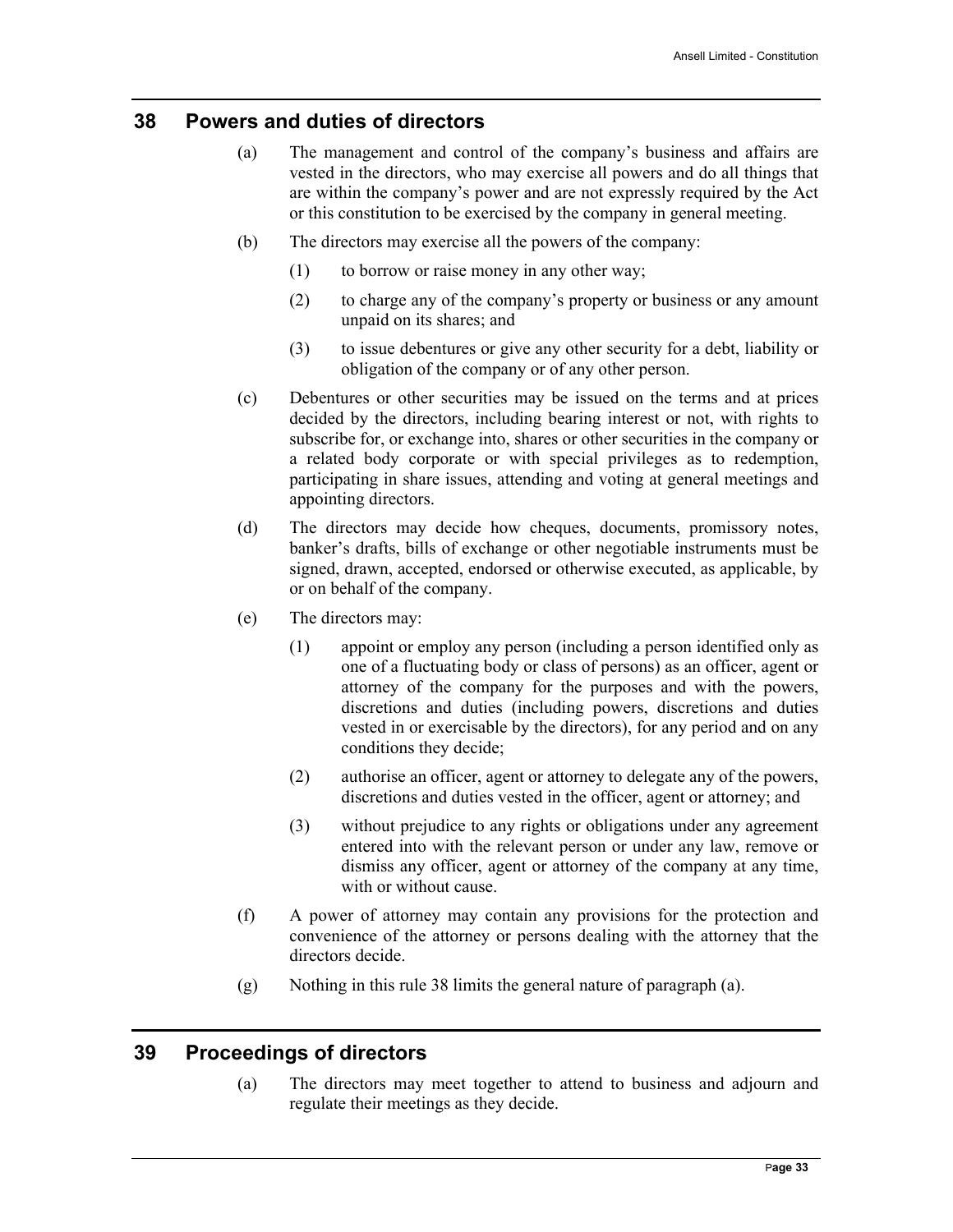## 38 Powers and duties of directors

(a) The management and control of the company's business and affairs are vested in the directors, who may exercise all powers and do all things that are within the company's power and are not expressly required by the Act or this constitution to be exercised by the company in general meeting.

(b) The directors may exercise all the powers of the company:

(1) to borrow or raise money in any other way;

(2) to charge any of the company's property or business or any amount unpaid on its shares; and

(3) to issue debentures or give any other security for a debt, liability or obligation of the company or of any other person.

(c) Debentures or other securities may be issued on the terms and at prices decided by the directors, including bearing interest or not, with rights to subscribe for, or exchange into, shares or other securities in the company or a related body corporate or with special privileges as to redemption, participating in share issues, attending and voting at general meetings and appointing directors.

(d) The directors may decide how cheques, documents, promissory notes, banker's drafts, bills of exchange or other negotiable instruments must be signed, drawn, accepted, endorsed or otherwise executed, as applicable, by or on behalf of the company.

(e) The directors may:

(1) appoint or employ any person (including a person identified only as one of a fluctuating body or class of persons) as an officer, agent or attorney of the company for the purposes and with the powers, discretions and duties (including powers, discretions and duties vested in or exercisable by the directors), for any period and on any conditions they decide;

(2) authorise an officer, agent or attorney to delegate any of the powers, discretions and duties vested in the officer, agent or attorney; and

(3) without prejudice to any rights or obligations under any agreement entered into with the relevant person or under any law, remove or dismiss any officer, agent or attorney of the company at any time, with or without cause.

(f) A power of attorney may contain any provisions for the protection and convenience of the attorney or persons dealing with the attorney that the directors decide.

(g) Nothing in this rule 38 limits the general nature of paragraph (a).

## 39 Proceedings of directors

(a) The directors may meet together to attend to business and adjourn and regulate their meetings as they decide.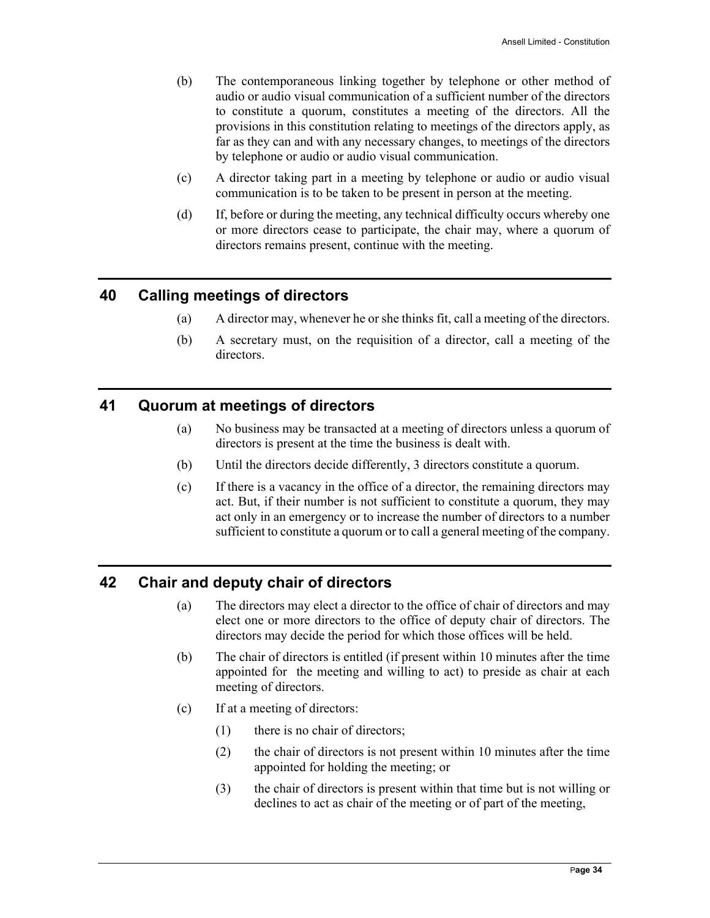(b) The contemporaneous linking together by telephone or other method of audio or audio visual communication of a sufficient number of the directors to constitute a quorum, constitutes a meeting of the directors. All the provisions in this constitution relating to meetings of the directors apply, as far as they can and with any necessary changes, to meetings of the directors by telephone or audio or audio visual communication.

(c) A director taking part in a meeting by telephone or audio or audio visual communication is to be taken to be present in person at the meeting.

(d) If, before or during the meeting, any technical difficulty occurs whereby one or more directors cease to participate, the chair may, where a quorum of directors remains present, continue with the meeting.

## 40 Calling meetings of directors

(a) A director may, whenever he or she thinks fit, call a meeting of the directors.

(b) A secretary must, on the requisition of a director, call a meeting of the directors.

## 41 Quorum at meetings of directors

(a) No business may be transacted at a meeting of directors unless a quorum of directors is present at the time the business is dealt with.

(b) Until the directors decide differently, 3 directors constitute a quorum.

(c) If there is a vacancy in the office of a director, the remaining directors may act. But, if their number is not sufficient to constitute a quorum, they may act only in an emergency or to increase the number of directors to a number sufficient to constitute a quorum or to call a general meeting of the company.

## 42 Chair and deputy chair of directors

(a) The directors may elect a director to the office of chair of directors and may elect one or more directors to the office of deputy chair of directors. The directors may decide the period for which those offices will be held.

(b) The chair of directors is entitled (if present within 10 minutes after the time appointed for the meeting and willing to act) to preside as chair at each meeting of directors.

(c) If at a meeting of directors:

(1) there is no chair of directors;

(2) the chair of directors is not present within 10 minutes after the time appointed for holding the meeting; or

(3) the chair of directors is present within that time but is not willing or declines to act as chair of the meeting or of part of the meeting,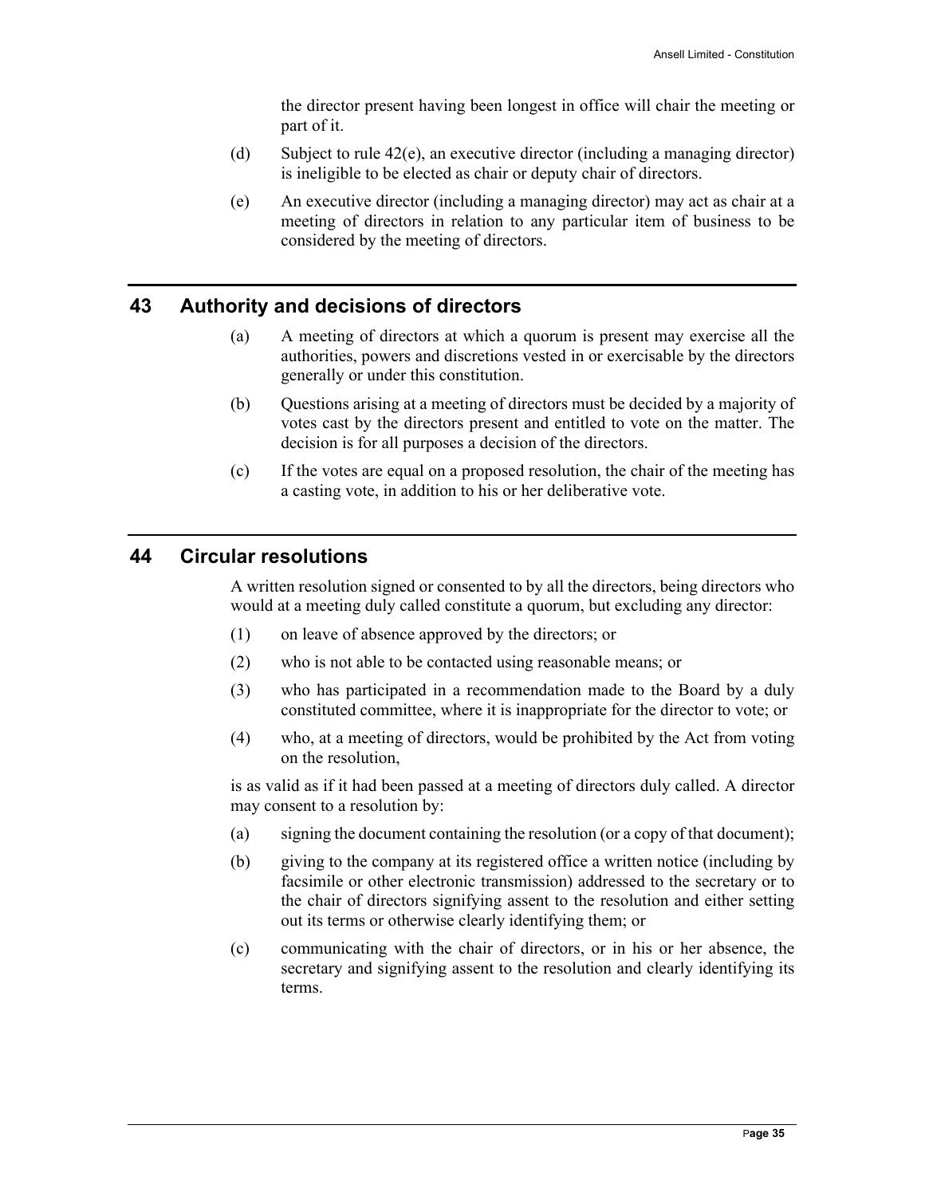the director present having been longest in office will chair the meeting or part of it.

(d) Subject to rule 42(e), an executive director (including a managing director) is ineligible to be elected as chair or deputy chair of directors.

(e) An executive director (including a managing director) may act as chair at a meeting of directors in relation to any particular item of business to be considered by the meeting of directors.

## 43 Authority and decisions of directors

(a) A meeting of directors at which a quorum is present may exercise all the authorities, powers and discretions vested in or exercisable by the directors generally or under this constitution.

(b) Questions arising at a meeting of directors must be decided by a majority of votes cast by the directors present and entitled to vote on the matter. The decision is for all purposes a decision of the directors.

(c) If the votes are equal on a proposed resolution, the chair of the meeting has a casting vote, in addition to his or her deliberative vote.

## 44 Circular resolutions

A written resolution signed or consented to by all the directors, being directors who would at a meeting duly called constitute a quorum, but excluding any director:

(1) on leave of absence approved by the directors; or

(2) who is not able to be contacted using reasonable means; or

(3) who has participated in a recommendation made to the Board by a duly constituted committee, where it is inappropriate for the director to vote; or

(4) who, at a meeting of directors, would be prohibited by the Act from voting on the resolution,

is as valid as if it had been passed at a meeting of directors duly called. A director may consent to a resolution by:

(a) signing the document containing the resolution (or a copy of that document);

(b) giving to the company at its registered office a written notice (including by facsimile or other electronic transmission) addressed to the secretary or to the chair of directors signifying assent to the resolution and either setting out its terms or otherwise clearly identifying them; or

(c) communicating with the chair of directors, or in his or her absence, the secretary and signifying assent to the resolution and clearly identifying its terms.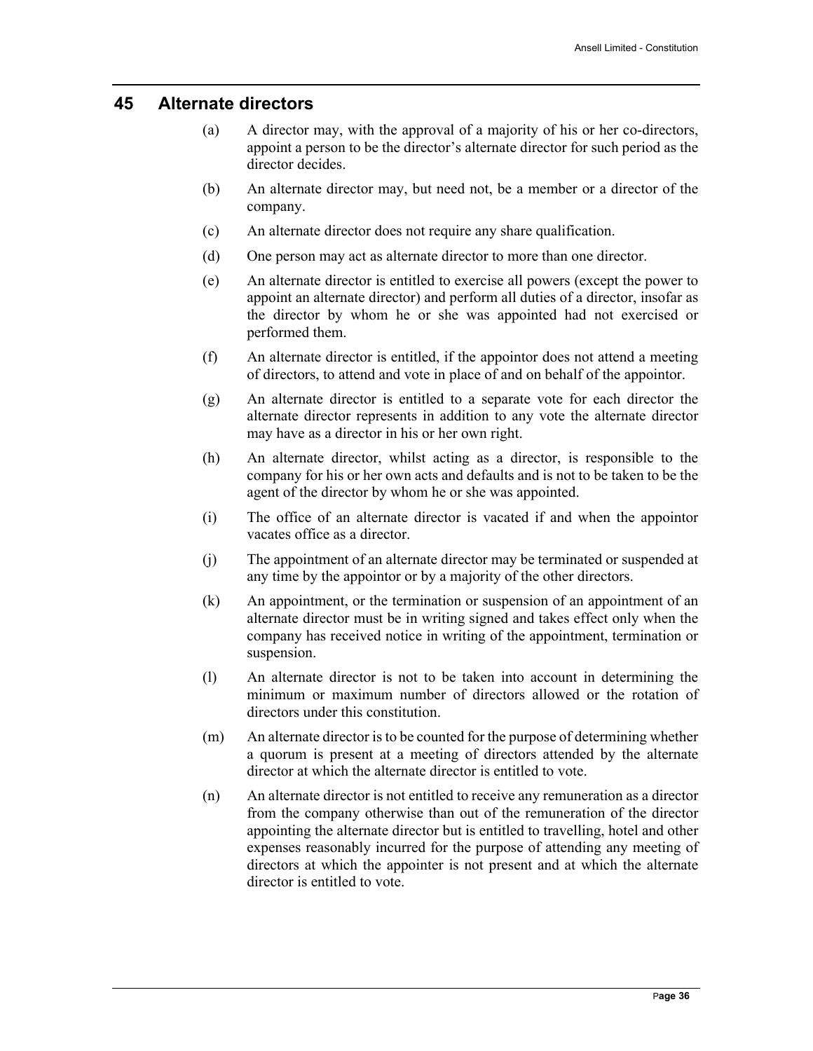## 45 Alternate directors

(a) A director may, with the approval of a majority of his or her co-directors, appoint a person to be the director's alternate director for such period as the director decides.

(b) An alternate director may, but need not, be a member or a director of the company.

(c) An alternate director does not require any share qualification.

(d) One person may act as alternate director to more than one director.

(e) An alternate director is entitled to exercise all powers (except the power to appoint an alternate director) and perform all duties of a director, insofar as the director by whom he or she was appointed had not exercised or performed them.

(f) An alternate director is entitled, if the appointor does not attend a meeting of directors, to attend and vote in place of and on behalf of the appointor.

(g) An alternate director is entitled to a separate vote for each director the alternate director represents in addition to any vote the alternate director may have as a director in his or her own right.

(h) An alternate director, whilst acting as a director, is responsible to the company for his or her own acts and defaults and is not to be taken to be the agent of the director by whom he or she was appointed.

(i) The office of an alternate director is vacated if and when the appointor vacates office as a director.

(j) The appointment of an alternate director may be terminated or suspended at any time by the appointor or by a majority of the other directors.

(k) An appointment, or the termination or suspension of an appointment of an alternate director must be in writing signed and takes effect only when the company has received notice in writing of the appointment, termination or suspension.

(l) An alternate director is not to be taken into account in determining the minimum or maximum number of directors allowed or the rotation of directors under this constitution.

(m) An alternate director is to be counted for the purpose of determining whether a quorum is present at a meeting of directors attended by the alternate director at which the alternate director is entitled to vote.

(n) An alternate director is not entitled to receive any remuneration as a director from the company otherwise than out of the remuneration of the director appointing the alternate director but is entitled to travelling, hotel and other expenses reasonably incurred for the purpose of attending any meeting of directors at which the appointer is not present and at which the alternate director is entitled to vote.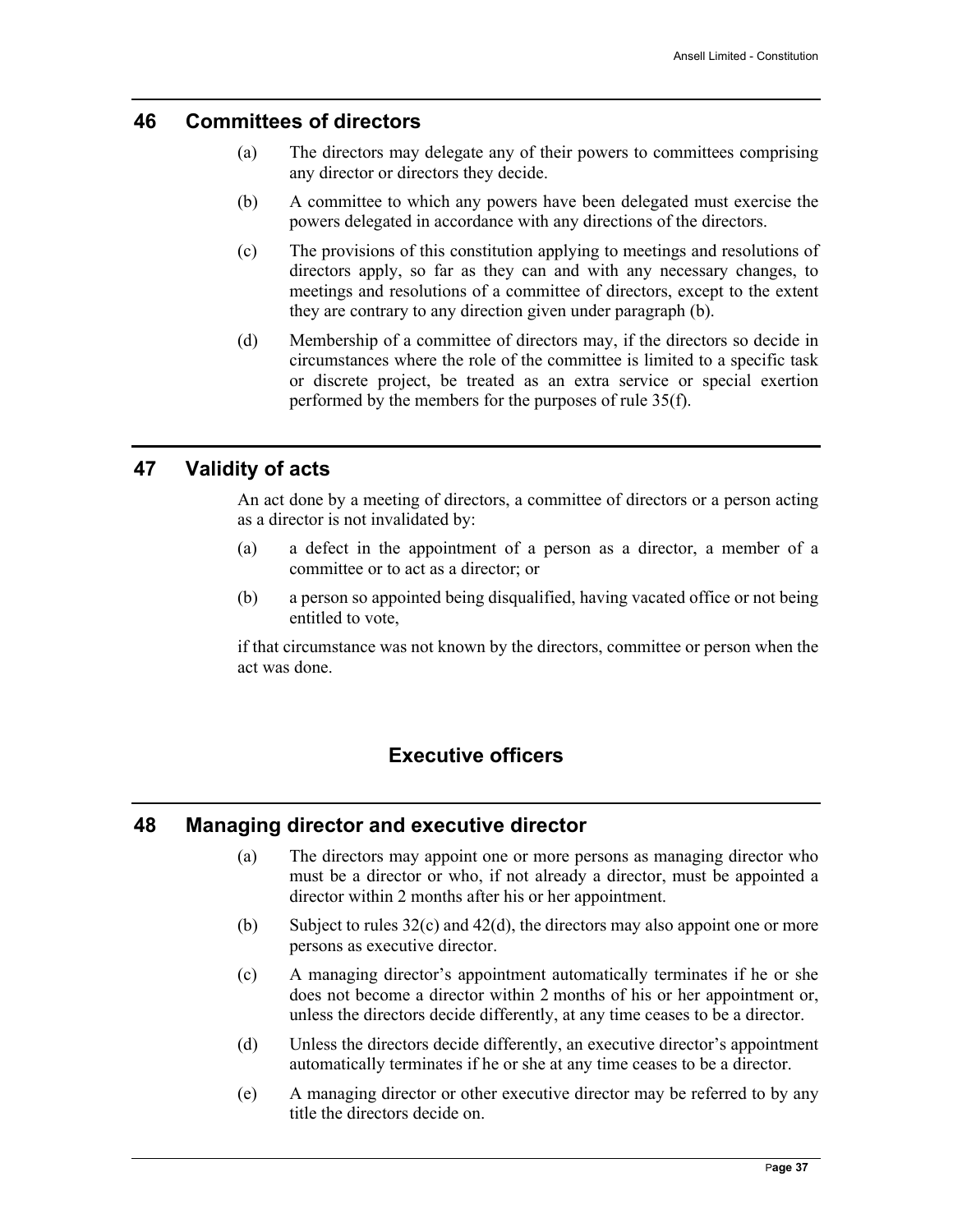## 46 Committees of directors

(a) The directors may delegate any of their powers to committees comprising any director or directors they decide.

(b) A committee to which any powers have been delegated must exercise the powers delegated in accordance with any directions of the directors.

(c) The provisions of this constitution applying to meetings and resolutions of directors apply, so far as they can and with any necessary changes, to meetings and resolutions of a committee of directors, except to the extent they are contrary to any direction given under paragraph (b).

(d) Membership of a committee of directors may, if the directors so decide in circumstances where the role of the committee is limited to a specific task or discrete project, be treated as an extra service or special exertion performed by the members for the purposes of rule 35(f).

## 47 Validity of acts

An act done by a meeting of directors, a committee of directors or a person acting as a director is not invalidated by:

(a) a defect in the appointment of a person as a director, a member of a committee or to act as a director; or

(b) a person so appointed being disqualified, having vacated office or not being entitled to vote,

if that circumstance was not known by the directors, committee or person when the act was done.

# Executive officers

## 48 Managing director and executive director

(a) The directors may appoint one or more persons as managing director who must be a director or who, if not already a director, must be appointed a director within 2 months after his or her appointment.

(b) Subject to rules 32(c) and 42(d), the directors may also appoint one or more persons as executive director.

(c) A managing director's appointment automatically terminates if he or she does not become a director within 2 months of his or her appointment or, unless the directors decide differently, at any time ceases to be a director.

(d) Unless the directors decide differently, an executive director's appointment automatically terminates if he or she at any time ceases to be a director.

(e) A managing director or other executive director may be referred to by any title the directors decide on.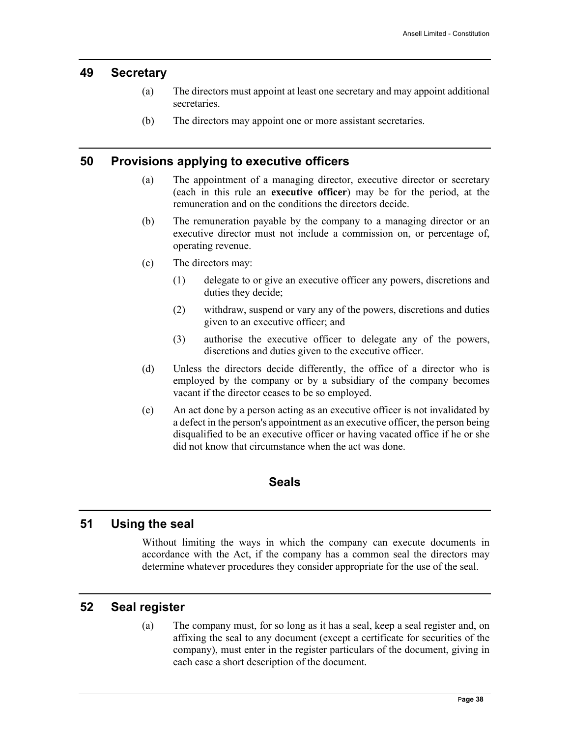## 49 Secretary

(a) The directors must appoint at least one secretary and may appoint additional secretaries.

(b) The directors may appoint one or more assistant secretaries.

## 50 Provisions applying to executive officers

(a) The appointment of a managing director, executive director or secretary (each in this rule an **executive officer**) may be for the period, at the remuneration and on the conditions the directors decide.

(b) The remuneration payable by the company to a managing director or an executive director must not include a commission on, or percentage of, operating revenue.

(c) The directors may:

(1) delegate to or give an executive officer any powers, discretions and duties they decide;

(2) withdraw, suspend or vary any of the powers, discretions and duties given to an executive officer; and

(3) authorise the executive officer to delegate any of the powers, discretions and duties given to the executive officer.

(d) Unless the directors decide differently, the office of a director who is employed by the company or by a subsidiary of the company becomes vacant if the director ceases to be so employed.

(e) An act done by a person acting as an executive officer is not invalidated by a defect in the person's appointment as an executive officer, the person being disqualified to be an executive officer or having vacated office if he or she did not know that circumstance when the act was done.

# Seals

## 51 Using the seal

Without limiting the ways in which the company can execute documents in accordance with the Act, if the company has a common seal the directors may determine whatever procedures they consider appropriate for the use of the seal.

## 52 Seal register

(a) The company must, for so long as it has a seal, keep a seal register and, on affixing the seal to any document (except a certificate for securities of the company), must enter in the register particulars of the document, giving in each case a short description of the document.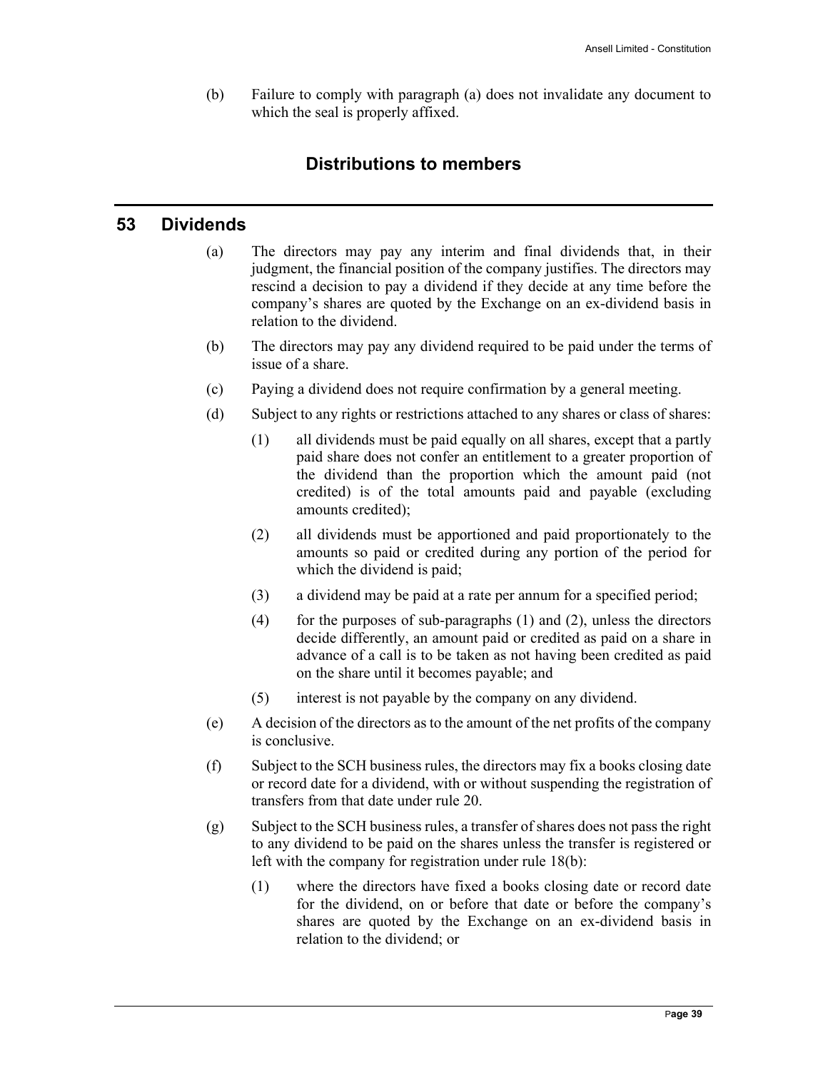(b) Failure to comply with paragraph (a) does not invalidate any document to which the seal is properly affixed.

## Distributions to members

## 53 Dividends

(a) The directors may pay any interim and final dividends that, in their judgment, the financial position of the company justifies. The directors may rescind a decision to pay a dividend if they decide at any time before the company's shares are quoted by the Exchange on an ex-dividend basis in relation to the dividend.

(b) The directors may pay any dividend required to be paid under the terms of issue of a share.

(c) Paying a dividend does not require confirmation by a general meeting.

(d) Subject to any rights or restrictions attached to any shares or class of shares:

(1) all dividends must be paid equally on all shares, except that a partly paid share does not confer an entitlement to a greater proportion of the dividend than the proportion which the amount paid (not credited) is of the total amounts paid and payable (excluding amounts credited);

(2) all dividends must be apportioned and paid proportionately to the amounts so paid or credited during any portion of the period for which the dividend is paid;

(3) a dividend may be paid at a rate per annum for a specified period;

(4) for the purposes of sub-paragraphs (1) and (2), unless the directors decide differently, an amount paid or credited as paid on a share in advance of a call is to be taken as not having been credited as paid on the share until it becomes payable; and

(5) interest is not payable by the company on any dividend.

(e) A decision of the directors as to the amount of the net profits of the company is conclusive.

(f) Subject to the SCH business rules, the directors may fix a books closing date or record date for a dividend, with or without suspending the registration of transfers from that date under rule 20.

(g) Subject to the SCH business rules, a transfer of shares does not pass the right to any dividend to be paid on the shares unless the transfer is registered or left with the company for registration under rule 18(b):

(1) where the directors have fixed a books closing date or record date for the dividend, on or before that date or before the company's shares are quoted by the Exchange on an ex-dividend basis in relation to the dividend; or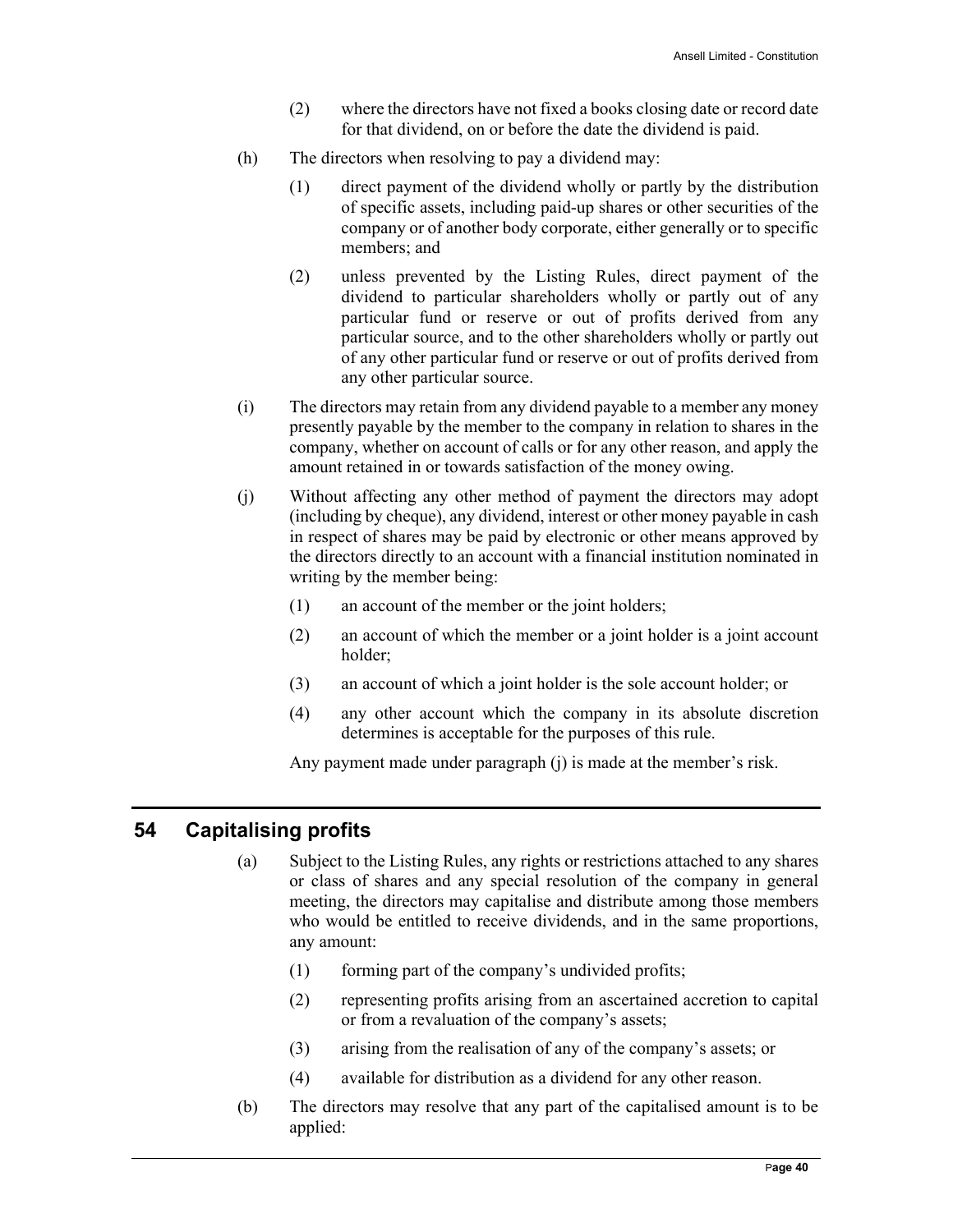(2) where the directors have not fixed a books closing date or record date for that dividend, on or before the date the dividend is paid.

(h) The directors when resolving to pay a dividend may:

(1) direct payment of the dividend wholly or partly by the distribution of specific assets, including paid-up shares or other securities of the company or of another body corporate, either generally or to specific members; and

(2) unless prevented by the Listing Rules, direct payment of the dividend to particular shareholders wholly or partly out of any particular fund or reserve or out of profits derived from any particular source, and to the other shareholders wholly or partly out of any other particular fund or reserve or out of profits derived from any other particular source.

(i) The directors may retain from any dividend payable to a member any money presently payable by the member to the company in relation to shares in the company, whether on account of calls or for any other reason, and apply the amount retained in or towards satisfaction of the money owing.

(j) Without affecting any other method of payment the directors may adopt (including by cheque), any dividend, interest or other money payable in cash in respect of shares may be paid by electronic or other means approved by the directors directly to an account with a financial institution nominated in writing by the member being:

(1) an account of the member or the joint holders;

(2) an account of which the member or a joint holder is a joint account holder;

(3) an account of which a joint holder is the sole account holder; or

(4) any other account which the company in its absolute discretion determines is acceptable for the purposes of this rule.

Any payment made under paragraph (j) is made at the member's risk.

## 54 Capitalising profits

(a) Subject to the Listing Rules, any rights or restrictions attached to any shares or class of shares and any special resolution of the company in general meeting, the directors may capitalise and distribute among those members who would be entitled to receive dividends, and in the same proportions, any amount:

(1) forming part of the company's undivided profits;

(2) representing profits arising from an ascertained accretion to capital or from a revaluation of the company's assets;

(3) arising from the realisation of any of the company's assets; or

(4) available for distribution as a dividend for any other reason.

(b) The directors may resolve that any part of the capitalised amount is to be applied: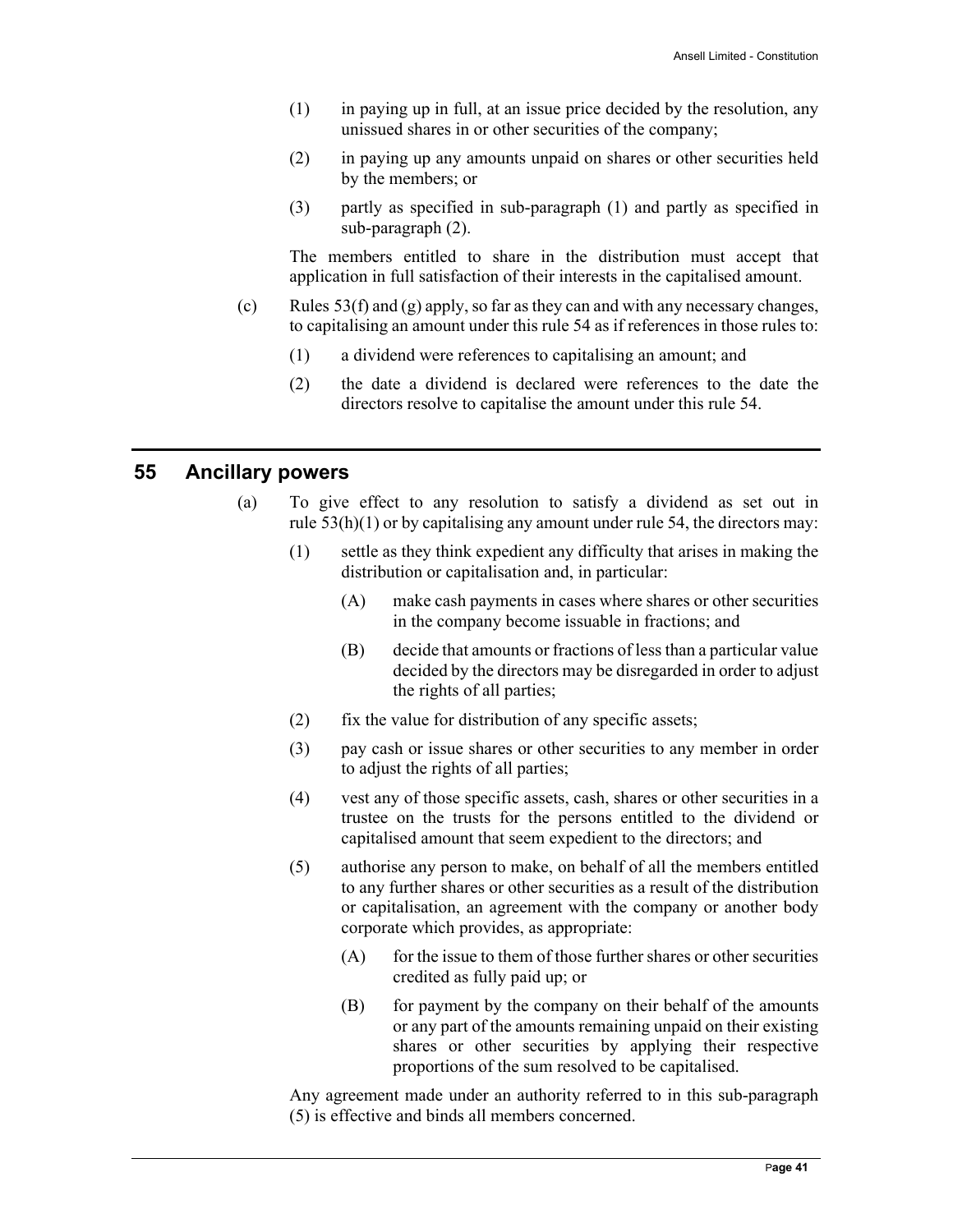(1) in paying up in full, at an issue price decided by the resolution, any unissued shares in or other securities of the company;

(2) in paying up any amounts unpaid on shares or other securities held by the members; or

(3) partly as specified in sub-paragraph (1) and partly as specified in sub-paragraph (2).

The members entitled to share in the distribution must accept that application in full satisfaction of their interests in the capitalised amount.

(c) Rules 53(f) and (g) apply, so far as they can and with any necessary changes, to capitalising an amount under this rule 54 as if references in those rules to:

(1) a dividend were references to capitalising an amount; and

(2) the date a dividend is declared were references to the date the directors resolve to capitalise the amount under this rule 54.

## 55 Ancillary powers

(a) To give effect to any resolution to satisfy a dividend as set out in rule 53(h)(1) or by capitalising any amount under rule 54, the directors may:

(1) settle as they think expedient any difficulty that arises in making the distribution or capitalisation and, in particular:

(A) make cash payments in cases where shares or other securities in the company become issuable in fractions; and

(B) decide that amounts or fractions of less than a particular value decided by the directors may be disregarded in order to adjust the rights of all parties;

(2) fix the value for distribution of any specific assets;

(3) pay cash or issue shares or other securities to any member in order to adjust the rights of all parties;

(4) vest any of those specific assets, cash, shares or other securities in a trustee on the trusts for the persons entitled to the dividend or capitalised amount that seem expedient to the directors; and

(5) authorise any person to make, on behalf of all the members entitled to any further shares or other securities as a result of the distribution or capitalisation, an agreement with the company or another body corporate which provides, as appropriate:

(A) for the issue to them of those further shares or other securities credited as fully paid up; or

(B) for payment by the company on their behalf of the amounts or any part of the amounts remaining unpaid on their existing shares or other securities by applying their respective proportions of the sum resolved to be capitalised.

Any agreement made under an authority referred to in this sub-paragraph (5) is effective and binds all members concerned.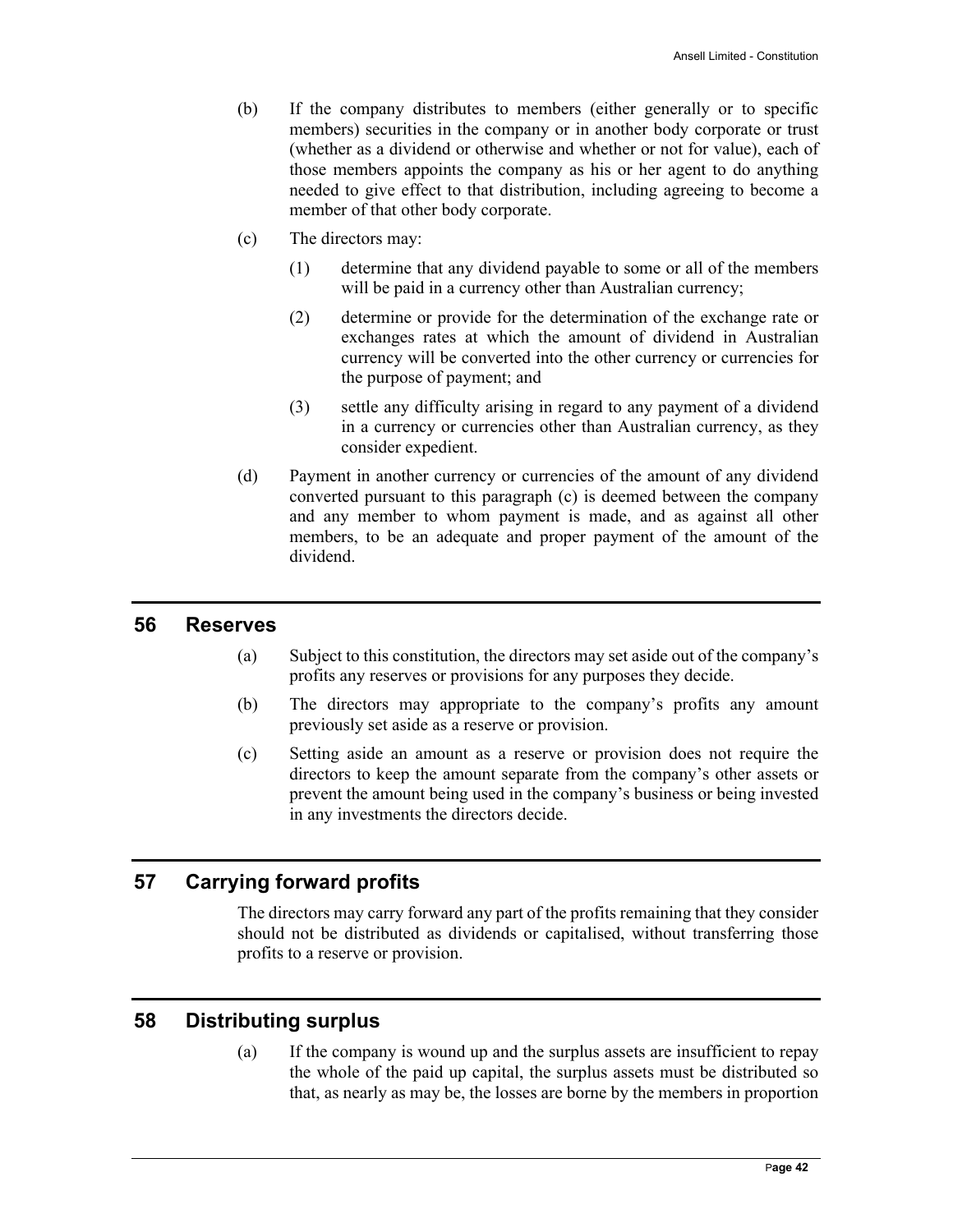(b) If the company distributes to members (either generally or to specific members) securities in the company or in another body corporate or trust (whether as a dividend or otherwise and whether or not for value), each of those members appoints the company as his or her agent to do anything needed to give effect to that distribution, including agreeing to become a member of that other body corporate.

(c) The directors may:

(1) determine that any dividend payable to some or all of the members will be paid in a currency other than Australian currency;

(2) determine or provide for the determination of the exchange rate or exchanges rates at which the amount of dividend in Australian currency will be converted into the other currency or currencies for the purpose of payment; and

(3) settle any difficulty arising in regard to any payment of a dividend in a currency or currencies other than Australian currency, as they consider expedient.

(d) Payment in another currency or currencies of the amount of any dividend converted pursuant to this paragraph (c) is deemed between the company and any member to whom payment is made, and as against all other members, to be an adequate and proper payment of the amount of the dividend.

## 56 Reserves

(a) Subject to this constitution, the directors may set aside out of the company's profits any reserves or provisions for any purposes they decide.

(b) The directors may appropriate to the company's profits any amount previously set aside as a reserve or provision.

(c) Setting aside an amount as a reserve or provision does not require the directors to keep the amount separate from the company's other assets or prevent the amount being used in the company's business or being invested in any investments the directors decide.

## 57 Carrying forward profits

The directors may carry forward any part of the profits remaining that they consider should not be distributed as dividends or capitalised, without transferring those profits to a reserve or provision.

## 58 Distributing surplus

(a) If the company is wound up and the surplus assets are insufficient to repay the whole of the paid up capital, the surplus assets must be distributed so that, as nearly as may be, the losses are borne by the members in proportion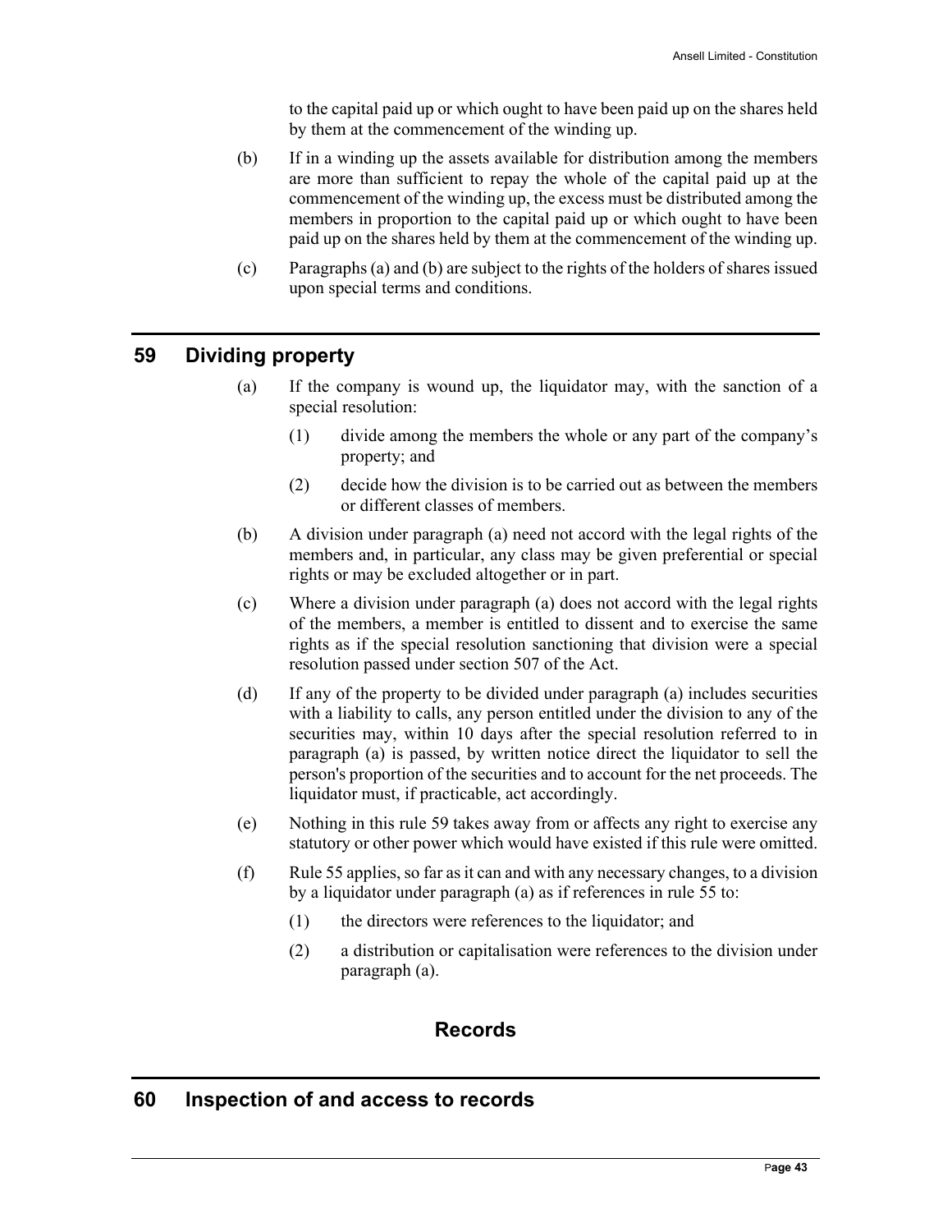to the capital paid up or which ought to have been paid up on the shares held by them at the commencement of the winding up.

(b) If in a winding up the assets available for distribution among the members are more than sufficient to repay the whole of the capital paid up at the commencement of the winding up, the excess must be distributed among the members in proportion to the capital paid up or which ought to have been paid up on the shares held by them at the commencement of the winding up.

(c) Paragraphs (a) and (b) are subject to the rights of the holders of shares issued upon special terms and conditions.

## 59 Dividing property

(a) If the company is wound up, the liquidator may, with the sanction of a special resolution:

(1) divide among the members the whole or any part of the company's property; and

(2) decide how the division is to be carried out as between the members or different classes of members.

(b) A division under paragraph (a) need not accord with the legal rights of the members and, in particular, any class may be given preferential or special rights or may be excluded altogether or in part.

(c) Where a division under paragraph (a) does not accord with the legal rights of the members, a member is entitled to dissent and to exercise the same rights as if the special resolution sanctioning that division were a special resolution passed under section 507 of the Act.

(d) If any of the property to be divided under paragraph (a) includes securities with a liability to calls, any person entitled under the division to any of the securities may, within 10 days after the special resolution referred to in paragraph (a) is passed, by written notice direct the liquidator to sell the person's proportion of the securities and to account for the net proceeds. The liquidator must, if practicable, act accordingly.

(e) Nothing in this rule 59 takes away from or affects any right to exercise any statutory or other power which would have existed if this rule were omitted.

(f) Rule 55 applies, so far as it can and with any necessary changes, to a division by a liquidator under paragraph (a) as if references in rule 55 to:

(1) the directors were references to the liquidator; and

(2) a distribution or capitalisation were references to the division under paragraph (a).

# Records

## 60 Inspection of and access to records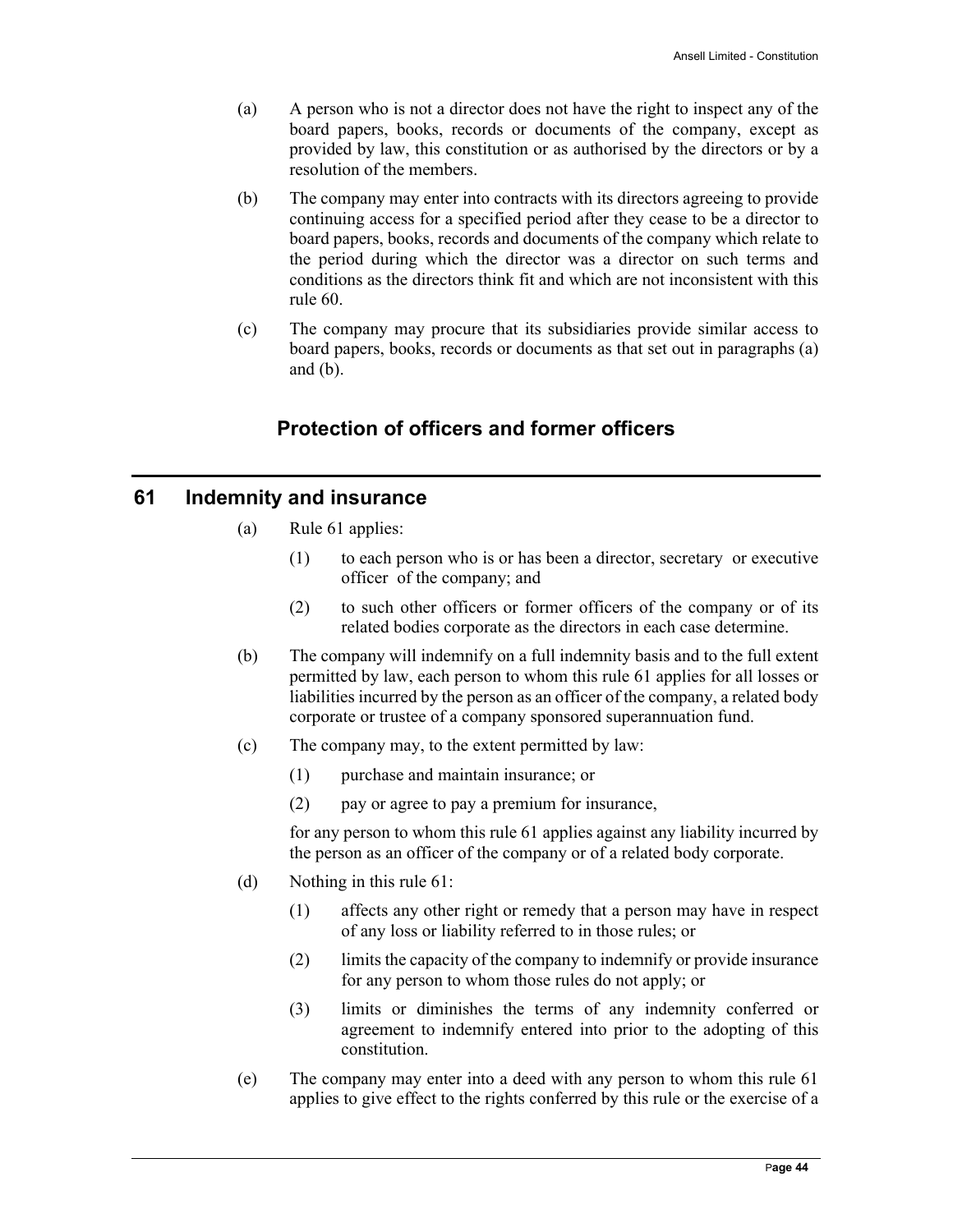(a) A person who is not a director does not have the right to inspect any of the board papers, books, records or documents of the company, except as provided by law, this constitution or as authorised by the directors or by a resolution of the members.

(b) The company may enter into contracts with its directors agreeing to provide continuing access for a specified period after they cease to be a director to board papers, books, records and documents of the company which relate to the period during which the director was a director on such terms and conditions as the directors think fit and which are not inconsistent with this rule 60.

(c) The company may procure that its subsidiaries provide similar access to board papers, books, records or documents as that set out in paragraphs (a) and (b).

## Protection of officers and former officers

## 61 Indemnity and insurance

(a) Rule 61 applies:

(1) to each person who is or has been a director, secretary or executive officer of the company; and

(2) to such other officers or former officers of the company or of its related bodies corporate as the directors in each case determine.

(b) The company will indemnify on a full indemnity basis and to the full extent permitted by law, each person to whom this rule 61 applies for all losses or liabilities incurred by the person as an officer of the company, a related body corporate or trustee of a company sponsored superannuation fund.

(c) The company may, to the extent permitted by law:

(1) purchase and maintain insurance; or

(2) pay or agree to pay a premium for insurance,

for any person to whom this rule 61 applies against any liability incurred by the person as an officer of the company or of a related body corporate.

(d) Nothing in this rule 61:

(1) affects any other right or remedy that a person may have in respect of any loss or liability referred to in those rules; or

(2) limits the capacity of the company to indemnify or provide insurance for any person to whom those rules do not apply; or

(3) limits or diminishes the terms of any indemnity conferred or agreement to indemnify entered into prior to the adopting of this constitution.

(e) The company may enter into a deed with any person to whom this rule 61 applies to give effect to the rights conferred by this rule or the exercise of a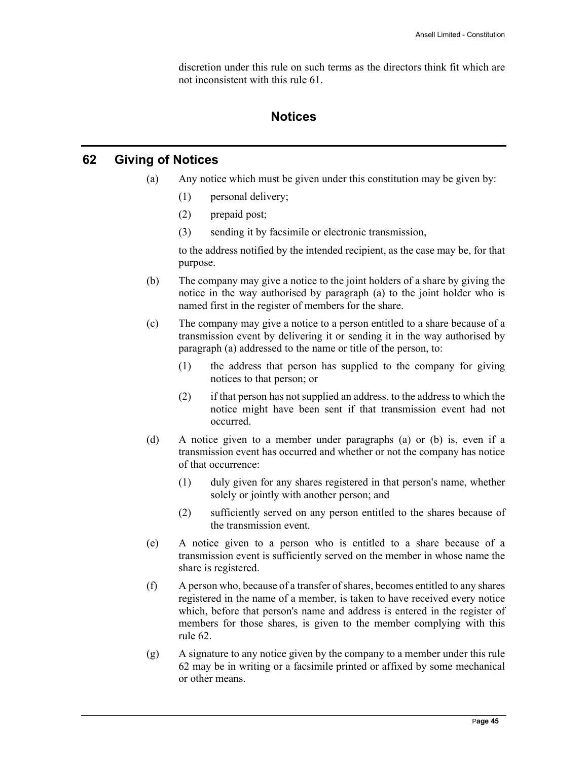discretion under this rule on such terms as the directors think fit which are not inconsistent with this rule 61.

# Notices

## 62 Giving of Notices

(a) Any notice which must be given under this constitution may be given by:

(1) personal delivery;

(2) prepaid post;

(3) sending it by facsimile or electronic transmission,

to the address notified by the intended recipient, as the case may be, for that purpose.

(b) The company may give a notice to the joint holders of a share by giving the notice in the way authorised by paragraph (a) to the joint holder who is named first in the register of members for the share.

(c) The company may give a notice to a person entitled to a share because of a transmission event by delivering it or sending it in the way authorised by paragraph (a) addressed to the name or title of the person, to:

(1) the address that person has supplied to the company for giving notices to that person; or

(2) if that person has not supplied an address, to the address to which the notice might have been sent if that transmission event had not occurred.

(d) A notice given to a member under paragraphs (a) or (b) is, even if a transmission event has occurred and whether or not the company has notice of that occurrence:

(1) duly given for any shares registered in that person's name, whether solely or jointly with another person; and

(2) sufficiently served on any person entitled to the shares because of the transmission event.

(e) A notice given to a person who is entitled to a share because of a transmission event is sufficiently served on the member in whose name the share is registered.

(f) A person who, because of a transfer of shares, becomes entitled to any shares registered in the name of a member, is taken to have received every notice which, before that person's name and address is entered in the register of members for those shares, is given to the member complying with this rule 62.

(g) A signature to any notice given by the company to a member under this rule 62 may be in writing or a facsimile printed or affixed by some mechanical or other means.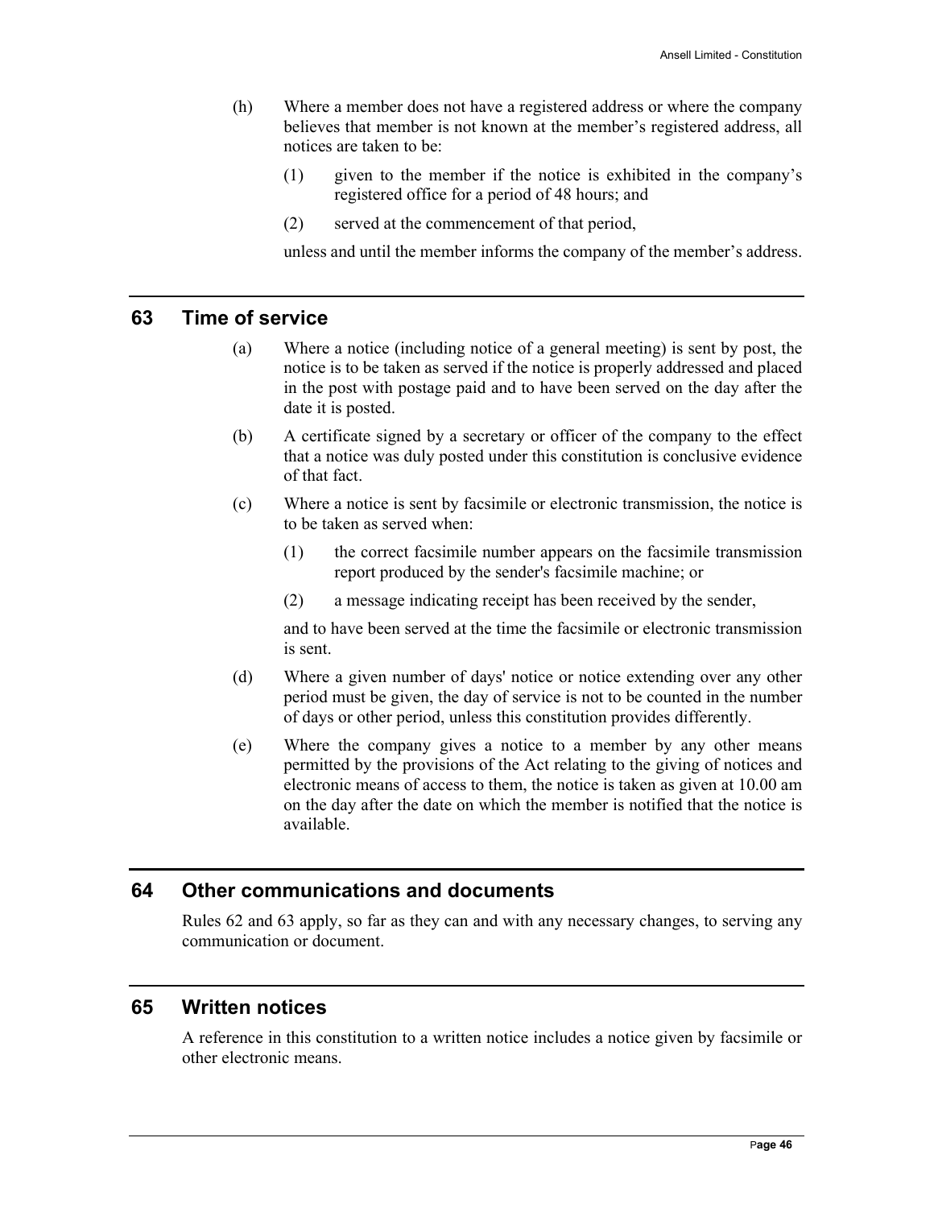(h) Where a member does not have a registered address or where the company believes that member is not known at the member's registered address, all notices are taken to be:

(1) given to the member if the notice is exhibited in the company's registered office for a period of 48 hours; and

(2) served at the commencement of that period,

unless and until the member informs the company of the member's address.

## 63 Time of service

(a) Where a notice (including notice of a general meeting) is sent by post, the notice is to be taken as served if the notice is properly addressed and placed in the post with postage paid and to have been served on the day after the date it is posted.

(b) A certificate signed by a secretary or officer of the company to the effect that a notice was duly posted under this constitution is conclusive evidence of that fact.

(c) Where a notice is sent by facsimile or electronic transmission, the notice is to be taken as served when:

(1) the correct facsimile number appears on the facsimile transmission report produced by the sender's facsimile machine; or

(2) a message indicating receipt has been received by the sender,

and to have been served at the time the facsimile or electronic transmission is sent.

(d) Where a given number of days' notice or notice extending over any other period must be given, the day of service is not to be counted in the number of days or other period, unless this constitution provides differently.

(e) Where the company gives a notice to a member by any other means permitted by the provisions of the Act relating to the giving of notices and electronic means of access to them, the notice is taken as given at 10.00 am on the day after the date on which the member is notified that the notice is available.

## 64 Other communications and documents

Rules 62 and 63 apply, so far as they can and with any necessary changes, to serving any communication or document.

## 65 Written notices

A reference in this constitution to a written notice includes a notice given by facsimile or other electronic means.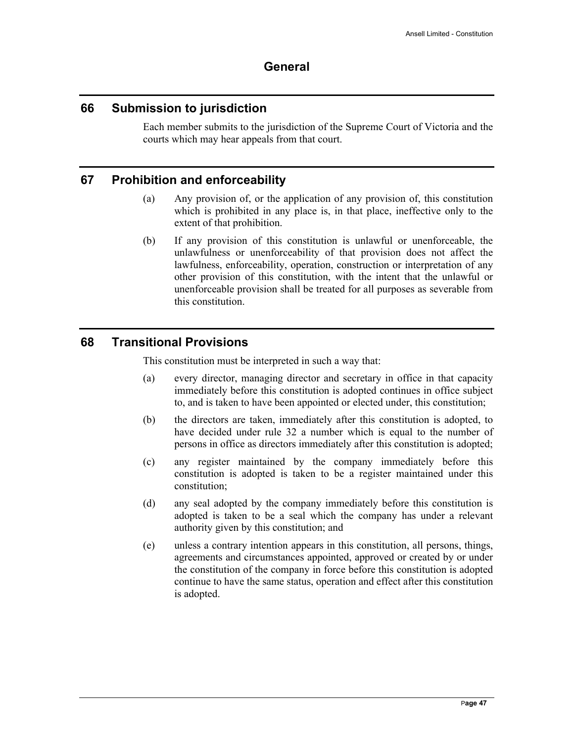# General

## 66 Submission to jurisdiction

Each member submits to the jurisdiction of the Supreme Court of Victoria and the courts which may hear appeals from that court.

## 67 Prohibition and enforceability

(a) Any provision of, or the application of any provision of, this constitution which is prohibited in any place is, in that place, ineffective only to the extent of that prohibition.

(b) If any provision of this constitution is unlawful or unenforceable, the unlawfulness or unenforceability of that provision does not affect the lawfulness, enforceability, operation, construction or interpretation of any other provision of this constitution, with the intent that the unlawful or unenforceable provision shall be treated for all purposes as severable from this constitution.

## 68 Transitional Provisions

This constitution must be interpreted in such a way that:

(a) every director, managing director and secretary in office in that capacity immediately before this constitution is adopted continues in office subject to, and is taken to have been appointed or elected under, this constitution;

(b) the directors are taken, immediately after this constitution is adopted, to have decided under rule 32 a number which is equal to the number of persons in office as directors immediately after this constitution is adopted;

(c) any register maintained by the company immediately before this constitution is adopted is taken to be a register maintained under this constitution;

(d) any seal adopted by the company immediately before this constitution is adopted is taken to be a seal which the company has under a relevant authority given by this constitution; and

(e) unless a contrary intention appears in this constitution, all persons, things, agreements and circumstances appointed, approved or created by or under the constitution of the company in force before this constitution is adopted continue to have the same status, operation and effect after this constitution is adopted.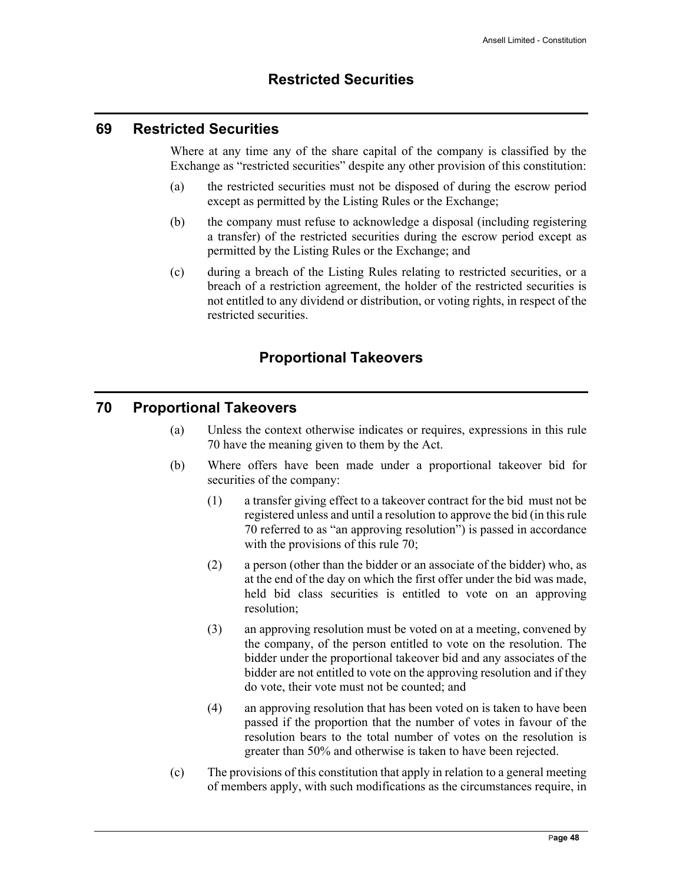# Restricted Securities

## 69 Restricted Securities

Where at any time any of the share capital of the company is classified by the Exchange as "restricted securities" despite any other provision of this constitution:

(a) the restricted securities must not be disposed of during the escrow period except as permitted by the Listing Rules or the Exchange;

(b) the company must refuse to acknowledge a disposal (including registering a transfer) of the restricted securities during the escrow period except as permitted by the Listing Rules or the Exchange; and

(c) during a breach of the Listing Rules relating to restricted securities, or a breach of a restriction agreement, the holder of the restricted securities is not entitled to any dividend or distribution, or voting rights, in respect of the restricted securities.

# Proportional Takeovers

## 70 Proportional Takeovers

(a) Unless the context otherwise indicates or requires, expressions in this rule 70 have the meaning given to them by the Act.

(b) Where offers have been made under a proportional takeover bid for securities of the company:

(1) a transfer giving effect to a takeover contract for the bid must not be registered unless and until a resolution to approve the bid (in this rule 70 referred to as "an approving resolution") is passed in accordance with the provisions of this rule 70;

(2) a person (other than the bidder or an associate of the bidder) who, as at the end of the day on which the first offer under the bid was made, held bid class securities is entitled to vote on an approving resolution;

(3) an approving resolution must be voted on at a meeting, convened by the company, of the person entitled to vote on the resolution. The bidder under the proportional takeover bid and any associates of the bidder are not entitled to vote on the approving resolution and if they do vote, their vote must not be counted; and

(4) an approving resolution that has been voted on is taken to have been passed if the proportion that the number of votes in favour of the resolution bears to the total number of votes on the resolution is greater than 50% and otherwise is taken to have been rejected.

(c) The provisions of this constitution that apply in relation to a general meeting of members apply, with such modifications as the circumstances require, in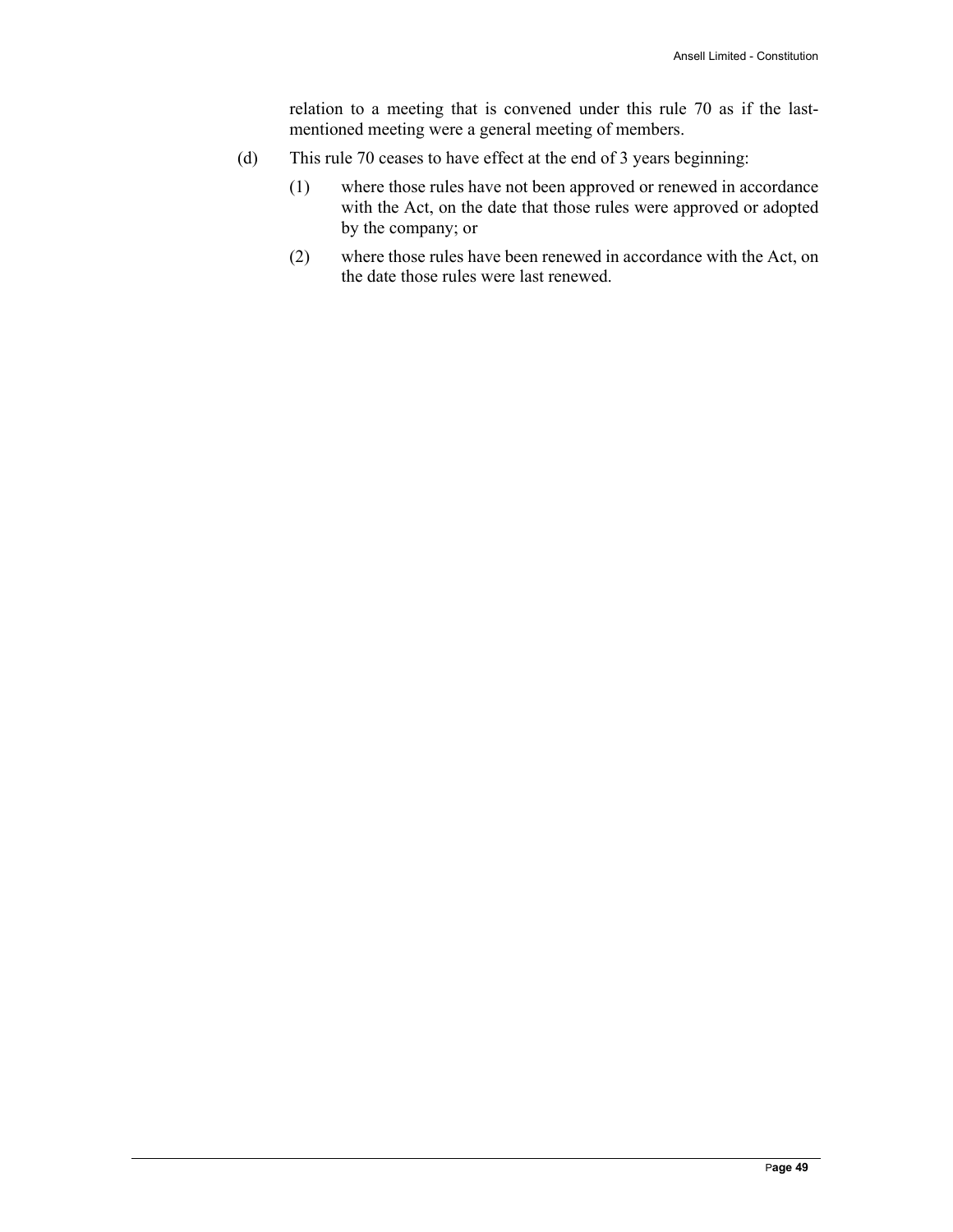relation to a meeting that is convened under this rule 70 as if the last-mentioned meeting were a general meeting of members.

(d) This rule 70 ceases to have effect at the end of 3 years beginning:

(1) where those rules have not been approved or renewed in accordance with the Act, on the date that those rules were approved or adopted by the company; or

(2) where those rules have been renewed in accordance with the Act, on the date those rules were last renewed.